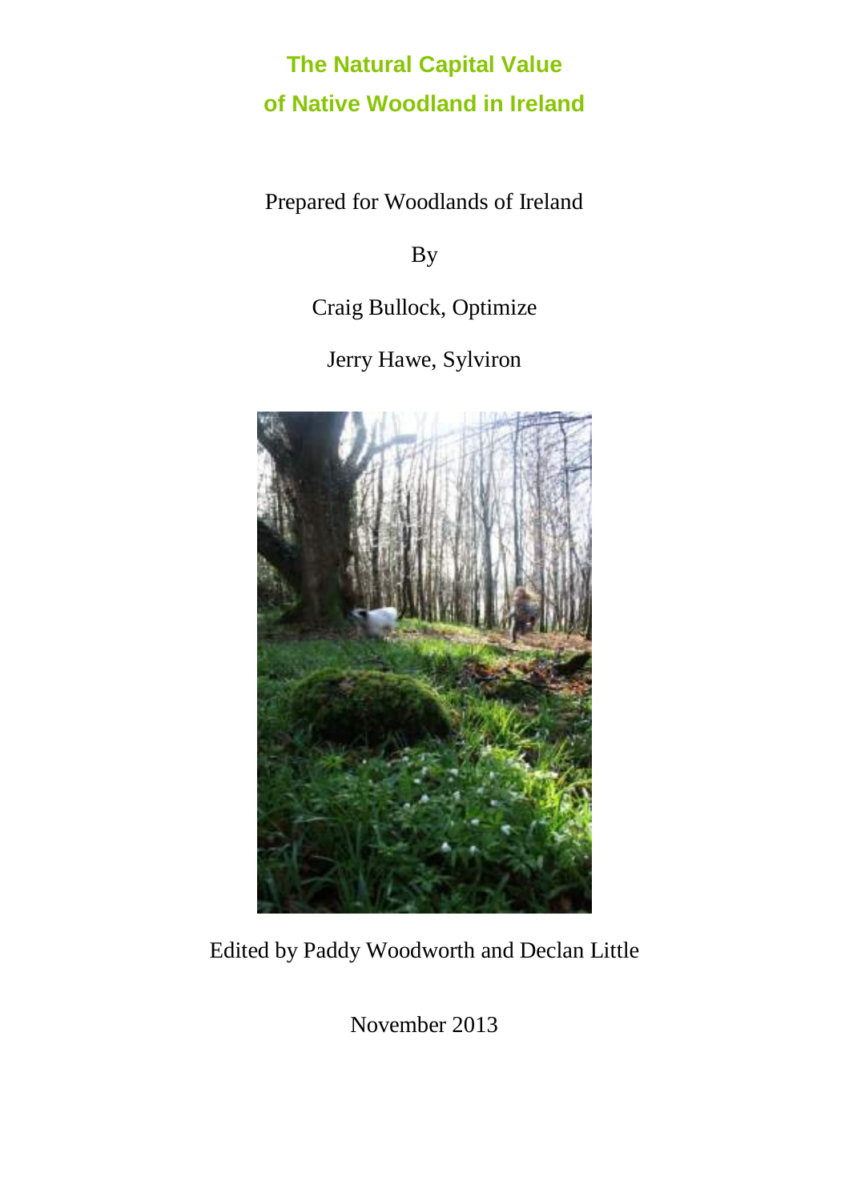# The Natural Capital Value of Native Woodland in Ireland

Prepared for Woodlands of Ireland

By

Craig Bullock, Optimize

Jerry Hawe, Sylviron

Edited by Paddy Woodworth and Declan Little

November 2013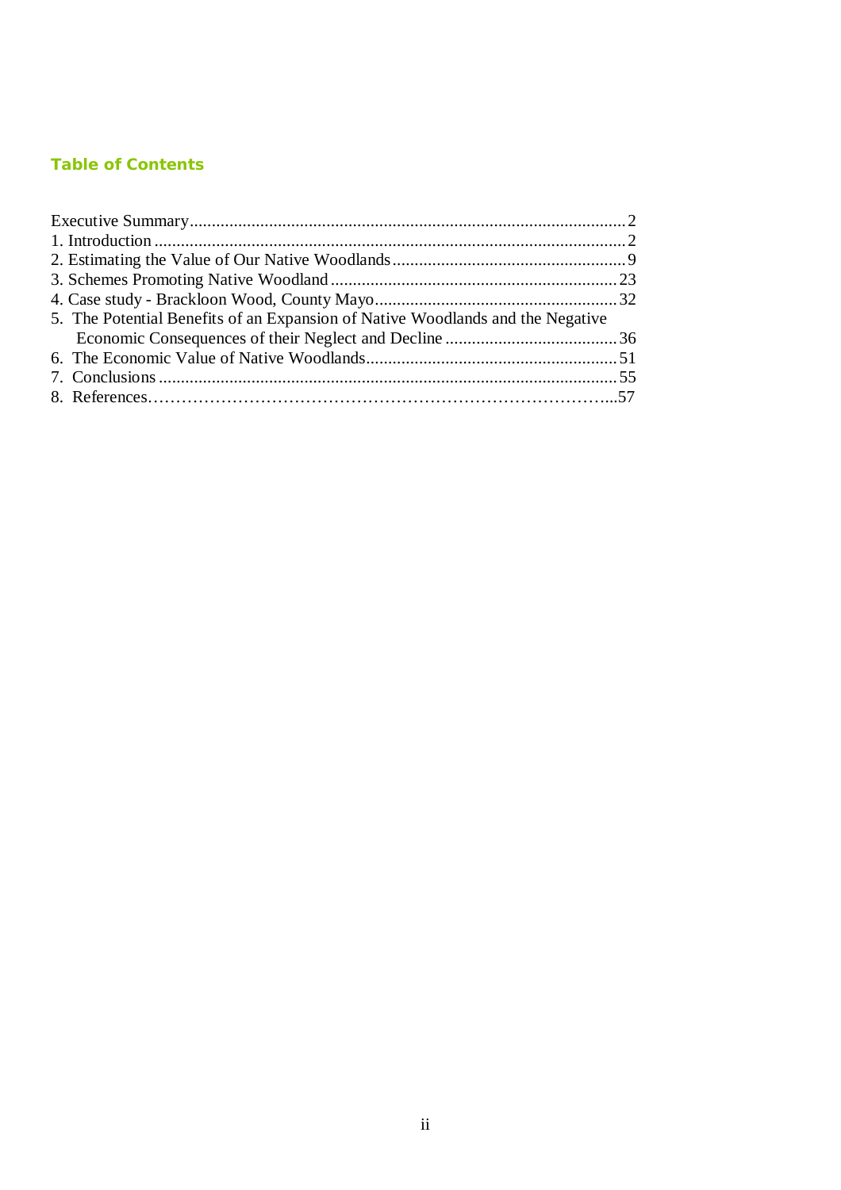## Table of Contents

Executive Summary....................................................................................................2
1. Introduction ............................................................................................................2
2. Estimating the Value of Our Native Woodlands......................................................9
3. Schemes Promoting Native Woodland ..................................................................23
4. Case study - Brackloon Wood, County Mayo........................................................32
5. The Potential Benefits of an Expansion of Native Woodlands and the Negative Economic Consequences of their Neglect and Decline ........................................36
6. The Economic Value of Native Woodlands..........................................................51
7. Conclusions ..........................................................................................................55
8. References…………………………………………………………………………...57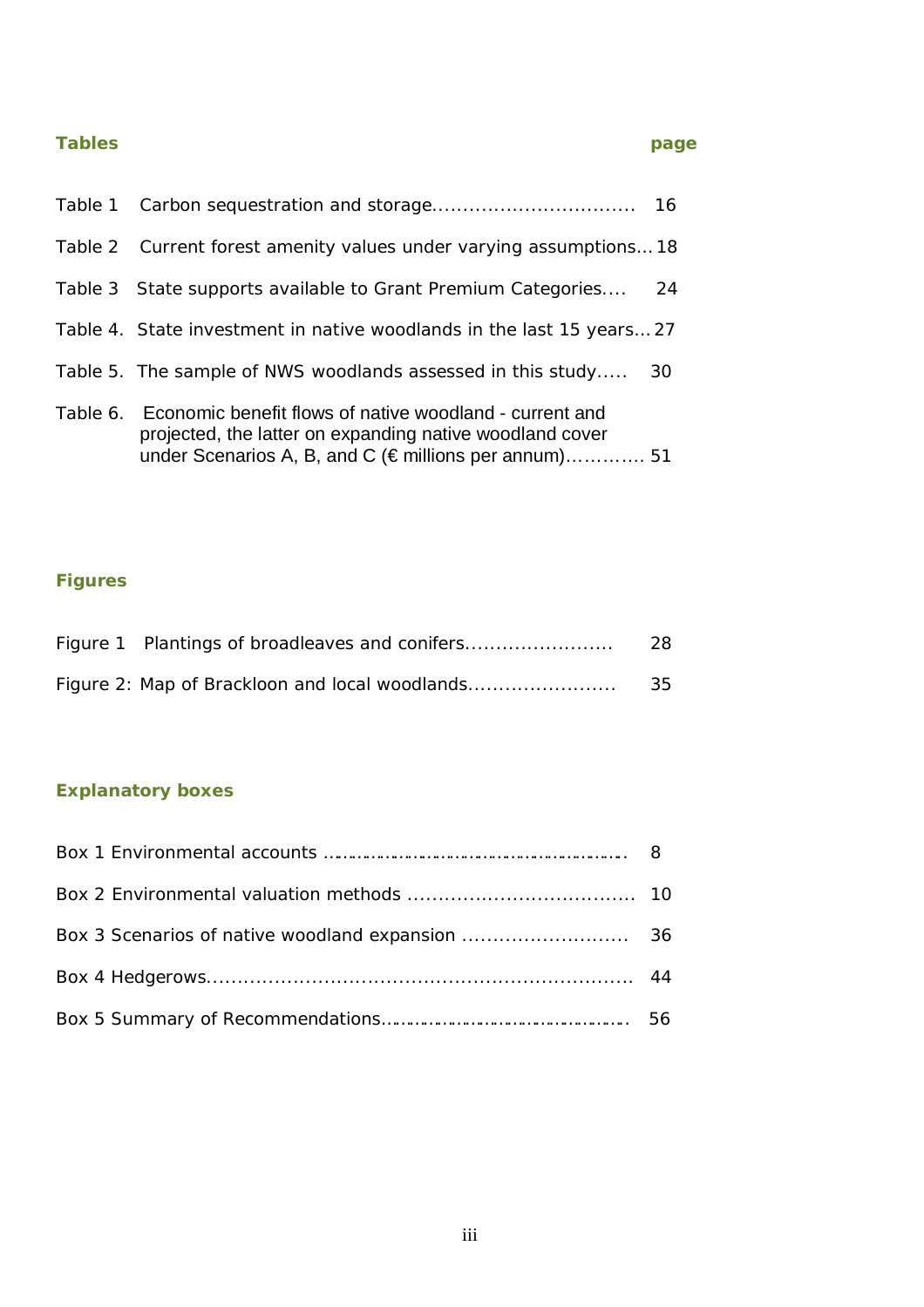**Tables** **page**

Table 1 Carbon sequestration and storage................................. 16

Table 2 Current forest amenity values under varying assumptions... 18

Table 3 State supports available to Grant Premium Categories.... 24

Table 4. State investment in native woodlands in the last 15 years... 27

Table 5. The sample of NWS woodlands assessed in this study..... 30

Table 6. Economic benefit flows of native woodland - current and projected, the latter on expanding native woodland cover under Scenarios A, B, and C (€ millions per annum)............ 51

**Figures**

Figure 1 Plantings of broadleaves and conifers........................ 28

Figure 2: Map of Brackloon and local woodlands........................ 35

**Explanatory boxes**

Box 1 Environmental accounts ........................................................ 8

Box 2 Environmental valuation methods .................................... 10

Box 3 Scenarios of native woodland expansion ........................... 36

Box 4 Hedgerows.................................................................. 44

Box 5 Summary of Recommendations............................................ 56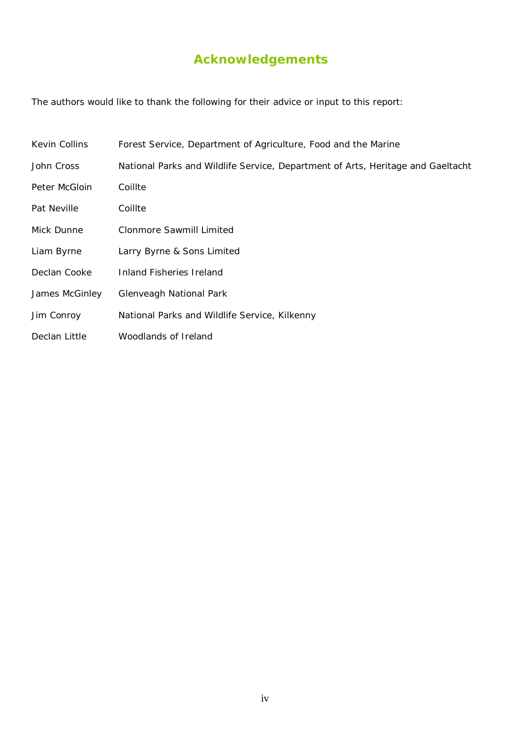# Acknowledgements

The authors would like to thank the following for their advice or input to this report:

| | |
|---|---|
| Kevin Collins | Forest Service, Department of Agriculture, Food and the Marine |
| John Cross | National Parks and Wildlife Service, Department of Arts, Heritage and Gaeltacht |
| Peter McGloin | Coillte |
| Pat Neville | Coillte |
| Mick Dunne | Clonmore Sawmill Limited |
| Liam Byrne | Larry Byrne & Sons Limited |
| Declan Cooke | Inland Fisheries Ireland |
| James McGinley | Glenveagh National Park |
| Jim Conroy | National Parks and Wildlife Service, Kilkenny |
| Declan Little | Woodlands of Ireland |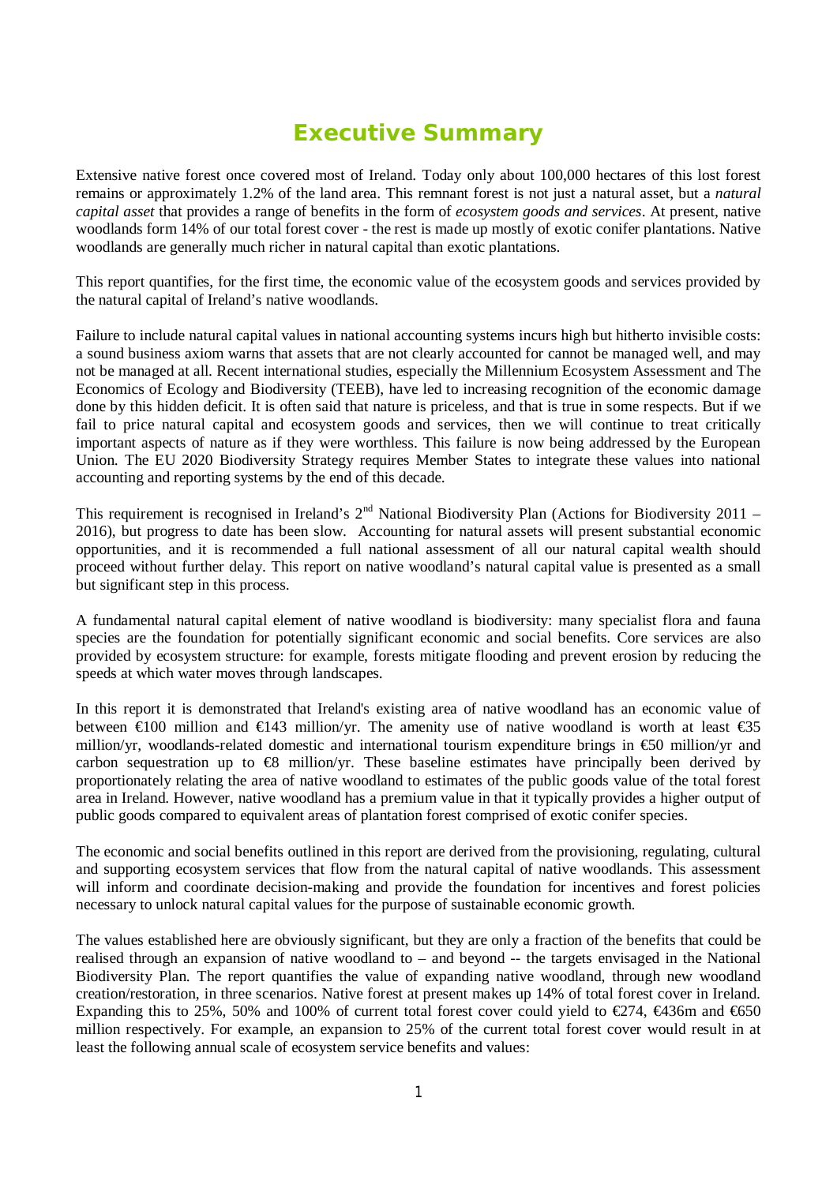# Executive Summary

Extensive native forest once covered most of Ireland. Today only about 100,000 hectares of this lost forest remains or approximately 1.2% of the land area. This remnant forest is not just a natural asset, but a *natural capital asset* that provides a range of benefits in the form of *ecosystem goods and services*. At present, native woodlands form 14% of our total forest cover - the rest is made up mostly of exotic conifer plantations. Native woodlands are generally much richer in natural capital than exotic plantations.

This report quantifies, for the first time, the economic value of the ecosystem goods and services provided by the natural capital of Ireland's native woodlands.

Failure to include natural capital values in national accounting systems incurs high but hitherto invisible costs: a sound business axiom warns that assets that are not clearly accounted for cannot be managed well, and may not be managed at all. Recent international studies, especially the Millennium Ecosystem Assessment and The Economics of Ecology and Biodiversity (TEEB), have led to increasing recognition of the economic damage done by this hidden deficit. It is often said that nature is priceless, and that is true in some respects. But if we fail to price natural capital and ecosystem goods and services, then we will continue to treat critically important aspects of nature as if they were worthless. This failure is now being addressed by the European Union. The EU 2020 Biodiversity Strategy requires Member States to integrate these values into national accounting and reporting systems by the end of this decade.

This requirement is recognised in Ireland's 2nd National Biodiversity Plan (Actions for Biodiversity 2011 – 2016), but progress to date has been slow. Accounting for natural assets will present substantial economic opportunities, and it is recommended a full national assessment of all our natural capital wealth should proceed without further delay. This report on native woodland's natural capital value is presented as a small but significant step in this process.

A fundamental natural capital element of native woodland is biodiversity: many specialist flora and fauna species are the foundation for potentially significant economic and social benefits. Core services are also provided by ecosystem structure: for example, forests mitigate flooding and prevent erosion by reducing the speeds at which water moves through landscapes.

In this report it is demonstrated that Ireland's existing area of native woodland has an economic value of between €100 million and €143 million/yr. The amenity use of native woodland is worth at least €35 million/yr, woodlands-related domestic and international tourism expenditure brings in €50 million/yr and carbon sequestration up to €8 million/yr. These baseline estimates have principally been derived by proportionately relating the area of native woodland to estimates of the public goods value of the total forest area in Ireland. However, native woodland has a premium value in that it typically provides a higher output of public goods compared to equivalent areas of plantation forest comprised of exotic conifer species.

The economic and social benefits outlined in this report are derived from the provisioning, regulating, cultural and supporting ecosystem services that flow from the natural capital of native woodlands. This assessment will inform and coordinate decision-making and provide the foundation for incentives and forest policies necessary to unlock natural capital values for the purpose of sustainable economic growth.

The values established here are obviously significant, but they are only a fraction of the benefits that could be realised through an expansion of native woodland to – and beyond -- the targets envisaged in the National Biodiversity Plan. The report quantifies the value of expanding native woodland, through new woodland creation/restoration, in three scenarios. Native forest at present makes up 14% of total forest cover in Ireland. Expanding this to 25%, 50% and 100% of current total forest cover could yield to €274, €436m and €650 million respectively. For example, an expansion to 25% of the current total forest cover would result in at least the following annual scale of ecosystem service benefits and values: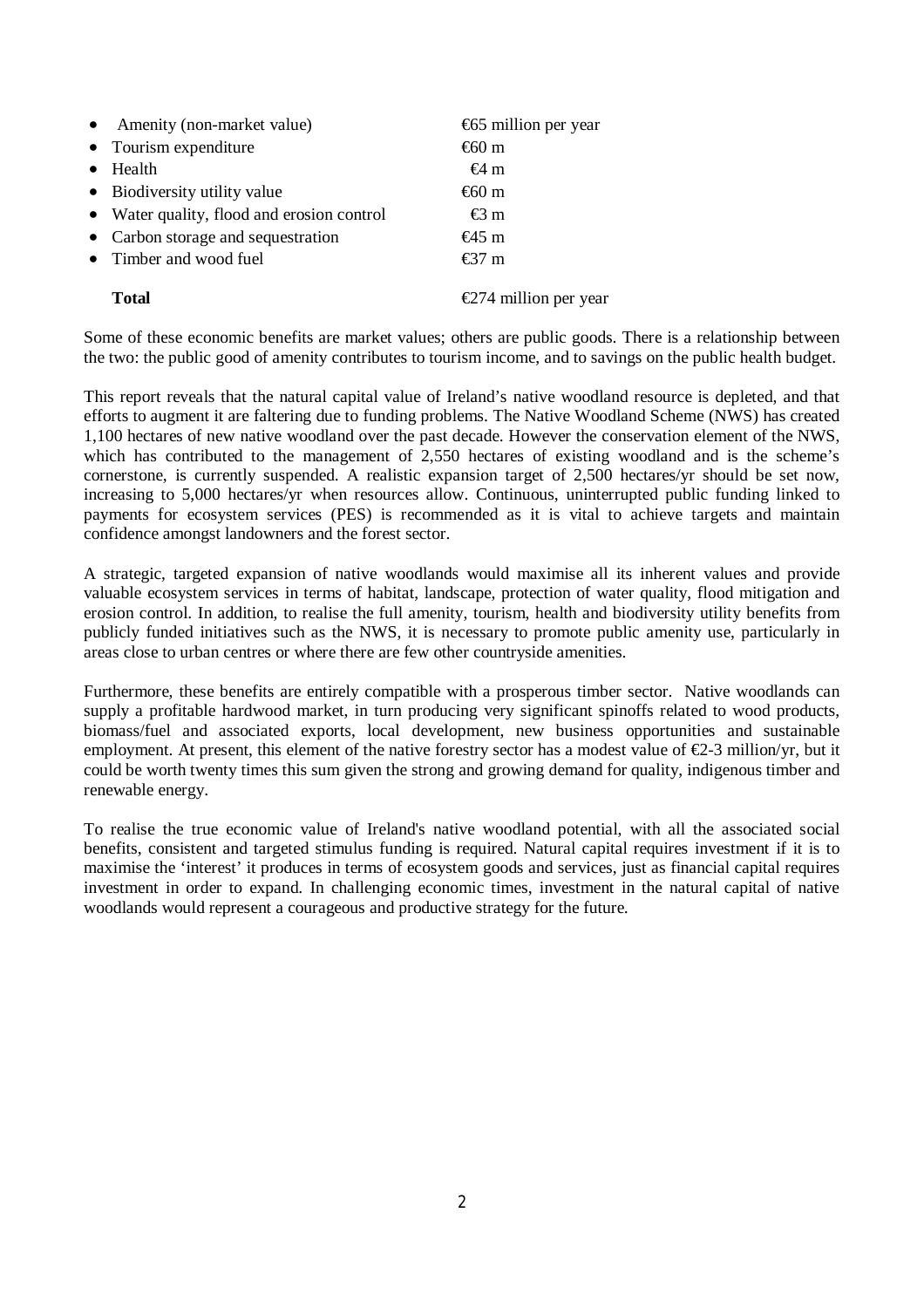- Amenity (non-market value) €65 million per year
- Tourism expenditure €60 m
- Health €4 m
- Biodiversity utility value €60 m
- Water quality, flood and erosion control €3 m
- Carbon storage and sequestration €45 m
- Timber and wood fuel €37 m

**Total** €274 million per year

Some of these economic benefits are market values; others are public goods. There is a relationship between the two: the public good of amenity contributes to tourism income, and to savings on the public health budget.

This report reveals that the natural capital value of Ireland's native woodland resource is depleted, and that efforts to augment it are faltering due to funding problems. The Native Woodland Scheme (NWS) has created 1,100 hectares of new native woodland over the past decade. However the conservation element of the NWS, which has contributed to the management of 2,550 hectares of existing woodland and is the scheme's cornerstone, is currently suspended. A realistic expansion target of 2,500 hectares/yr should be set now, increasing to 5,000 hectares/yr when resources allow. Continuous, uninterrupted public funding linked to payments for ecosystem services (PES) is recommended as it is vital to achieve targets and maintain confidence amongst landowners and the forest sector.

A strategic, targeted expansion of native woodlands would maximise all its inherent values and provide valuable ecosystem services in terms of habitat, landscape, protection of water quality, flood mitigation and erosion control. In addition, to realise the full amenity, tourism, health and biodiversity utility benefits from publicly funded initiatives such as the NWS, it is necessary to promote public amenity use, particularly in areas close to urban centres or where there are few other countryside amenities.

Furthermore, these benefits are entirely compatible with a prosperous timber sector. Native woodlands can supply a profitable hardwood market, in turn producing very significant spinoffs related to wood products, biomass/fuel and associated exports, local development, new business opportunities and sustainable employment. At present, this element of the native forestry sector has a modest value of €2-3 million/yr, but it could be worth twenty times this sum given the strong and growing demand for quality, indigenous timber and renewable energy.

To realise the true economic value of Ireland's native woodland potential, with all the associated social benefits, consistent and targeted stimulus funding is required. Natural capital requires investment if it is to maximise the 'interest' it produces in terms of ecosystem goods and services, just as financial capital requires investment in order to expand. In challenging economic times, investment in the natural capital of native woodlands would represent a courageous and productive strategy for the future.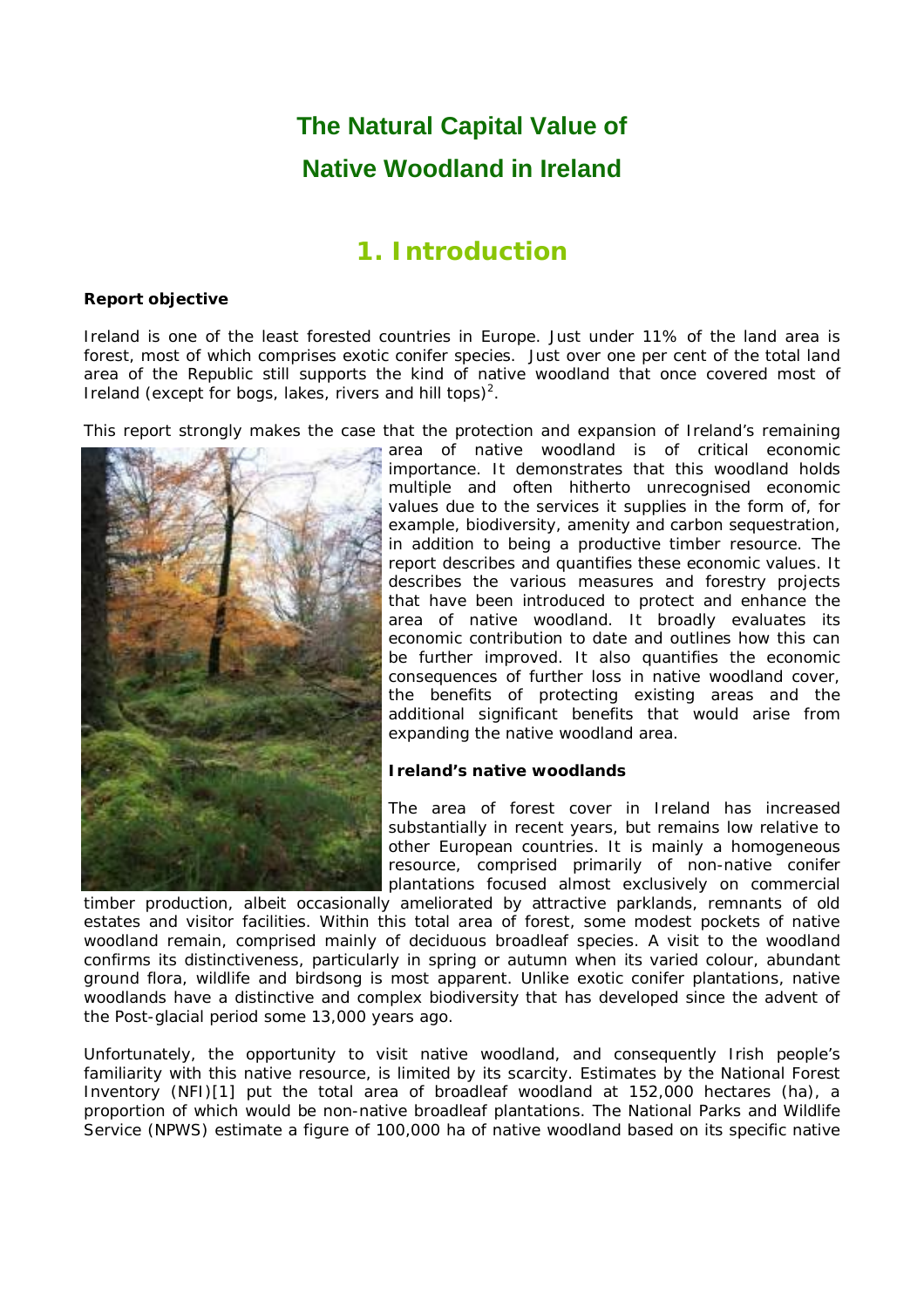# The Natural Capital Value of Native Woodland in Ireland

## 1. Introduction

**Report objective**

Ireland is one of the least forested countries in Europe. Just under 11% of the land area is forest, most of which comprises exotic conifer species. Just over one per cent of the total land area of the Republic still supports the kind of native woodland that once covered most of Ireland (except for bogs, lakes, rivers and hill tops)[2].

This report strongly makes the case that the protection and expansion of Ireland's remaining area of native woodland is of critical economic importance. It demonstrates that this woodland holds multiple and often hitherto unrecognised economic values due to the services it supplies in the form of, for example, biodiversity, amenity and carbon sequestration, in addition to being a productive timber resource. The report describes and quantifies these economic values. It describes the various measures and forestry projects that have been introduced to protect and enhance the area of native woodland. It broadly evaluates its economic contribution to date and outlines how this can be further improved. It also quantifies the economic consequences of further loss in native woodland cover, the benefits of protecting existing areas and the additional significant benefits that would arise from expanding the native woodland area.

**Ireland's native woodlands**

The area of forest cover in Ireland has increased substantially in recent years, but remains low relative to other European countries. It is mainly a homogeneous resource, comprised primarily of non-native conifer plantations focused almost exclusively on commercial timber production, albeit occasionally ameliorated by attractive parklands, remnants of old estates and visitor facilities. Within this total area of forest, some modest pockets of native woodland remain, comprised mainly of deciduous broadleaf species. A visit to the woodland confirms its distinctiveness, particularly in spring or autumn when its varied colour, abundant ground flora, wildlife and birdsong is most apparent. Unlike exotic conifer plantations, native woodlands have a distinctive and complex biodiversity that has developed since the advent of the Post-glacial period some 13,000 years ago.

Unfortunately, the opportunity to visit native woodland, and consequently Irish people's familiarity with this native resource, is limited by its scarcity. Estimates by the National Forest Inventory (NFI)[1] put the total area of broadleaf woodland at 152,000 hectares (ha), a proportion of which would be non-native broadleaf plantations. The National Parks and Wildlife Service (NPWS) estimate a figure of 100,000 ha of native woodland based on its specific native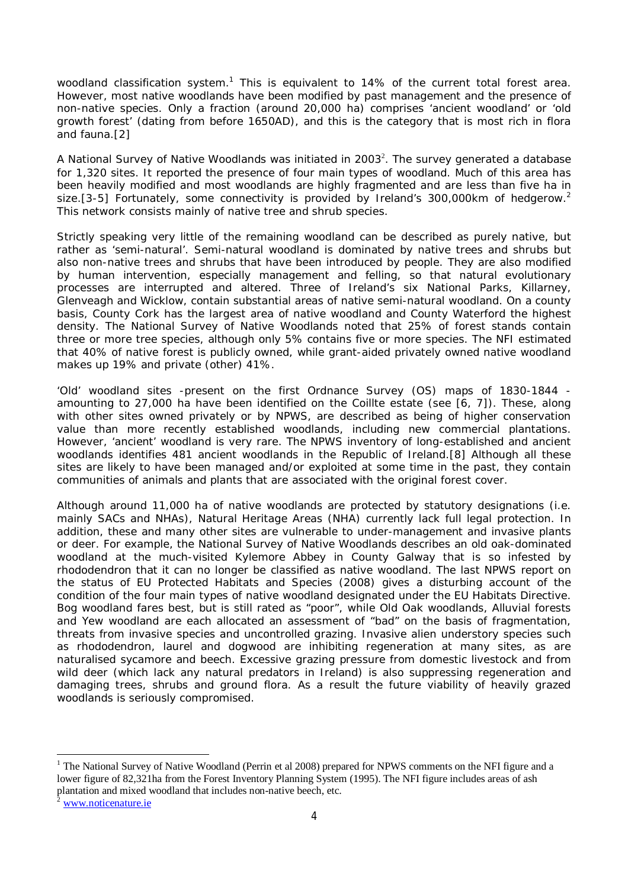woodland classification system.[1] This is equivalent to 14% of the current total forest area. However, most native woodlands have been modified by past management and the presence of non-native species. Only a fraction (around 20,000 ha) comprises 'ancient woodland' or 'old growth forest' (dating from before 1650AD), and this is the category that is most rich in flora and fauna.[2]

A National Survey of Native Woodlands was initiated in 2003[2]. The survey generated a database for 1,320 sites. It reported the presence of four main types of woodland. Much of this area has been heavily modified and most woodlands are highly fragmented and are less than five ha in size.[3-5] Fortunately, some connectivity is provided by Ireland's 300,000km of hedgerow.[2] This network consists mainly of native tree and shrub species.

Strictly speaking very little of the remaining woodland can be described as purely native, but rather as 'semi-natural'. Semi-natural woodland is dominated by native trees and shrubs but also non-native trees and shrubs that have been introduced by people. They are also modified by human intervention, especially management and felling, so that natural evolutionary processes are interrupted and altered. Three of Ireland's six National Parks, Killarney, Glenveagh and Wicklow, contain substantial areas of native semi-natural woodland. On a county basis, County Cork has the largest area of native woodland and County Waterford the highest density. The National Survey of Native Woodlands noted that 25% of forest stands contain three or more tree species, although only 5% contains five or more species. The NFI estimated that 40% of native forest is publicly owned, while grant-aided privately owned native woodland makes up 19% and private (other) 41%.

'Old' woodland sites -present on the first Ordnance Survey (OS) maps of 1830-1844 - amounting to 27,000 ha have been identified on the Coillte estate (see [6, 7]). These, along with other sites owned privately or by NPWS, are described as being of higher conservation value than more recently established woodlands, including new commercial plantations. However, 'ancient' woodland is very rare. The NPWS inventory of long-established and ancient woodlands identifies 481 ancient woodlands in the Republic of Ireland.[8] Although all these sites are likely to have been managed and/or exploited at some time in the past, they contain communities of animals and plants that are associated with the original forest cover.

Although around 11,000 ha of native woodlands are protected by statutory designations (i.e. mainly SACs and NHAs), Natural Heritage Areas (NHA) currently lack full legal protection. In addition, these and many other sites are vulnerable to under-management and invasive plants or deer. For example, the National Survey of Native Woodlands describes an old oak-dominated woodland at the much-visited Kylemore Abbey in County Galway that is so infested by rhododendron that it can no longer be classified as native woodland. The last NPWS report on the status of EU Protected Habitats and Species (2008) gives a disturbing account of the condition of the four main types of native woodland designated under the EU Habitats Directive. Bog woodland fares best, but is still rated as "poor", while Old Oak woodlands, Alluvial forests and Yew woodland are each allocated an assessment of "bad" on the basis of fragmentation, threats from invasive species and uncontrolled grazing. Invasive alien understory species such as rhododendron, laurel and dogwood are inhibiting regeneration at many sites, as are naturalised sycamore and beech. Excessive grazing pressure from domestic livestock and from wild deer (which lack any natural predators in Ireland) is also suppressing regeneration and damaging trees, shrubs and ground flora. As a result the future viability of heavily grazed woodlands is seriously compromised.

---

[1] The National Survey of Native Woodland (Perrin et al 2008) prepared for NPWS comments on the NFI figure and a lower figure of 82,321ha from the Forest Inventory Planning System (1995). The NFI figure includes areas of ash plantation and mixed woodland that includes non-native beech, etc.

[2] www.noticenature.ie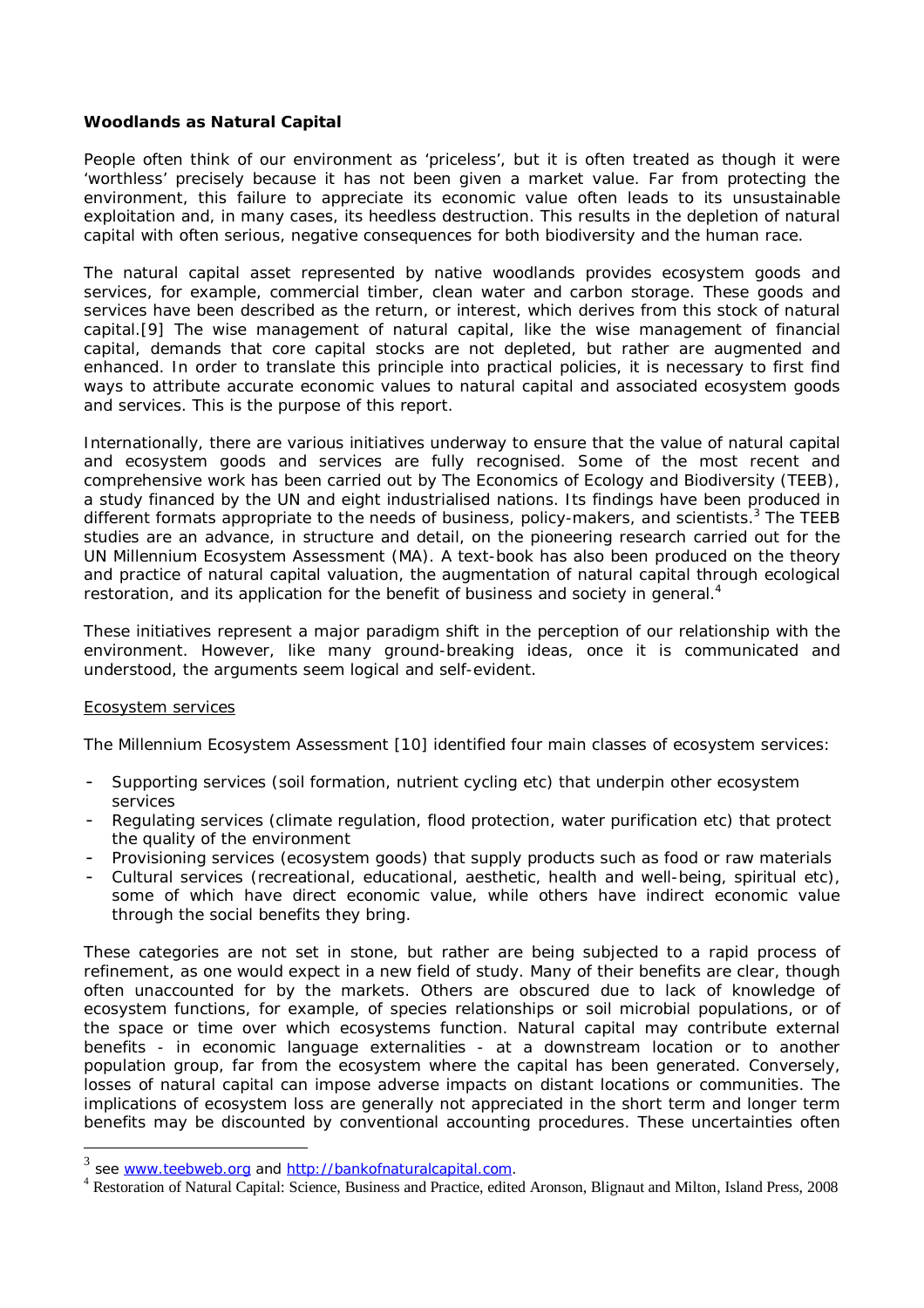**Woodlands as Natural Capital**

People often think of our environment as 'priceless', but it is often treated as though it were 'worthless' precisely because it has not been given a market value. Far from protecting the environment, this failure to appreciate its economic value often leads to its unsustainable exploitation and, in many cases, its heedless destruction. This results in the depletion of natural capital with often serious, negative consequences for both biodiversity and the human race.

The natural capital asset represented by native woodlands provides ecosystem goods and services, for example, commercial timber, clean water and carbon storage. These goods and services have been described as the return, or interest, which derives from this stock of natural capital.[9] The wise management of natural capital, like the wise management of financial capital, demands that core capital stocks are not depleted, but rather are augmented and enhanced. In order to translate this principle into practical policies, it is necessary to first find ways to attribute accurate economic values to natural capital and associated ecosystem goods and services. This is the purpose of this report.

Internationally, there are various initiatives underway to ensure that the value of natural capital and ecosystem goods and services are fully recognised. Some of the most recent and comprehensive work has been carried out by The Economics of Ecology and Biodiversity (TEEB), a study financed by the UN and eight industrialised nations. Its findings have been produced in different formats appropriate to the needs of business, policy-makers, and scientists.[3] The TEEB studies are an advance, in structure and detail, on the pioneering research carried out for the UN Millennium Ecosystem Assessment (MA). A text-book has also been produced on the theory and practice of natural capital valuation, the augmentation of natural capital through ecological restoration, and its application for the benefit of business and society in general.[4]

These initiatives represent a major paradigm shift in the perception of our relationship with the environment. However, like many ground-breaking ideas, once it is communicated and understood, the arguments seem logical and self-evident.

<u>Ecosystem services</u>

The Millennium Ecosystem Assessment [10] identified four main classes of ecosystem services:

- Supporting services (soil formation, nutrient cycling etc) that underpin other ecosystem services
- Regulating services (climate regulation, flood protection, water purification etc) that protect the quality of the environment
- Provisioning services (ecosystem goods) that supply products such as food or raw materials
- Cultural services (recreational, educational, aesthetic, health and well-being, spiritual etc), some of which have direct economic value, while others have indirect economic value through the social benefits they bring.

These categories are not set in stone, but rather are being subjected to a rapid process of refinement, as one would expect in a new field of study. Many of their benefits are clear, though often unaccounted for by the markets. Others are obscured due to lack of knowledge of ecosystem functions, for example, of species relationships or soil microbial populations, or of the space or time over which ecosystems function. Natural capital may contribute external benefits - in economic language externalities - at a downstream location or to another population group, far from the ecosystem where the capital has been generated. Conversely, losses of natural capital can impose adverse impacts on distant locations or communities. The implications of ecosystem loss are generally not appreciated in the short term and longer term benefits may be discounted by conventional accounting procedures. These uncertainties often

---

[3] see www.teebweb.org and http://bankofnaturalcapital.com.

[4] Restoration of Natural Capital: Science, Business and Practice, edited Aronson, Blignaut and Milton, Island Press, 2008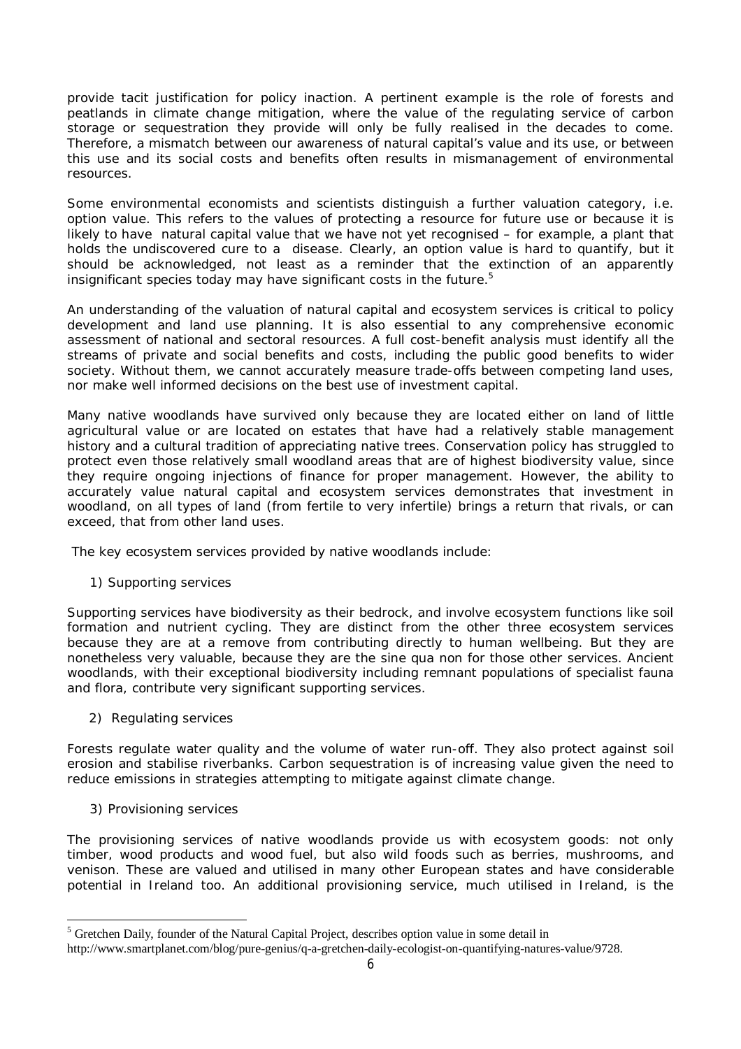provide tacit justification for policy inaction. A pertinent example is the role of forests and peatlands in climate change mitigation, where the value of the regulating service of carbon storage or sequestration they provide will only be fully realised in the decades to come. Therefore, a mismatch between our awareness of natural capital's value and its use, or between this use and its social costs and benefits often results in mismanagement of environmental resources.

Some environmental economists and scientists distinguish a further valuation category, i.e. option value. This refers to the values of protecting a resource for future use or because it is likely to have natural capital value that we have not yet recognised – for example, a plant that holds the undiscovered cure to a disease. Clearly, an option value is hard to quantify, but it should be acknowledged, not least as a reminder that the extinction of an apparently insignificant species today may have significant costs in the future.[5]

An understanding of the valuation of natural capital and ecosystem services is critical to policy development and land use planning. It is also essential to any comprehensive economic assessment of national and sectoral resources. A full cost-benefit analysis must identify all the streams of private and social benefits and costs, including the public good benefits to wider society. Without them, we cannot accurately measure trade-offs between competing land uses, nor make well informed decisions on the best use of investment capital.

Many native woodlands have survived only because they are located either on land of little agricultural value or are located on estates that have had a relatively stable management history and a cultural tradition of appreciating native trees. Conservation policy has struggled to protect even those relatively small woodland areas that are of highest biodiversity value, since they require ongoing injections of finance for proper management. However, the ability to accurately value natural capital and ecosystem services demonstrates that investment in woodland, on all types of land (from fertile to very infertile) brings a return that rivals, or can exceed, that from other land uses.

The key ecosystem services provided by native woodlands include:

1) Supporting services

Supporting services have biodiversity as their bedrock, and involve ecosystem functions like soil formation and nutrient cycling. They are distinct from the other three ecosystem services because they are at a remove from contributing directly to human wellbeing. But they are nonetheless very valuable, because they are the sine qua non for those other services. Ancient woodlands, with their exceptional biodiversity including remnant populations of specialist fauna and flora, contribute very significant supporting services.

2) Regulating services

Forests regulate water quality and the volume of water run-off. They also protect against soil erosion and stabilise riverbanks. Carbon sequestration is of increasing value given the need to reduce emissions in strategies attempting to mitigate against climate change.

3) Provisioning services

The provisioning services of native woodlands provide us with ecosystem goods: not only timber, wood products and wood fuel, but also wild foods such as berries, mushrooms, and venison. These are valued and utilised in many other European states and have considerable potential in Ireland too. An additional provisioning service, much utilised in Ireland, is the

---

[5] Gretchen Daily, founder of the Natural Capital Project, describes option value in some detail in http://www.smartplanet.com/blog/pure-genius/q-a-gretchen-daily-ecologist-on-quantifying-natures-value/9728.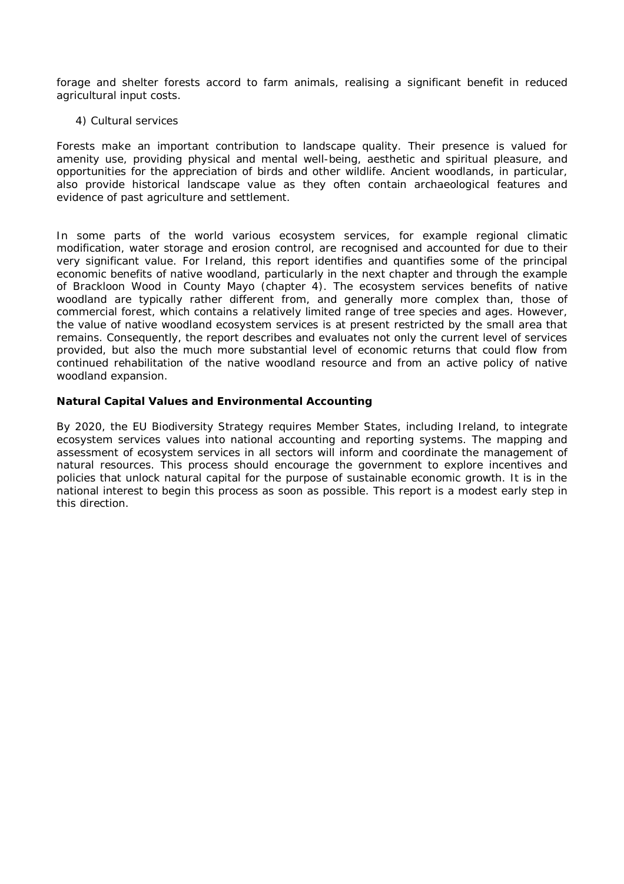forage and shelter forests accord to farm animals, realising a significant benefit in reduced agricultural input costs.

4) Cultural services

Forests make an important contribution to landscape quality. Their presence is valued for amenity use, providing physical and mental well-being, aesthetic and spiritual pleasure, and opportunities for the appreciation of birds and other wildlife. Ancient woodlands, in particular, also provide historical landscape value as they often contain archaeological features and evidence of past agriculture and settlement.

In some parts of the world various ecosystem services, for example regional climatic modification, water storage and erosion control, are recognised and accounted for due to their very significant value. For Ireland, this report identifies and quantifies some of the principal economic benefits of native woodland, particularly in the next chapter and through the example of Brackloon Wood in County Mayo (chapter 4). The ecosystem services benefits of native woodland are typically rather different from, and generally more complex than, those of commercial forest, which contains a relatively limited range of tree species and ages. However, the value of native woodland ecosystem services is at present restricted by the small area that remains. Consequently, the report describes and evaluates not only the current level of services provided, but also the much more substantial level of economic returns that could flow from continued rehabilitation of the native woodland resource and from an active policy of native woodland expansion.

**Natural Capital Values and Environmental Accounting**

By 2020, the EU Biodiversity Strategy requires Member States, including Ireland, to integrate ecosystem services values into national accounting and reporting systems. The mapping and assessment of ecosystem services in all sectors will inform and coordinate the management of natural resources. This process should encourage the government to explore incentives and policies that unlock natural capital for the purpose of sustainable economic growth. It is in the national interest to begin this process as soon as possible. This report is a modest early step in this direction.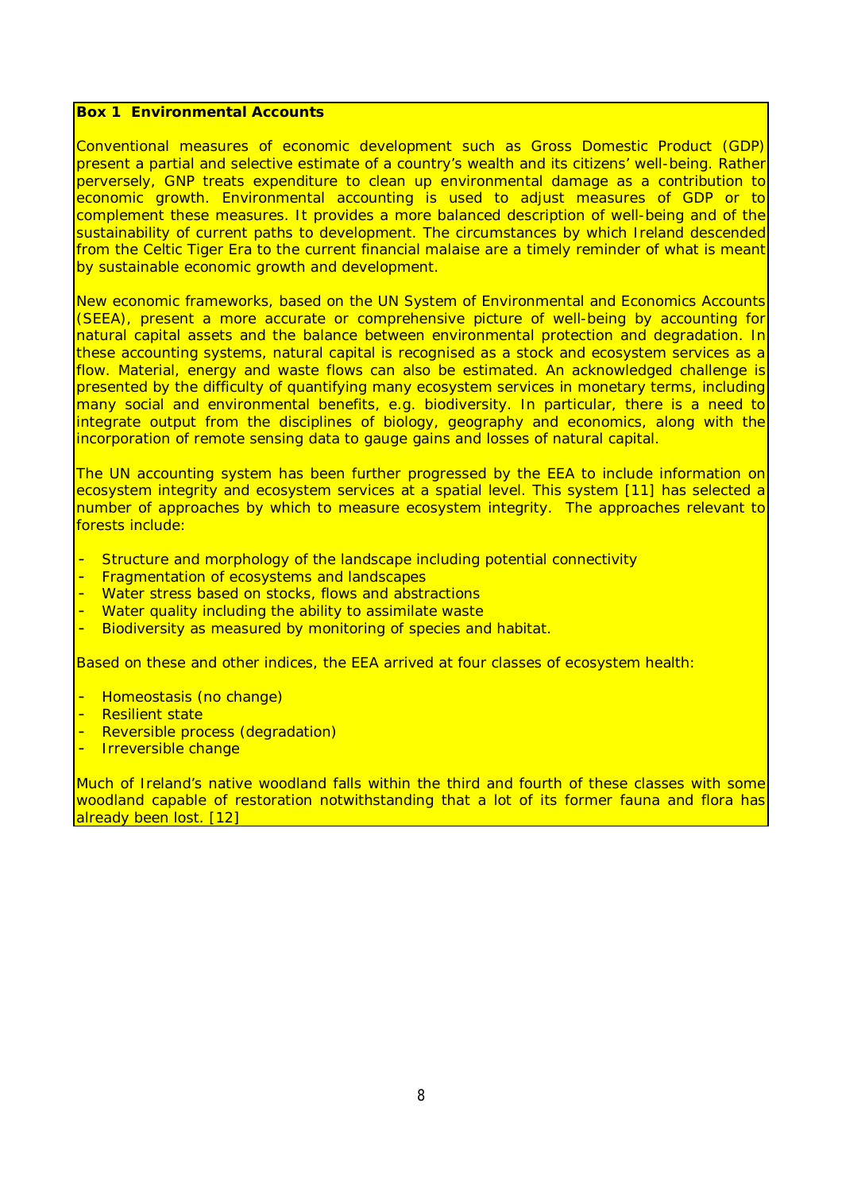**Box 1 Environmental Accounts**

Conventional measures of economic development such as Gross Domestic Product (GDP) present a partial and selective estimate of a country's wealth and its citizens' well-being. Rather perversely, GNP treats expenditure to clean up environmental damage as a contribution to economic growth. Environmental accounting is used to adjust measures of GDP or to complement these measures. It provides a more balanced description of well-being and of the sustainability of current paths to development. The circumstances by which Ireland descended from the Celtic Tiger Era to the current financial malaise are a timely reminder of what is meant by sustainable economic growth and development.

New economic frameworks, based on the UN System of Environmental and Economics Accounts (SEEA), present a more accurate or comprehensive picture of well-being by accounting for natural capital assets and the balance between environmental protection and degradation. In these accounting systems, natural capital is recognised as a stock and ecosystem services as a flow. Material, energy and waste flows can also be estimated. An acknowledged challenge is presented by the difficulty of quantifying many ecosystem services in monetary terms, including many social and environmental benefits, e.g. biodiversity. In particular, there is a need to integrate output from the disciplines of biology, geography and economics, along with the incorporation of remote sensing data to gauge gains and losses of natural capital.

The UN accounting system has been further progressed by the EEA to include information on ecosystem integrity and ecosystem services at a spatial level. This system [11] has selected a number of approaches by which to measure ecosystem integrity. The approaches relevant to forests include:

- Structure and morphology of the landscape including potential connectivity
- Fragmentation of ecosystems and landscapes
- Water stress based on stocks, flows and abstractions
- Water quality including the ability to assimilate waste
- Biodiversity as measured by monitoring of species and habitat.

Based on these and other indices, the EEA arrived at four classes of ecosystem health:

- Homeostasis (no change)
- Resilient state
- Reversible process (degradation)
- Irreversible change

Much of Ireland's native woodland falls within the third and fourth of these classes with some woodland capable of restoration notwithstanding that a lot of its former fauna and flora has already been lost. [12]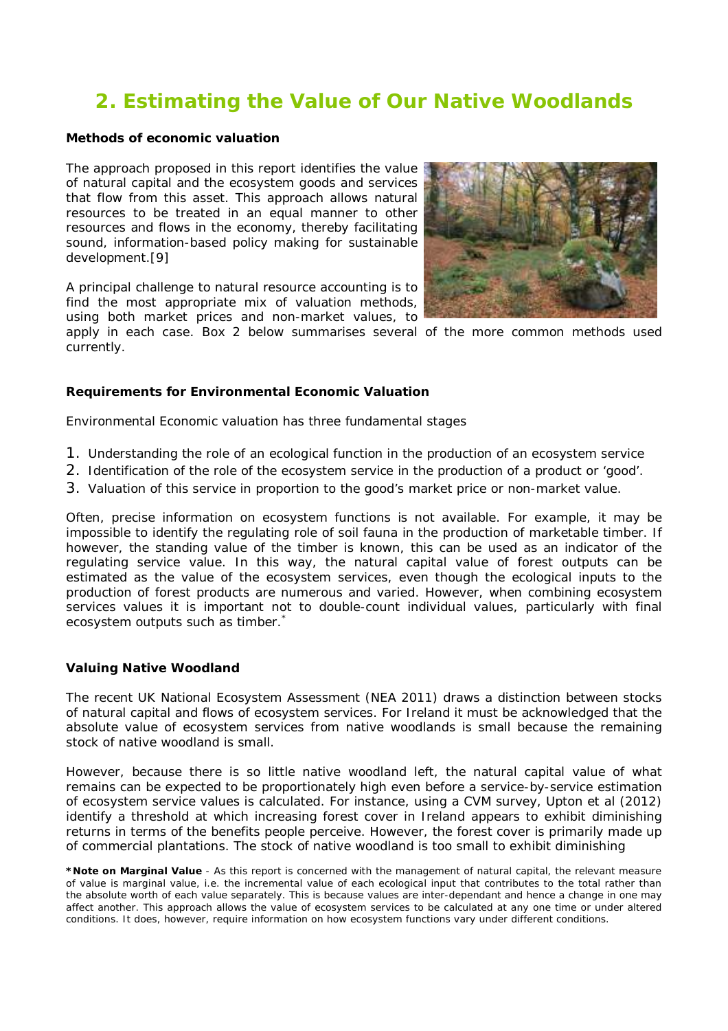## 2. Estimating the Value of Our Native Woodlands

**Methods of economic valuation**

The approach proposed in this report identifies the value of natural capital and the ecosystem goods and services that flow from this asset. This approach allows natural resources to be treated in an equal manner to other resources and flows in the economy, thereby facilitating sound, information-based policy making for sustainable development.[9]

A principal challenge to natural resource accounting is to find the most appropriate mix of valuation methods, using both market prices and non-market values, to apply in each case. Box 2 below summarises several of the more common methods used currently.

**Requirements for Environmental Economic Valuation**

Environmental Economic valuation has three fundamental stages

1. Understanding the role of an ecological function in the production of an ecosystem service
2. Identification of the role of the ecosystem service in the production of a product or 'good'.
3. Valuation of this service in proportion to the good's market price or non-market value.

Often, precise information on ecosystem functions is not available. For example, it may be impossible to identify the regulating role of soil fauna in the production of marketable timber. If however, the standing value of the timber is known, this can be used as an indicator of the regulating service value. In this way, the natural capital value of forest outputs can be estimated as the value of the ecosystem services, even though the ecological inputs to the production of forest products are numerous and varied. However, when combining ecosystem services values it is important not to double-count individual values, particularly with final ecosystem outputs such as timber.*

**Valuing Native Woodland**

The recent UK National Ecosystem Assessment (NEA 2011) draws a distinction between stocks of natural capital and flows of ecosystem services. For Ireland it must be acknowledged that the absolute value of ecosystem services from native woodlands is small because the remaining stock of native woodland is small.

However, because there is so little native woodland left, the natural capital value of what remains can be expected to be proportionately high even before a service-by-service estimation of ecosystem service values is calculated. For instance, using a CVM survey, Upton et al (2012) identify a threshold at which increasing forest cover in Ireland appears to exhibit diminishing returns in terms of the benefits people perceive. However, the forest cover is primarily made up of commercial plantations. The stock of native woodland is too small to exhibit diminishing

**\*Note on Marginal Value** - As this report is concerned with the management of natural capital, the relevant measure of value is marginal value, i.e. the incremental value of each ecological input that contributes to the total rather than the absolute worth of each value separately. This is because values are inter-dependant and hence a change in one may affect another. This approach allows the value of ecosystem services to be calculated at any one time or under altered conditions. It does, however, require information on how ecosystem functions vary under different conditions.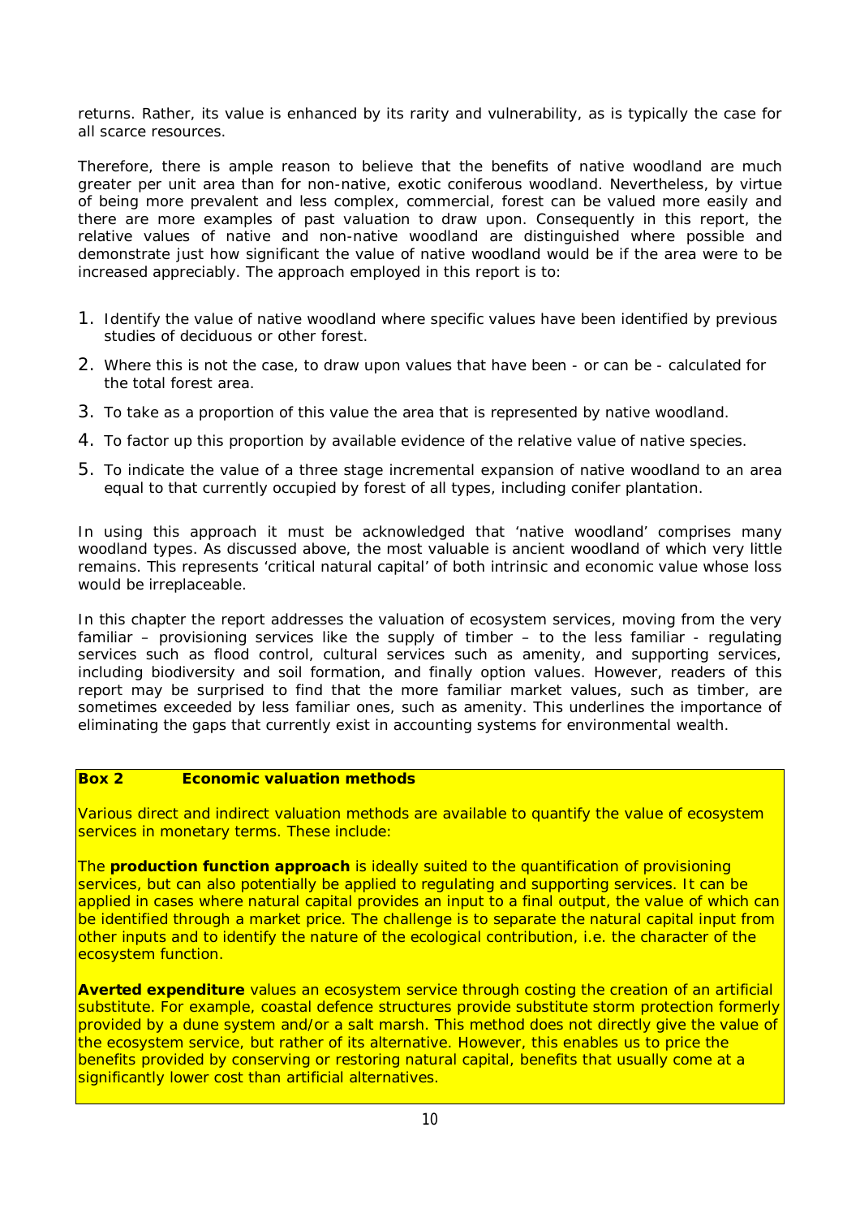returns. Rather, its value is enhanced by its rarity and vulnerability, as is typically the case for all scarce resources.

Therefore, there is ample reason to believe that the benefits of native woodland are much greater per unit area than for non-native, exotic coniferous woodland. Nevertheless, by virtue of being more prevalent and less complex, commercial, forest can be valued more easily and there are more examples of past valuation to draw upon. Consequently in this report, the relative values of native and non-native woodland are distinguished where possible and demonstrate just how significant the value of native woodland would be if the area were to be increased appreciably. The approach employed in this report is to:

1. Identify the value of native woodland where specific values have been identified by previous studies of deciduous or other forest.
2. Where this is not the case, to draw upon values that have been - or can be - calculated for the total forest area.
3. To take as a proportion of this value the area that is represented by native woodland.
4. To factor up this proportion by available evidence of the relative value of native species.
5. To indicate the value of a three stage incremental expansion of native woodland to an area equal to that currently occupied by forest of all types, including conifer plantation.

In using this approach it must be acknowledged that 'native woodland' comprises many woodland types. As discussed above, the most valuable is ancient woodland of which very little remains. This represents 'critical natural capital' of both intrinsic and economic value whose loss would be irreplaceable.

In this chapter the report addresses the valuation of ecosystem services, moving from the very familiar – provisioning services like the supply of timber – to the less familiar - regulating services such as flood control, cultural services such as amenity, and supporting services, including biodiversity and soil formation, and finally option values. However, readers of this report may be surprised to find that the more familiar market values, such as timber, are sometimes exceeded by less familiar ones, such as amenity. This underlines the importance of eliminating the gaps that currently exist in accounting systems for environmental wealth.

**Box 2 Economic valuation methods**

Various direct and indirect valuation methods are available to quantify the value of ecosystem services in monetary terms. These include:

The **production function approach** is ideally suited to the quantification of provisioning services, but can also potentially be applied to regulating and supporting services. It can be applied in cases where natural capital provides an input to a final output, the value of which can be identified through a market price. The challenge is to separate the natural capital input from other inputs and to identify the nature of the ecological contribution, i.e. the character of the ecosystem function.

**Averted expenditure** values an ecosystem service through costing the creation of an artificial substitute. For example, coastal defence structures provide substitute storm protection formerly provided by a dune system and/or a salt marsh. This method does not directly give the value of the ecosystem service, but rather of its alternative. However, this enables us to price the benefits provided by conserving or restoring natural capital, benefits that usually come at a significantly lower cost than artificial alternatives.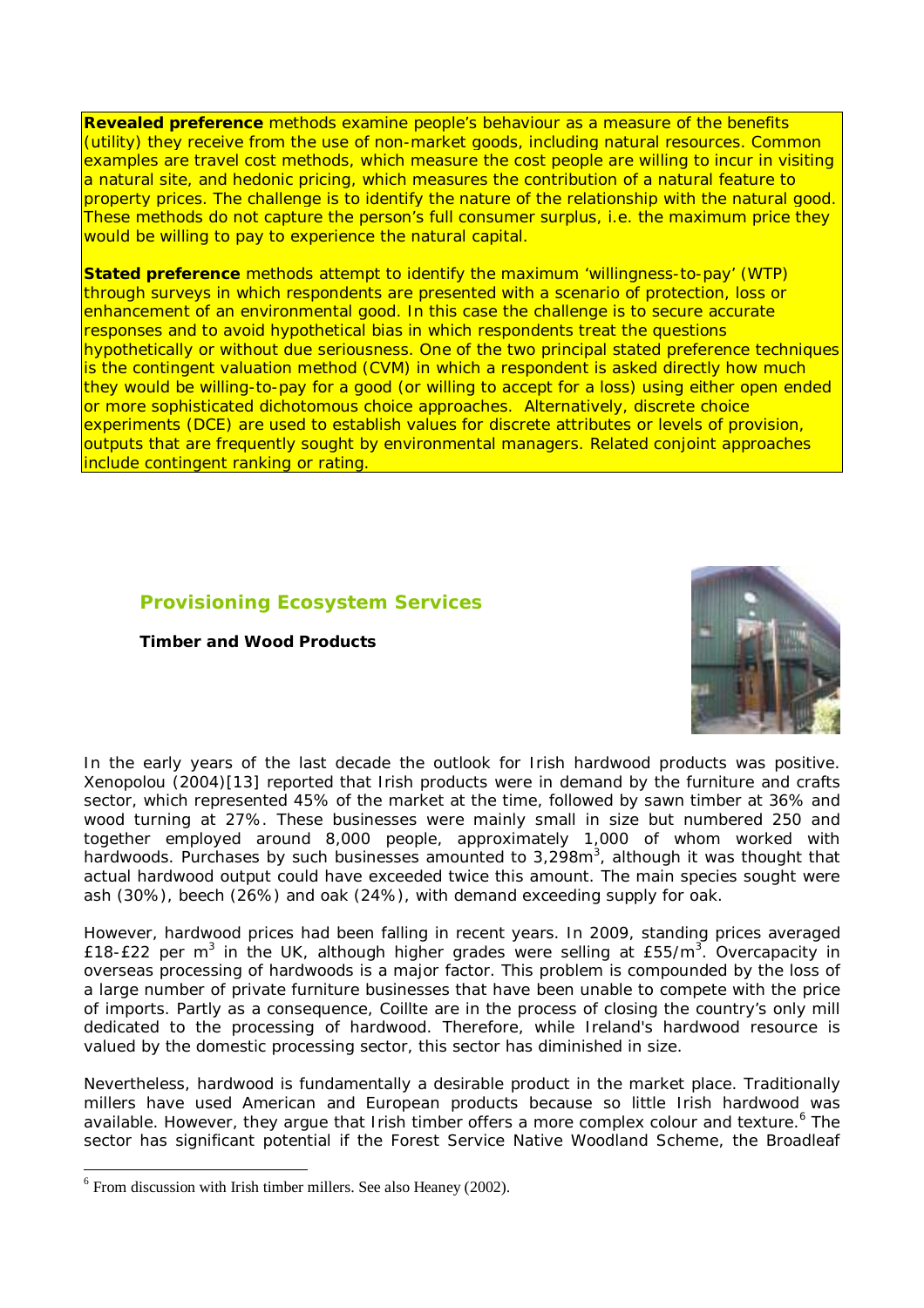**Revealed preference** methods examine people's behaviour as a measure of the benefits (utility) they receive from the use of non-market goods, including natural resources. Common examples are travel cost methods, which measure the cost people are willing to incur in visiting a natural site, and hedonic pricing, which measures the contribution of a natural feature to property prices. The challenge is to identify the nature of the relationship with the natural good. These methods do not capture the person's full consumer surplus, i.e. the maximum price they would be willing to pay to experience the natural capital.

**Stated preference** methods attempt to identify the maximum 'willingness-to-pay' (WTP) through surveys in which respondents are presented with a scenario of protection, loss or enhancement of an environmental good. In this case the challenge is to secure accurate responses and to avoid hypothetical bias in which respondents treat the questions hypothetically or without due seriousness. One of the two principal stated preference techniques is the contingent valuation method (CVM) in which a respondent is asked directly how much they would be willing-to-pay for a good (or willing to accept for a loss) using either open ended or more sophisticated dichotomous choice approaches. Alternatively, discrete choice experiments (DCE) are used to establish values for discrete attributes or levels of provision, outputs that are frequently sought by environmental managers. Related conjoint approaches include contingent ranking or rating.

## Provisioning Ecosystem Services

### Timber and Wood Products

In the early years of the last decade the outlook for Irish hardwood products was positive. Xenopolou (2004)[13] reported that Irish products were in demand by the furniture and crafts sector, which represented 45% of the market at the time, followed by sawn timber at 36% and wood turning at 27%. These businesses were mainly small in size but numbered 250 and together employed around 8,000 people, approximately 1,000 of whom worked with hardwoods. Purchases by such businesses amounted to 3,298m$^3$, although it was thought that actual hardwood output could have exceeded twice this amount. The main species sought were ash (30%), beech (26%) and oak (24%), with demand exceeding supply for oak.

However, hardwood prices had been falling in recent years. In 2009, standing prices averaged £18-£22 per m$^3$ in the UK, although higher grades were selling at £55/m$^3$. Overcapacity in overseas processing of hardwoods is a major factor. This problem is compounded by the loss of a large number of private furniture businesses that have been unable to compete with the price of imports. Partly as a consequence, Coillte are in the process of closing the country's only mill dedicated to the processing of hardwood. Therefore, while Ireland's hardwood resource is valued by the domestic processing sector, this sector has diminished in size.

Nevertheless, hardwood is fundamentally a desirable product in the market place. Traditionally millers have used American and European products because so little Irish hardwood was available. However, they argue that Irish timber offers a more complex colour and texture.[6] The sector has significant potential if the Forest Service Native Woodland Scheme, the Broadleaf

[6] From discussion with Irish timber millers. See also Heaney (2002).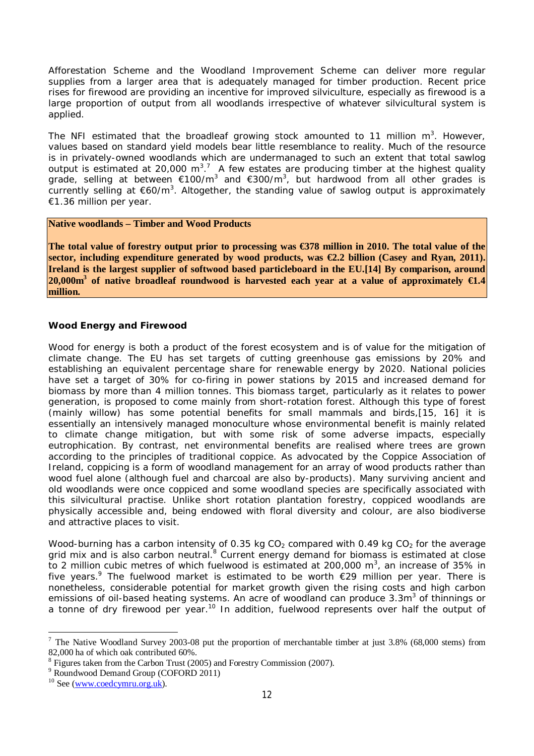Afforestation Scheme and the Woodland Improvement Scheme can deliver more regular supplies from a larger area that is adequately managed for timber production. Recent price rises for firewood are providing an incentive for improved silviculture, especially as firewood is a large proportion of output from all woodlands irrespective of whatever silvicultural system is applied.

The NFI estimated that the broadleaf growing stock amounted to 11 million $m^3$. However, values based on standard yield models bear little resemblance to reality. Much of the resource is in privately-owned woodlands which are undermanaged to such an extent that total sawlog output is estimated at 20,000 $m^3$.[7] A few estates are producing timber at the highest quality grade, selling at between €100/$m^3$ and €300/$m^3$, but hardwood from all other grades is currently selling at €60/$m^3$. Altogether, the standing value of sawlog output is approximately €1.36 million per year.

**Native woodlands – Timber and Wood Products**

**The total value of forestry output prior to processing was €378 million in 2010. The total value of the sector, including expenditure generated by wood products, was €2.2 billion (Casey and Ryan, 2011). Ireland is the largest supplier of softwood based particleboard in the EU.[14] By comparison, around 20,000$m^3$ of native broadleaf roundwood is harvested each year at a value of approximately €1.4 million.**

### Wood Energy and Firewood

Wood for energy is both a product of the forest ecosystem and is of value for the mitigation of climate change. The EU has set targets of cutting greenhouse gas emissions by 20% and establishing an equivalent percentage share for renewable energy by 2020. National policies have set a target of 30% for co-firing in power stations by 2015 and increased demand for biomass by more than 4 million tonnes. This biomass target, particularly as it relates to power generation, is proposed to come mainly from short-rotation forest. Although this type of forest (mainly willow) has some potential benefits for small mammals and birds,[15, 16] it is essentially an intensively managed monoculture whose environmental benefit is mainly related to climate change mitigation, but with some risk of some adverse impacts, especially eutrophication. By contrast, net environmental benefits are realised where trees are grown according to the principles of traditional coppice. As advocated by the Coppice Association of Ireland, coppicing is a form of woodland management for an array of wood products rather than wood fuel alone (although fuel and charcoal are also by-products). Many surviving ancient and old woodlands were once coppiced and some woodland species are specifically associated with this silvicultural practise. Unlike short rotation plantation forestry, coppiced woodlands are physically accessible and, being endowed with floral diversity and colour, are also biodiverse and attractive places to visit.

Wood-burning has a carbon intensity of 0.35 kg $CO_2$ compared with 0.49 kg $CO_2$ for the average grid mix and is also carbon neutral.[8] Current energy demand for biomass is estimated at close to 2 million cubic metres of which fuelwood is estimated at 200,000 $m^3$, an increase of 35% in five years.[9] The fuelwood market is estimated to be worth €29 million per year. There is nonetheless, considerable potential for market growth given the rising costs and high carbon emissions of oil-based heating systems. An acre of woodland can produce 3.3$m^3$ of thinnings or a tonne of dry firewood per year.[10] In addition, fuelwood represents over half the output of

---

[7] The Native Woodland Survey 2003-08 put the proportion of merchantable timber at just 3.8% (68,000 stems) from 82,000 ha of which oak contributed 60%.

[8] Figures taken from the Carbon Trust (2005) and Forestry Commission (2007).

[9] Roundwood Demand Group (COFORD 2011)

[10] See (www.coedcymru.org.uk).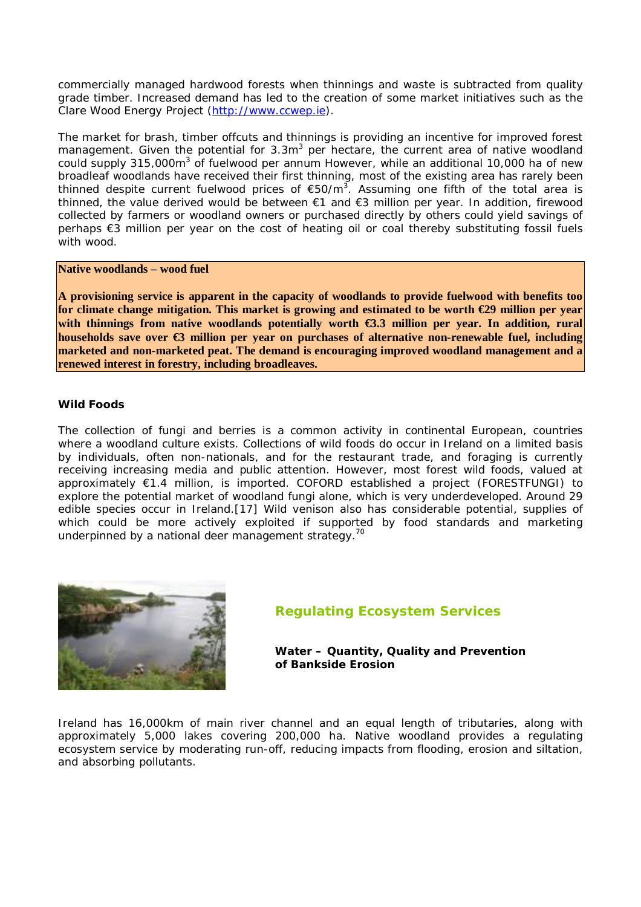commercially managed hardwood forests when thinnings and waste is subtracted from quality grade timber. Increased demand has led to the creation of some market initiatives such as the Clare Wood Energy Project (http://www.ccwep.ie).

The market for brash, timber offcuts and thinnings is providing an incentive for improved forest management. Given the potential for 3.3m$^3$ per hectare, the current area of native woodland could supply 315,000m$^3$ of fuelwood per annum However, while an additional 10,000 ha of new broadleaf woodlands have received their first thinning, most of the existing area has rarely been thinned despite current fuelwood prices of €50/m$^3$. Assuming one fifth of the total area is thinned, the value derived would be between €1 and €3 million per year. In addition, firewood collected by farmers or woodland owners or purchased directly by others could yield savings of perhaps €3 million per year on the cost of heating oil or coal thereby substituting fossil fuels with wood.

**Native woodlands – wood fuel**

**A provisioning service is apparent in the capacity of woodlands to provide fuelwood with benefits too for climate change mitigation. This market is growing and estimated to be worth €29 million per year with thinnings from native woodlands potentially worth €3.3 million per year. In addition, rural households save over €3 million per year on purchases of alternative non-renewable fuel, including marketed and non-marketed peat. The demand is encouraging improved woodland management and a renewed interest in forestry, including broadleaves.**

### Wild Foods

The collection of fungi and berries is a common activity in continental European, countries where a woodland culture exists. Collections of wild foods do occur in Ireland on a limited basis by individuals, often non-nationals, and for the restaurant trade, and foraging is currently receiving increasing media and public attention. However, most forest wild foods, valued at approximately €1.4 million, is imported. COFORD established a project (FORESTFUNGI) to explore the potential market of woodland fungi alone, which is very underdeveloped. Around 29 edible species occur in Ireland.[17] Wild venison also has considerable potential, supplies of which could be more actively exploited if supported by food standards and marketing underpinned by a national deer management strategy.[70]

## Regulating Ecosystem Services

### Water – Quantity, Quality and Prevention of Bankside Erosion

Ireland has 16,000km of main river channel and an equal length of tributaries, along with approximately 5,000 lakes covering 200,000 ha. Native woodland provides a regulating ecosystem service by moderating run-off, reducing impacts from flooding, erosion and siltation, and absorbing pollutants.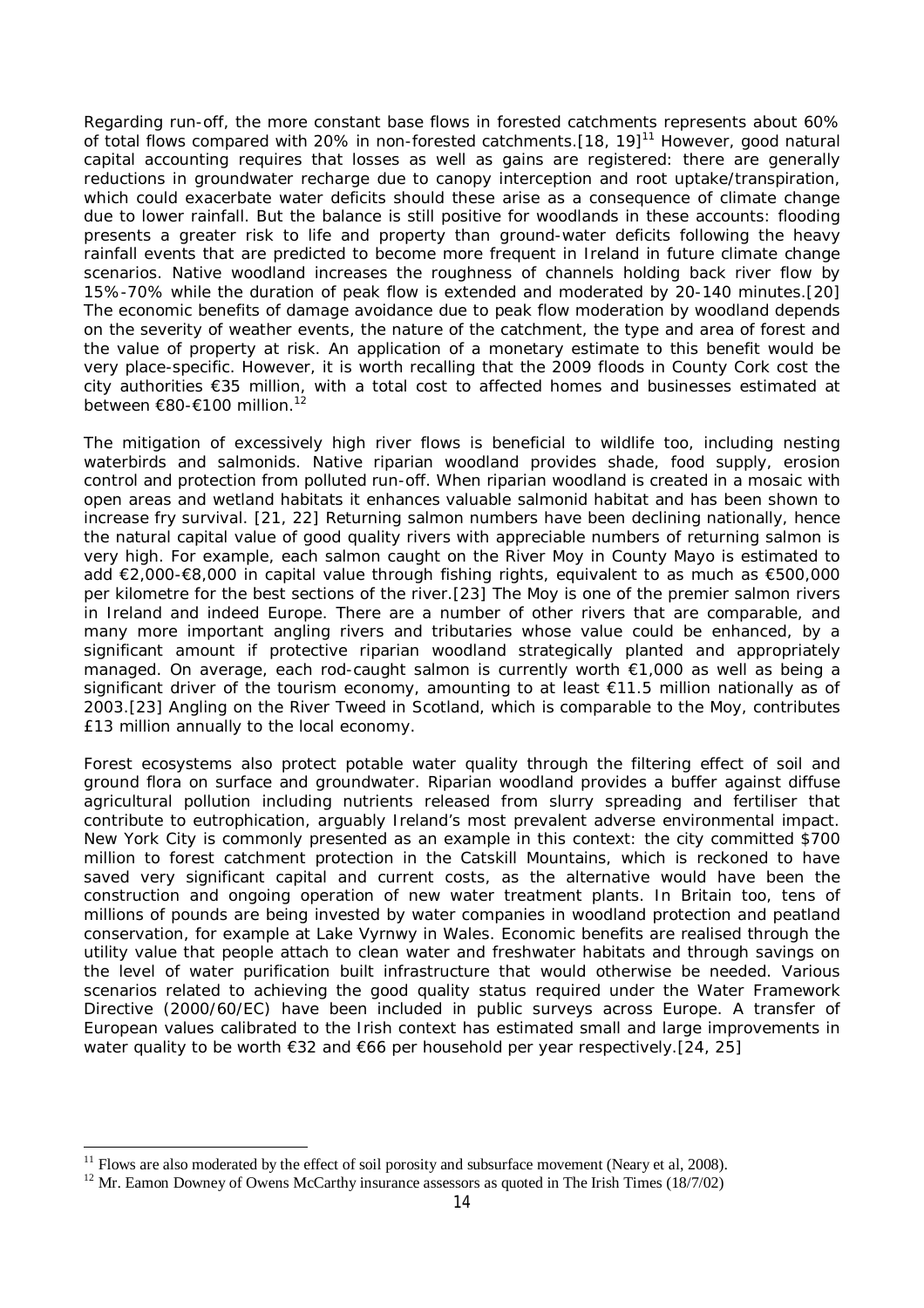Regarding run-off, the more constant base flows in forested catchments represents about 60% of total flows compared with 20% in non-forested catchments.[18, 19][11] However, good natural capital accounting requires that losses as well as gains are registered: there are generally reductions in groundwater recharge due to canopy interception and root uptake/transpiration, which could exacerbate water deficits should these arise as a consequence of climate change due to lower rainfall. But the balance is still positive for woodlands in these accounts: flooding presents a greater risk to life and property than ground-water deficits following the heavy rainfall events that are predicted to become more frequent in Ireland in future climate change scenarios. Native woodland increases the roughness of channels holding back river flow by 15%-70% while the duration of peak flow is extended and moderated by 20-140 minutes.[20] The economic benefits of damage avoidance due to peak flow moderation by woodland depends on the severity of weather events, the nature of the catchment, the type and area of forest and the value of property at risk. An application of a monetary estimate to this benefit would be very place-specific. However, it is worth recalling that the 2009 floods in County Cork cost the city authorities €35 million, with a total cost to affected homes and businesses estimated at between €80-€100 million.[12]

The mitigation of excessively high river flows is beneficial to wildlife too, including nesting waterbirds and salmonids. Native riparian woodland provides shade, food supply, erosion control and protection from polluted run-off. When riparian woodland is created in a mosaic with open areas and wetland habitats it enhances valuable salmonid habitat and has been shown to increase fry survival. [21, 22] Returning salmon numbers have been declining nationally, hence the natural capital value of good quality rivers with appreciable numbers of returning salmon is very high. For example, each salmon caught on the River Moy in County Mayo is estimated to add €2,000-€8,000 in capital value through fishing rights, equivalent to as much as €500,000 per kilometre for the best sections of the river.[23] The Moy is one of the premier salmon rivers in Ireland and indeed Europe. There are a number of other rivers that are comparable, and many more important angling rivers and tributaries whose value could be enhanced, by a significant amount if protective riparian woodland strategically planted and appropriately managed. On average, each rod-caught salmon is currently worth €1,000 as well as being a significant driver of the tourism economy, amounting to at least €11.5 million nationally as of 2003.[23] Angling on the River Tweed in Scotland, which is comparable to the Moy, contributes £13 million annually to the local economy.

Forest ecosystems also protect potable water quality through the filtering effect of soil and ground flora on surface and groundwater. Riparian woodland provides a buffer against diffuse agricultural pollution including nutrients released from slurry spreading and fertiliser that contribute to eutrophication, arguably Ireland's most prevalent adverse environmental impact. New York City is commonly presented as an example in this context: the city committed $700 million to forest catchment protection in the Catskill Mountains, which is reckoned to have saved very significant capital and current costs, as the alternative would have been the construction and ongoing operation of new water treatment plants. In Britain too, tens of millions of pounds are being invested by water companies in woodland protection and peatland conservation, for example at Lake Vyrnwy in Wales. Economic benefits are realised through the utility value that people attach to clean water and freshwater habitats and through savings on the level of water purification built infrastructure that would otherwise be needed. Various scenarios related to achieving the good quality status required under the Water Framework Directive (2000/60/EC) have been included in public surveys across Europe. A transfer of European values calibrated to the Irish context has estimated small and large improvements in water quality to be worth €32 and €66 per household per year respectively.[24, 25]

[11] Flows are also moderated by the effect of soil porosity and subsurface movement (Neary et al, 2008).

[12] Mr. Eamon Downey of Owens McCarthy insurance assessors as quoted in The Irish Times (18/7/02)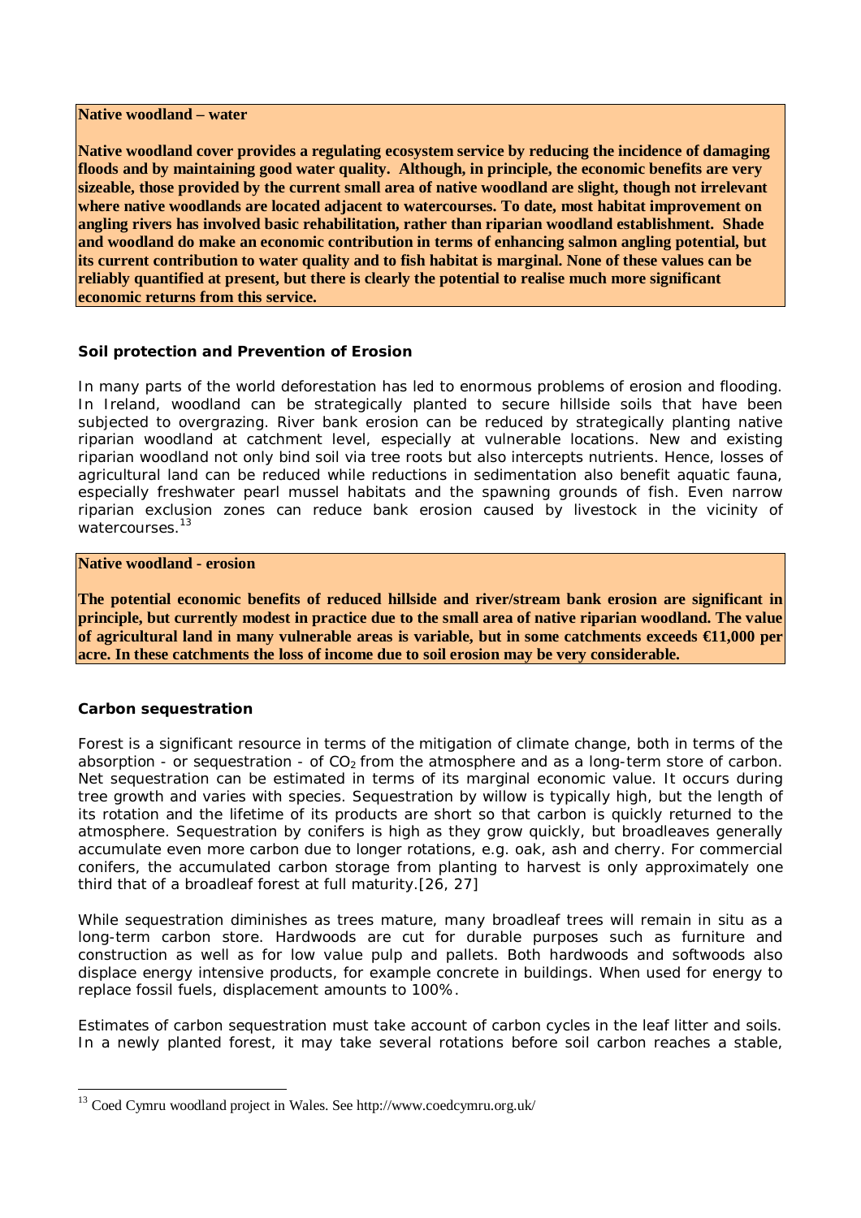**Native woodland – water**

**Native woodland cover provides a regulating ecosystem service by reducing the incidence of damaging floods and by maintaining good water quality. Although, in principle, the economic benefits are very sizeable, those provided by the current small area of native woodland are slight, though not irrelevant where native woodlands are located adjacent to watercourses. To date, most habitat improvement on angling rivers has involved basic rehabilitation, rather than riparian woodland establishment. Shade and woodland do make an economic contribution in terms of enhancing salmon angling potential, but its current contribution to water quality and to fish habitat is marginal. None of these values can be reliably quantified at present, but there is clearly the potential to realise much more significant economic returns from this service.**

### Soil protection and Prevention of Erosion

In many parts of the world deforestation has led to enormous problems of erosion and flooding. In Ireland, woodland can be strategically planted to secure hillside soils that have been subjected to overgrazing. River bank erosion can be reduced by strategically planting native riparian woodland at catchment level, especially at vulnerable locations. New and existing riparian woodland not only bind soil via tree roots but also intercepts nutrients. Hence, losses of agricultural land can be reduced while reductions in sedimentation also benefit aquatic fauna, especially freshwater pearl mussel habitats and the spawning grounds of fish. Even narrow riparian exclusion zones can reduce bank erosion caused by livestock in the vicinity of watercourses.[13]

**Native woodland - erosion**

**The potential economic benefits of reduced hillside and river/stream bank erosion are significant in principle, but currently modest in practice due to the small area of native riparian woodland. The value of agricultural land in many vulnerable areas is variable, but in some catchments exceeds €11,000 per acre. In these catchments the loss of income due to soil erosion may be very considerable.**

### Carbon sequestration

Forest is a significant resource in terms of the mitigation of climate change, both in terms of the absorption - or sequestration - of $CO_2$ from the atmosphere and as a long-term store of carbon. Net sequestration can be estimated in terms of its marginal economic value. It occurs during tree growth and varies with species. Sequestration by willow is typically high, but the length of its rotation and the lifetime of its products are short so that carbon is quickly returned to the atmosphere. Sequestration by conifers is high as they grow quickly, but broadleaves generally accumulate even more carbon due to longer rotations, e.g. oak, ash and cherry. For commercial conifers, the accumulated carbon storage from planting to harvest is only approximately one third that of a broadleaf forest at full maturity.[26, 27]

While sequestration diminishes as trees mature, many broadleaf trees will remain in situ as a long-term carbon store. Hardwoods are cut for durable purposes such as furniture and construction as well as for low value pulp and pallets. Both hardwoods and softwoods also displace energy intensive products, for example concrete in buildings. When used for energy to replace fossil fuels, displacement amounts to 100%.

Estimates of carbon sequestration must take account of carbon cycles in the leaf litter and soils. In a newly planted forest, it may take several rotations before soil carbon reaches a stable,

---

[13] Coed Cymru woodland project in Wales. See http://www.coedcymru.org.uk/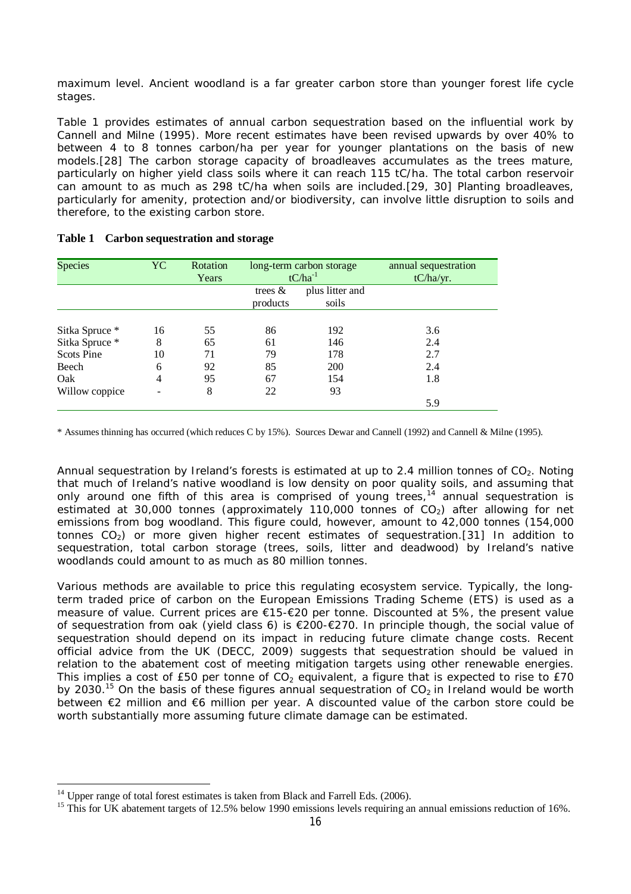maximum level. Ancient woodland is a far greater carbon store than younger forest life cycle stages.

Table 1 provides estimates of annual carbon sequestration based on the influential work by Cannell and Milne (1995). More recent estimates have been revised upwards by over 40% to between 4 to 8 tonnes carbon/ha per year for younger plantations on the basis of new models.[28] The carbon storage capacity of broadleaves accumulates as the trees mature, particularly on higher yield class soils where it can reach 115 tC/ha. The total carbon reservoir can amount to as much as 298 tC/ha when soils are included.[29, 30] Planting broadleaves, particularly for amenity, protection and/or biodiversity, can involve little disruption to soils and therefore, to the existing carbon store.

**Table 1 Carbon sequestration and storage**

| Species | YC | Rotation Years | long-term carbon storage $tC/ha^{-1}$ | | annual sequestration tC/ha/yr. |
|---|---|---|---|---|---|
| | | | trees & products | plus litter and soils | |
| Sitka Spruce * | 16 | 55 | 86 | 192 | 3.6 |
| Sitka Spruce * | 8 | 65 | 61 | 146 | 2.4 |
| Scots Pine | 10 | 71 | 79 | 178 | 2.7 |
| Beech | 6 | 92 | 85 | 200 | 2.4 |
| Oak | 4 | 95 | 67 | 154 | 1.8 |
| Willow coppice | - | 8 | 22 | 93 | |
| | | | | | 5.9 |

\* Assumes thinning has occurred (which reduces C by 15%). Sources Dewar and Cannell (1992) and Cannell & Milne (1995).

Annual sequestration by Ireland's forests is estimated at up to 2.4 million tonnes of $CO_2$. Noting that much of Ireland's native woodland is low density on poor quality soils, and assuming that only around one fifth of this area is comprised of young trees,[14] annual sequestration is estimated at 30,000 tonnes (approximately 110,000 tonnes of $CO_2$) after allowing for net emissions from bog woodland. This figure could, however, amount to 42,000 tonnes (154,000 tonnes $CO_2$) or more given higher recent estimates of sequestration.[31] In addition to sequestration, total carbon storage (trees, soils, litter and deadwood) by Ireland's native woodlands could amount to as much as 80 million tonnes.

Various methods are available to price this regulating ecosystem service. Typically, the long-term traded price of carbon on the European Emissions Trading Scheme (ETS) is used as a measure of value. Current prices are €15-€20 per tonne. Discounted at 5%, the present value of sequestration from oak (yield class 6) is €200-€270. In principle though, the social value of sequestration should depend on its impact in reducing future climate change costs. Recent official advice from the UK (DECC, 2009) suggests that sequestration should be valued in relation to the abatement cost of meeting mitigation targets using other renewable energies. This implies a cost of £50 per tonne of $CO_2$ equivalent, a figure that is expected to rise to £70 by 2030.[15] On the basis of these figures annual sequestration of $CO_2$ in Ireland would be worth between €2 million and €6 million per year. A discounted value of the carbon store could be worth substantially more assuming future climate damage can be estimated.

---

[14] Upper range of total forest estimates is taken from Black and Farrell Eds. (2006).

[15] This for UK abatement targets of 12.5% below 1990 emissions levels requiring an annual emissions reduction of 16%.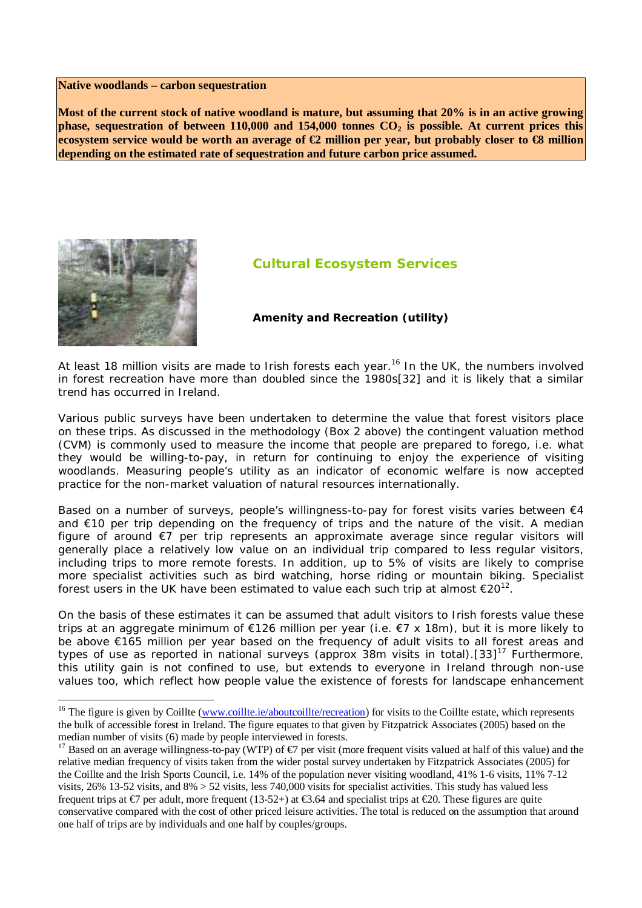**Native woodlands – carbon sequestration**

**Most of the current stock of native woodland is mature, but assuming that 20% is in an active growing phase, sequestration of between 110,000 and 154,000 tonnes $CO_2$ is possible. At current prices this ecosystem service would be worth an average of €2 million per year, but probably closer to €8 million depending on the estimated rate of sequestration and future carbon price assumed.**

## Cultural Ecosystem Services

### Amenity and Recreation (utility)

At least 18 million visits are made to Irish forests each year.[16] In the UK, the numbers involved in forest recreation have more than doubled since the 1980s[32] and it is likely that a similar trend has occurred in Ireland.

Various public surveys have been undertaken to determine the value that forest visitors place on these trips. As discussed in the methodology (Box 2 above) the contingent valuation method (CVM) is commonly used to measure the income that people are prepared to forego, i.e. what they would be willing-to-pay, in return for continuing to enjoy the experience of visiting woodlands. Measuring people's utility as an indicator of economic welfare is now accepted practice for the non-market valuation of natural resources internationally.

Based on a number of surveys, people's willingness-to-pay for forest visits varies between €4 and €10 per trip depending on the frequency of trips and the nature of the visit. A median figure of around €7 per trip represents an approximate average since regular visitors will generally place a relatively low value on an individual trip compared to less regular visitors, including trips to more remote forests. In addition, up to 5% of visits are likely to comprise more specialist activities such as bird watching, horse riding or mountain biking. Specialist forest users in the UK have been estimated to value each such trip at almost €20[12].

On the basis of these estimates it can be assumed that adult visitors to Irish forests value these trips at an aggregate minimum of €126 million per year (i.e. €7 x 18m), but it is more likely to be above €165 million per year based on the frequency of adult visits to all forest areas and types of use as reported in national surveys (approx 38m visits in total).[33][17] Furthermore, this utility gain is not confined to use, but extends to everyone in Ireland through non-use values too, which reflect how people value the existence of forests for landscape enhancement

---

[16] The figure is given by Coillte (www.coillte.ie/aboutcoillte/recreation) for visits to the Coillte estate, which represents the bulk of accessible forest in Ireland. The figure equates to that given by Fitzpatrick Associates (2005) based on the median number of visits (6) made by people interviewed in forests.

[17] Based on an average willingness-to-pay (WTP) of €7 per visit (more frequent visits valued at half of this value) and the relative median frequency of visits taken from the wider postal survey undertaken by Fitzpatrick Associates (2005) for the Coillte and the Irish Sports Council, i.e. 14% of the population never visiting woodland, 41% 1-6 visits, 11% 7-12 visits, 26% 13-52 visits, and 8% > 52 visits, less 740,000 visits for specialist activities. This study has valued less frequent trips at €7 per adult, more frequent (13-52+) at €3.64 and specialist trips at €20. These figures are quite conservative compared with the cost of other priced leisure activities. The total is reduced on the assumption that around one half of trips are by individuals and one half by couples/groups.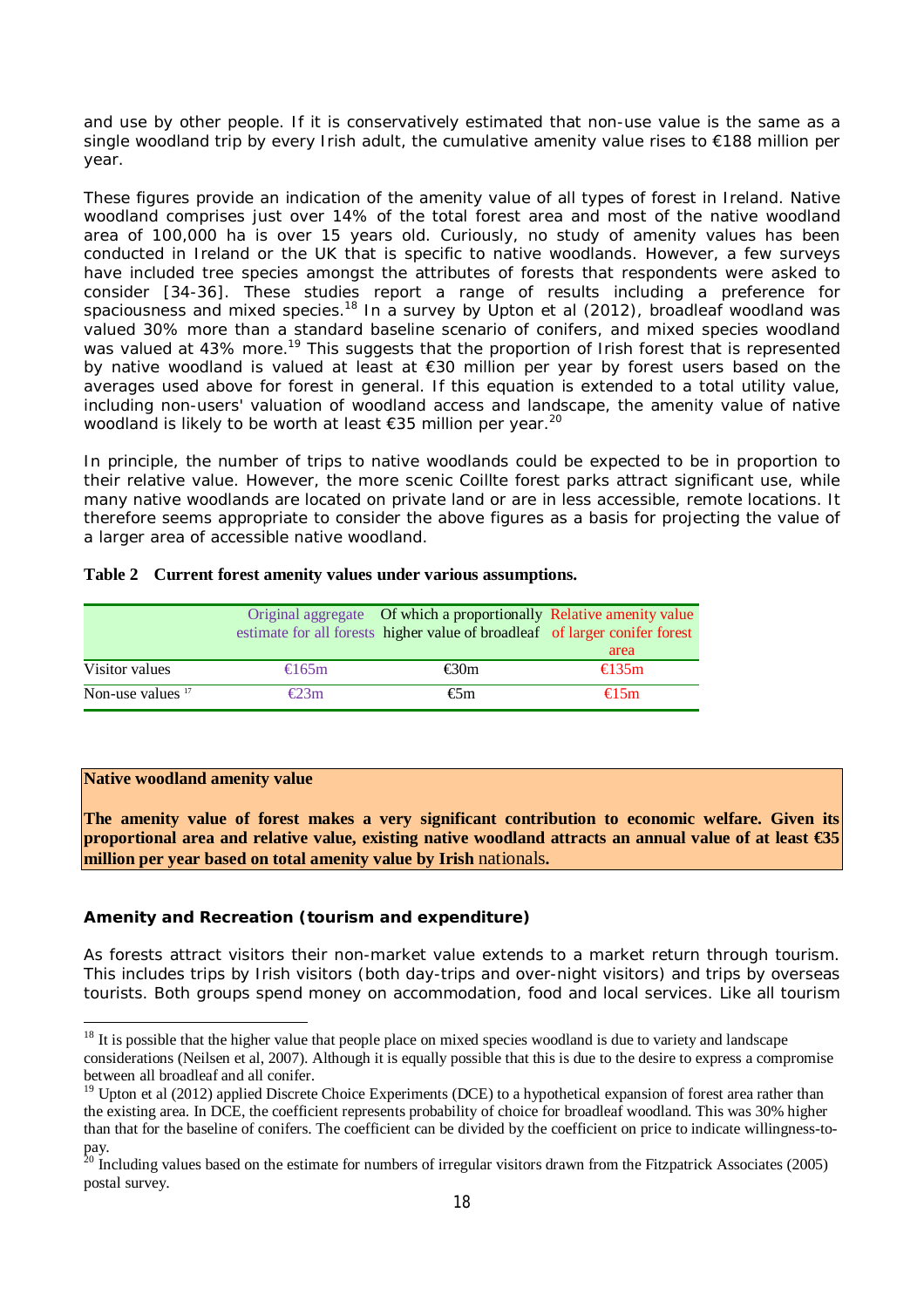and use by other people. If it is conservatively estimated that non-use value is the same as a single woodland trip by every Irish adult, the cumulative amenity value rises to €188 million per year.

These figures provide an indication of the amenity value of all types of forest in Ireland. Native woodland comprises just over 14% of the total forest area and most of the native woodland area of 100,000 ha is over 15 years old. Curiously, no study of amenity values has been conducted in Ireland or the UK that is specific to native woodlands. However, a few surveys have included tree species amongst the attributes of forests that respondents were asked to consider [34-36]. These studies report a range of results including a preference for spaciousness and mixed species.[18] In a survey by Upton et al (2012), broadleaf woodland was valued 30% more than a standard baseline scenario of conifers, and mixed species woodland was valued at 43% more.[19] This suggests that the proportion of Irish forest that is represented by native woodland is valued at least at €30 million per year by forest users based on the averages used above for forest in general. If this equation is extended to a total utility value, including non-users' valuation of woodland access and landscape, the amenity value of native woodland is likely to be worth at least €35 million per year.[20]

In principle, the number of trips to native woodlands could be expected to be in proportion to their relative value. However, the more scenic Coillte forest parks attract significant use, while many native woodlands are located on private land or are in less accessible, remote locations. It therefore seems appropriate to consider the above figures as a basis for projecting the value of a larger area of accessible native woodland.

**Table 2 Current forest amenity values under various assumptions.**

| | Original aggregate estimate for all forests | Of which a proportionally higher value of broadleaf | Relative amenity value of larger conifer forest area |
|---|---|---|---|
| Visitor values | €165m | €30m | €135m |
| Non-use values [17] | €23m | €5m | €15m |

**Native woodland amenity value**

**The amenity value of forest makes a very significant contribution to economic welfare. Given its proportional area and relative value, existing native woodland attracts an annual value of at least €35 million per year based on total amenity value by Irish nationals.**

**Amenity and Recreation (tourism and expenditure)**

As forests attract visitors their non-market value extends to a market return through tourism. This includes trips by Irish visitors (both day-trips and over-night visitors) and trips by overseas tourists. Both groups spend money on accommodation, food and local services. Like all tourism

[18] It is possible that the higher value that people place on mixed species woodland is due to variety and landscape considerations (Neilsen et al, 2007). Although it is equally possible that this is due to the desire to express a compromise between all broadleaf and all conifer.

[19] Upton et al (2012) applied Discrete Choice Experiments (DCE) to a hypothetical expansion of forest area rather than the existing area. In DCE, the coefficient represents probability of choice for broadleaf woodland. This was 30% higher than that for the baseline of conifers. The coefficient can be divided by the coefficient on price to indicate willingness-to-pay.

[20] Including values based on the estimate for numbers of irregular visitors drawn from the Fitzpatrick Associates (2005) postal survey.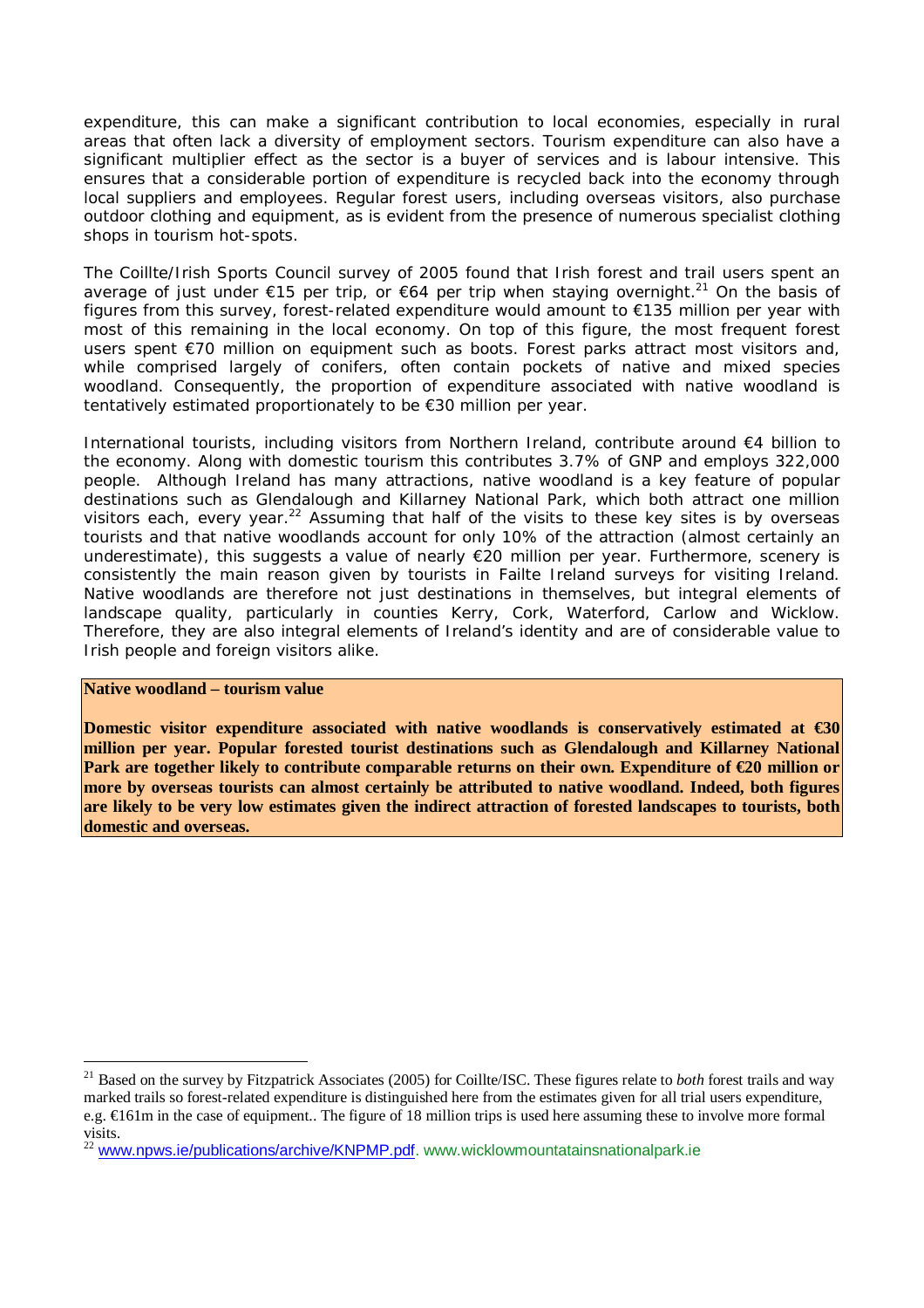expenditure, this can make a significant contribution to local economies, especially in rural areas that often lack a diversity of employment sectors. Tourism expenditure can also have a significant multiplier effect as the sector is a buyer of services and is labour intensive. This ensures that a considerable portion of expenditure is recycled back into the economy through local suppliers and employees. Regular forest users, including overseas visitors, also purchase outdoor clothing and equipment, as is evident from the presence of numerous specialist clothing shops in tourism hot-spots.

The Coillte/Irish Sports Council survey of 2005 found that Irish forest and trail users spent an average of just under €15 per trip, or €64 per trip when staying overnight.[21] On the basis of figures from this survey, forest-related expenditure would amount to €135 million per year with most of this remaining in the local economy. On top of this figure, the most frequent forest users spent €70 million on equipment such as boots. Forest parks attract most visitors and, while comprised largely of conifers, often contain pockets of native and mixed species woodland. Consequently, the proportion of expenditure associated with native woodland is tentatively estimated proportionately to be €30 million per year.

International tourists, including visitors from Northern Ireland, contribute around €4 billion to the economy. Along with domestic tourism this contributes 3.7% of GNP and employs 322,000 people. Although Ireland has many attractions, native woodland is a key feature of popular destinations such as Glendalough and Killarney National Park, which both attract one million visitors each, every year.[22] Assuming that half of the visits to these key sites is by overseas tourists and that native woodlands account for only 10% of the attraction (almost certainly an underestimate), this suggests a value of nearly €20 million per year. Furthermore, scenery is consistently the main reason given by tourists in Failte Ireland surveys for visiting Ireland. Native woodlands are therefore not just destinations in themselves, but integral elements of landscape quality, particularly in counties Kerry, Cork, Waterford, Carlow and Wicklow. Therefore, they are also integral elements of Ireland's identity and are of considerable value to Irish people and foreign visitors alike.

**Native woodland – tourism value**

**Domestic visitor expenditure associated with native woodlands is conservatively estimated at €30 million per year. Popular forested tourist destinations such as Glendalough and Killarney National Park are together likely to contribute comparable returns on their own. Expenditure of €20 million or more by overseas tourists can almost certainly be attributed to native woodland. Indeed, both figures are likely to be very low estimates given the indirect attraction of forested landscapes to tourists, both domestic and overseas.**

---

[21] Based on the survey by Fitzpatrick Associates (2005) for Coillte/ISC. These figures relate to *both* forest trails and way marked trails so forest-related expenditure is distinguished here from the estimates given for all trial users expenditure, e.g. €161m in the case of equipment.. The figure of 18 million trips is used here assuming these to involve more formal visits.

[22] www.npws.ie/publications/archive/KNPMP.pdf. www.wicklowmountatainsnationalpark.ie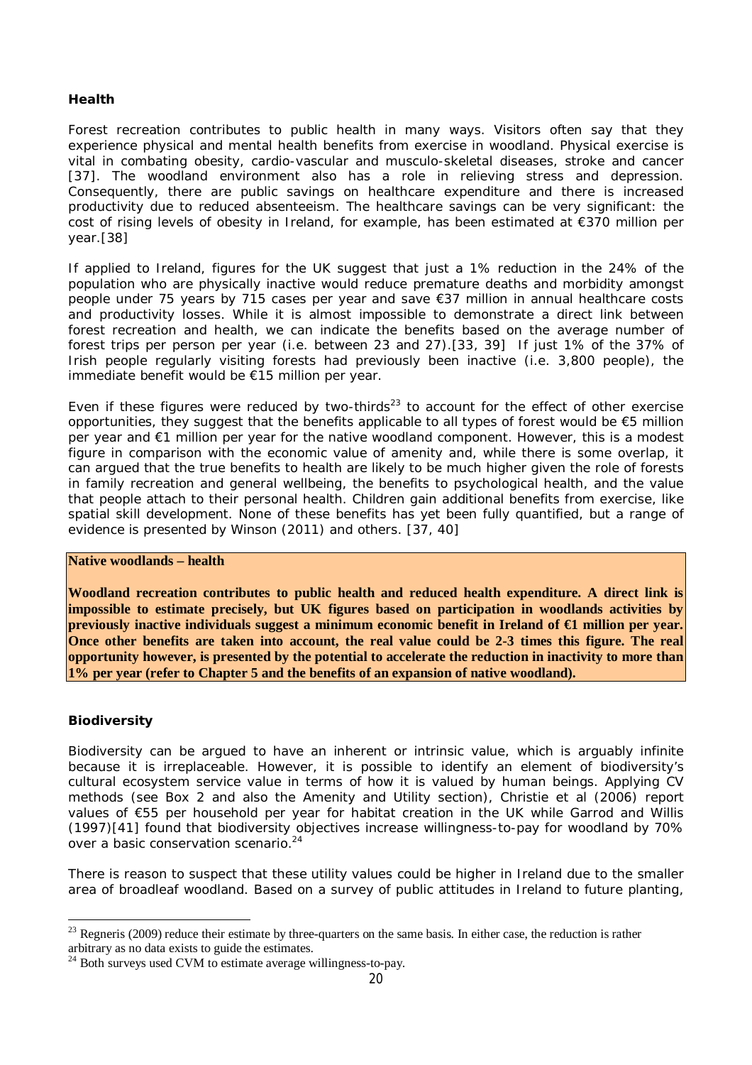### Health

Forest recreation contributes to public health in many ways. Visitors often say that they experience physical and mental health benefits from exercise in woodland. Physical exercise is vital in combating obesity, cardio-vascular and musculo-skeletal diseases, stroke and cancer [37]. The woodland environment also has a role in relieving stress and depression. Consequently, there are public savings on healthcare expenditure and there is increased productivity due to reduced absenteeism. The healthcare savings can be very significant: the cost of rising levels of obesity in Ireland, for example, has been estimated at €370 million per year.[38]

If applied to Ireland, figures for the UK suggest that just a 1% reduction in the 24% of the population who are physically inactive would reduce premature deaths and morbidity amongst people under 75 years by 715 cases per year and save €37 million in annual healthcare costs and productivity losses. While it is almost impossible to demonstrate a direct link between forest recreation and health, we can indicate the benefits based on the average number of forest trips per person per year (i.e. between 23 and 27).[33, 39] If just 1% of the 37% of Irish people regularly visiting forests had previously been inactive (i.e. 3,800 people), the immediate benefit would be €15 million per year.

Even if these figures were reduced by two-thirds[23] to account for the effect of other exercise opportunities, they suggest that the benefits applicable to all types of forest would be €5 million per year and €1 million per year for the native woodland component. However, this is a modest figure in comparison with the economic value of amenity and, while there is some overlap, it can argued that the true benefits to health are likely to be much higher given the role of forests in family recreation and general wellbeing, the benefits to psychological health, and the value that people attach to their personal health. Children gain additional benefits from exercise, like spatial skill development. None of these benefits has yet been fully quantified, but a range of evidence is presented by Winson (2011) and others. [37, 40]

**Native woodlands – health**

**Woodland recreation contributes to public health and reduced health expenditure. A direct link is impossible to estimate precisely, but UK figures based on participation in woodlands activities by previously inactive individuals suggest a minimum economic benefit in Ireland of €1 million per year. Once other benefits are taken into account, the real value could be 2-3 times this figure. The real opportunity however, is presented by the potential to accelerate the reduction in inactivity to more than 1% per year (refer to Chapter 5 and the benefits of an expansion of native woodland).**

### Biodiversity

Biodiversity can be argued to have an inherent or intrinsic value, which is arguably infinite because it is irreplaceable. However, it is possible to identify an element of biodiversity's cultural ecosystem service value in terms of how it is valued by human beings. Applying CV methods (see Box 2 and also the Amenity and Utility section), Christie et al (2006) report values of €55 per household per year for habitat creation in the UK while Garrod and Willis (1997)[41] found that biodiversity objectives increase willingness-to-pay for woodland by 70% over a basic conservation scenario.[24]

There is reason to suspect that these utility values could be higher in Ireland due to the smaller area of broadleaf woodland. Based on a survey of public attitudes in Ireland to future planting,

---

[23] Regneris (2009) reduce their estimate by three-quarters on the same basis. In either case, the reduction is rather arbitrary as no data exists to guide the estimates.

[24] Both surveys used CVM to estimate average willingness-to-pay.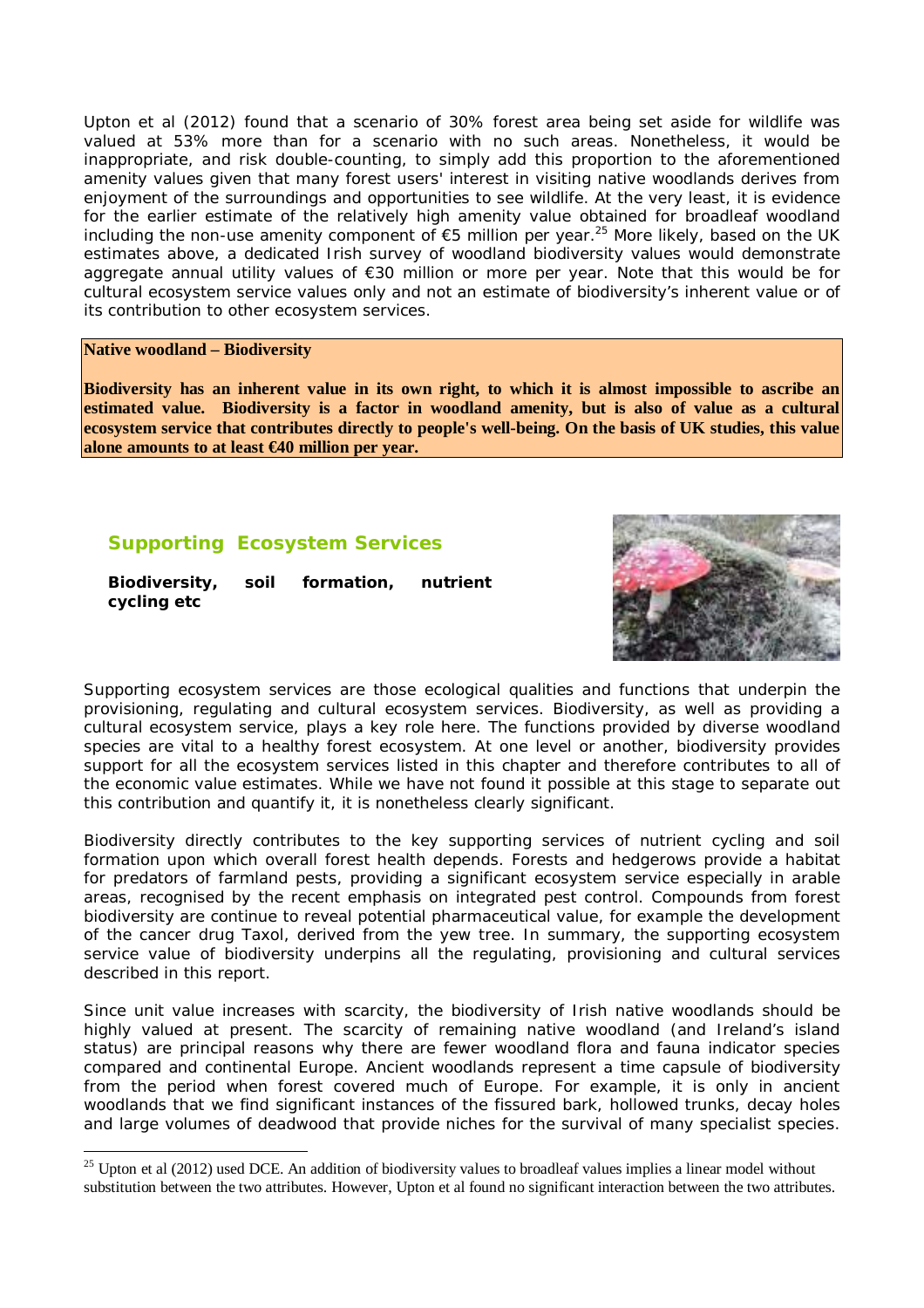Upton et al (2012) found that a scenario of 30% forest area being set aside for wildlife was valued at 53% more than for a scenario with no such areas. Nonetheless, it would be inappropriate, and risk double-counting, to simply add this proportion to the aforementioned amenity values given that many forest users' interest in visiting native woodlands derives from enjoyment of the surroundings and opportunities to see wildlife. At the very least, it is evidence for the earlier estimate of the relatively high amenity value obtained for broadleaf woodland including the non-use amenity component of €5 million per year.[25] More likely, based on the UK estimates above, a dedicated Irish survey of woodland biodiversity values would demonstrate aggregate annual utility values of €30 million or more per year. Note that this would be for cultural ecosystem service values only and not an estimate of biodiversity's inherent value or of its contribution to other ecosystem services.

**Native woodland – Biodiversity**

**Biodiversity has an inherent value in its own right, to which it is almost impossible to ascribe an estimated value. Biodiversity is a factor in woodland amenity, but is also of value as a cultural ecosystem service that contributes directly to people's well-being. On the basis of UK studies, this value alone amounts to at least €40 million per year.**

## Supporting Ecosystem Services

**Biodiversity, soil formation, nutrient cycling etc**

Supporting ecosystem services are those ecological qualities and functions that underpin the provisioning, regulating and cultural ecosystem services. Biodiversity, as well as providing a cultural ecosystem service, plays a key role here. The functions provided by diverse woodland species are vital to a healthy forest ecosystem. At one level or another, biodiversity provides support for all the ecosystem services listed in this chapter and therefore contributes to all of the economic value estimates. While we have not found it possible at this stage to separate out this contribution and quantify it, it is nonetheless clearly significant.

Biodiversity directly contributes to the key supporting services of nutrient cycling and soil formation upon which overall forest health depends. Forests and hedgerows provide a habitat for predators of farmland pests, providing a significant ecosystem service especially in arable areas, recognised by the recent emphasis on integrated pest control. Compounds from forest biodiversity are continue to reveal potential pharmaceutical value, for example the development of the cancer drug Taxol, derived from the yew tree. In summary, the supporting ecosystem service value of biodiversity underpins all the regulating, provisioning and cultural services described in this report.

Since unit value increases with scarcity, the biodiversity of Irish native woodlands should be highly valued at present. The scarcity of remaining native woodland (and Ireland's island status) are principal reasons why there are fewer woodland flora and fauna indicator species compared and continental Europe. Ancient woodlands represent a time capsule of biodiversity from the period when forest covered much of Europe. For example, it is only in ancient woodlands that we find significant instances of the fissured bark, hollowed trunks, decay holes and large volumes of deadwood that provide niches for the survival of many specialist species.

[25] Upton et al (2012) used DCE. An addition of biodiversity values to broadleaf values implies a linear model without substitution between the two attributes. However, Upton et al found no significant interaction between the two attributes.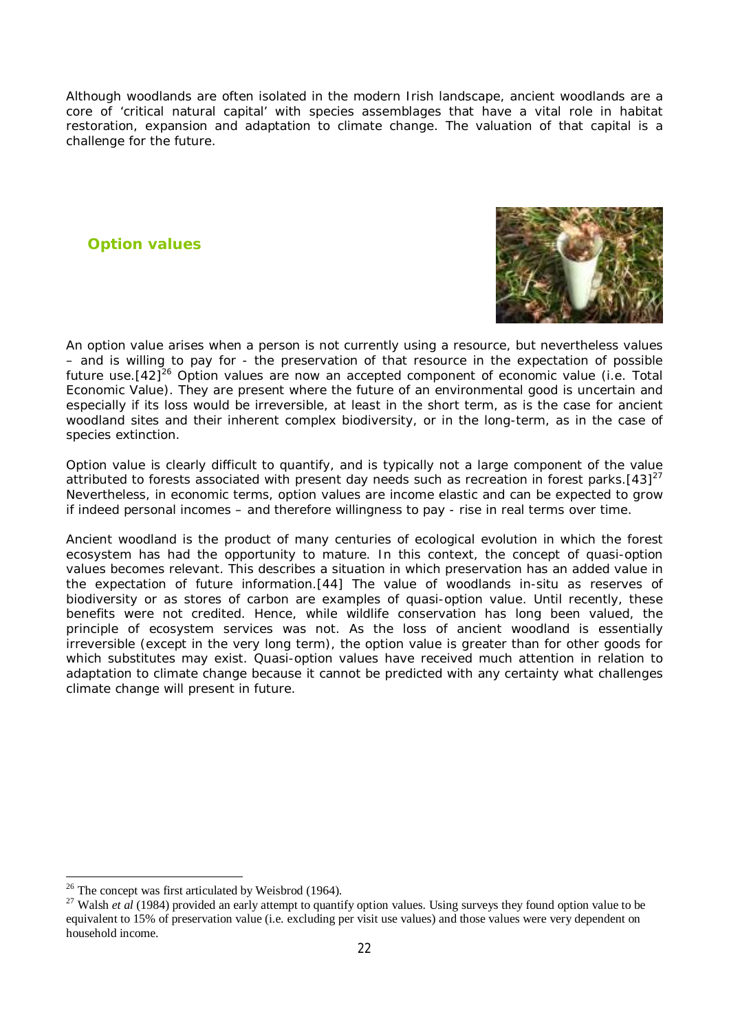Although woodlands are often isolated in the modern Irish landscape, ancient woodlands are a core of 'critical natural capital' with species assemblages that have a vital role in habitat restoration, expansion and adaptation to climate change. The valuation of that capital is a challenge for the future.

## Option values

An option value arises when a person is not currently using a resource, but nevertheless values – and is willing to pay for - the preservation of that resource in the expectation of possible future use.[42][26] Option values are now an accepted component of economic value (i.e. Total Economic Value). They are present where the future of an environmental good is uncertain and especially if its loss would be irreversible, at least in the short term, as is the case for ancient woodland sites and their inherent complex biodiversity, or in the long-term, as in the case of species extinction.

Option value is clearly difficult to quantify, and is typically not a large component of the value attributed to forests associated with present day needs such as recreation in forest parks.[43][27] Nevertheless, in economic terms, option values are income elastic and can be expected to grow if indeed personal incomes – and therefore willingness to pay - rise in real terms over time.

Ancient woodland is the product of many centuries of ecological evolution in which the forest ecosystem has had the opportunity to mature. In this context, the concept of quasi-option values becomes relevant. This describes a situation in which preservation has an added value in the expectation of future information.[44] The value of woodlands in-situ as reserves of biodiversity or as stores of carbon are examples of quasi-option value. Until recently, these benefits were not credited. Hence, while wildlife conservation has long been valued, the principle of ecosystem services was not. As the loss of ancient woodland is essentially irreversible (except in the very long term), the option value is greater than for other goods for which substitutes may exist. Quasi-option values have received much attention in relation to adaptation to climate change because it cannot be predicted with any certainty what challenges climate change will present in future.

---

[26] The concept was first articulated by Weisbrod (1964).

[27] Walsh *et al* (1984) provided an early attempt to quantify option values. Using surveys they found option value to be equivalent to 15% of preservation value (i.e. excluding per visit use values) and those values were very dependent on household income.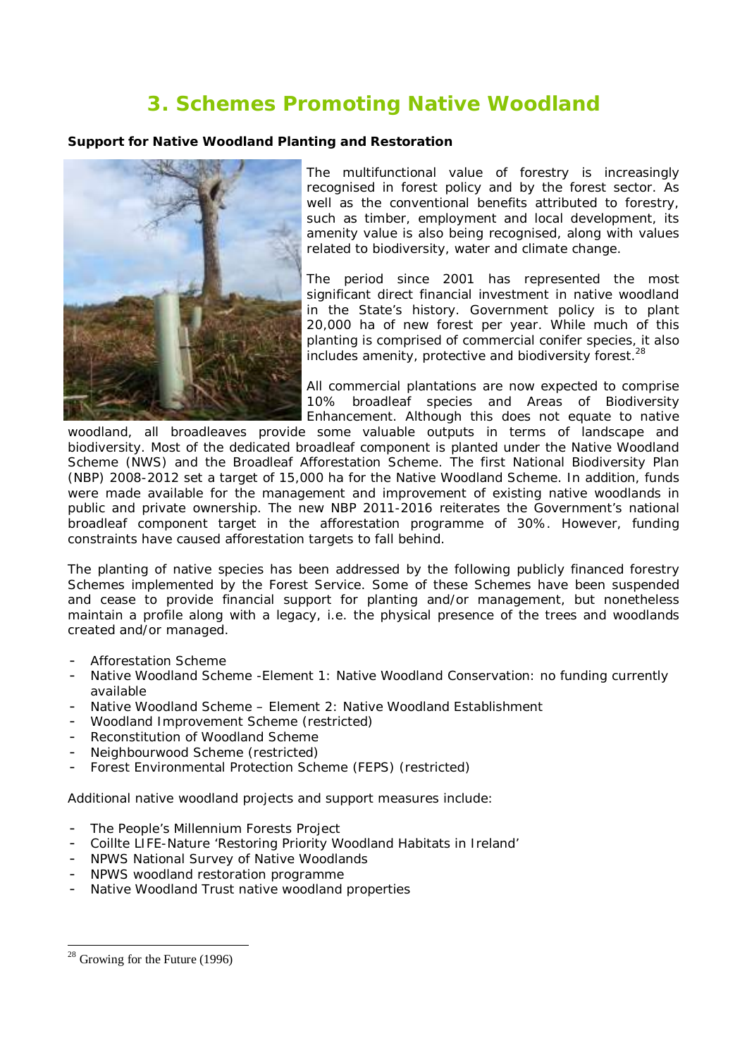# 3. Schemes Promoting Native Woodland

**Support for Native Woodland Planting and Restoration**

The multifunctional value of forestry is increasingly recognised in forest policy and by the forest sector. As well as the conventional benefits attributed to forestry, such as timber, employment and local development, its amenity value is also being recognised, along with values related to biodiversity, water and climate change.

The period since 2001 has represented the most significant direct financial investment in native woodland in the State's history. Government policy is to plant 20,000 ha of new forest per year. While much of this planting is comprised of commercial conifer species, it also includes amenity, protective and biodiversity forest.[28]

All commercial plantations are now expected to comprise 10% broadleaf species and Areas of Biodiversity Enhancement. Although this does not equate to native woodland, all broadleaves provide some valuable outputs in terms of landscape and biodiversity. Most of the dedicated broadleaf component is planted under the Native Woodland Scheme (NWS) and the Broadleaf Afforestation Scheme. The first National Biodiversity Plan (NBP) 2008-2012 set a target of 15,000 ha for the Native Woodland Scheme. In addition, funds were made available for the management and improvement of existing native woodlands in public and private ownership. The new NBP 2011-2016 reiterates the Government's national broadleaf component target in the afforestation programme of 30%. However, funding constraints have caused afforestation targets to fall behind.

The planting of native species has been addressed by the following publicly financed forestry Schemes implemented by the Forest Service. Some of these Schemes have been suspended and cease to provide financial support for planting and/or management, but nonetheless maintain a profile along with a legacy, i.e. the physical presence of the trees and woodlands created and/or managed.

- Afforestation Scheme
- Native Woodland Scheme -Element 1: Native Woodland Conservation: no funding currently available
- Native Woodland Scheme – Element 2: Native Woodland Establishment
- Woodland Improvement Scheme (restricted)
- Reconstitution of Woodland Scheme
- Neighbourwood Scheme (restricted)
- Forest Environmental Protection Scheme (FEPS) (restricted)

Additional native woodland projects and support measures include:

- The People's Millennium Forests Project
- Coillte LIFE-Nature 'Restoring Priority Woodland Habitats in Ireland'
- NPWS National Survey of Native Woodlands
- NPWS woodland restoration programme
- Native Woodland Trust native woodland properties

[28] Growing for the Future (1996)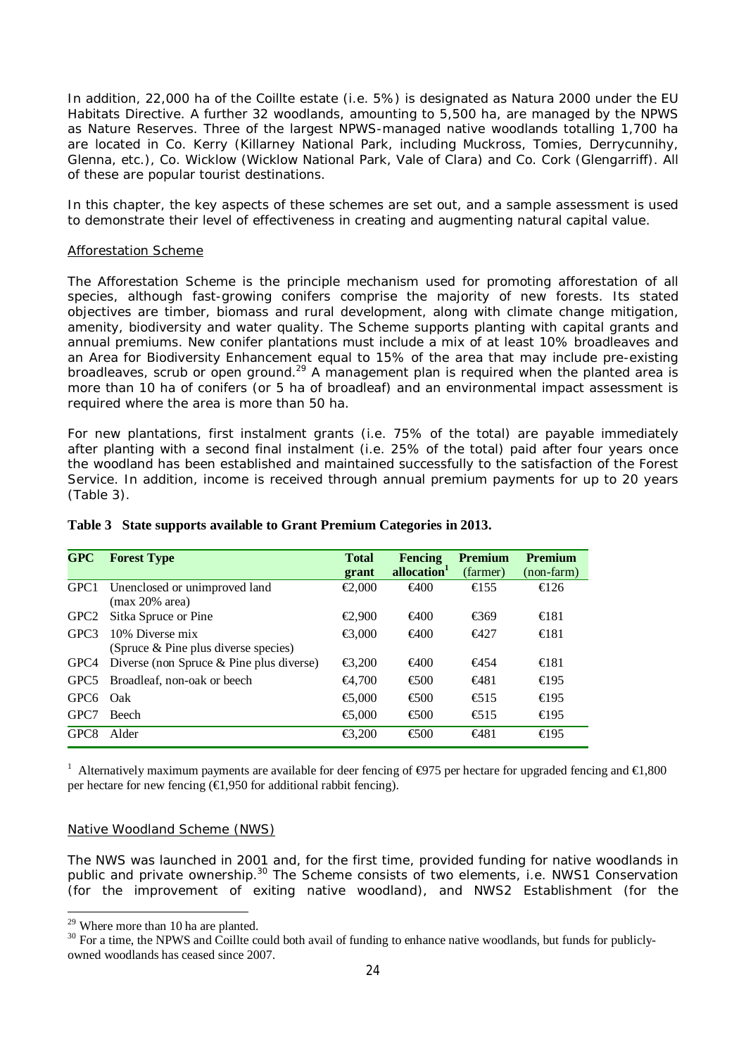In addition, 22,000 ha of the Coillte estate (i.e. 5%) is designated as Natura 2000 under the EU Habitats Directive. A further 32 woodlands, amounting to 5,500 ha, are managed by the NPWS as Nature Reserves. Three of the largest NPWS-managed native woodlands totalling 1,700 ha are located in Co. Kerry (Killarney National Park, including Muckross, Tomies, Derrycunnihy, Glenna, etc.), Co. Wicklow (Wicklow National Park, Vale of Clara) and Co. Cork (Glengarriff). All of these are popular tourist destinations.

In this chapter, the key aspects of these schemes are set out, and a sample assessment is used to demonstrate their level of effectiveness in creating and augmenting natural capital value.

Afforestation Scheme

The Afforestation Scheme is the principle mechanism used for promoting afforestation of all species, although fast-growing conifers comprise the majority of new forests. Its stated objectives are timber, biomass and rural development, along with climate change mitigation, amenity, biodiversity and water quality. The Scheme supports planting with capital grants and annual premiums. New conifer plantations must include a mix of at least 10% broadleaves and an Area for Biodiversity Enhancement equal to 15% of the area that may include pre-existing broadleaves, scrub or open ground.[29] A management plan is required when the planted area is more than 10 ha of conifers (or 5 ha of broadleaf) and an environmental impact assessment is required where the area is more than 50 ha.

For new plantations, first instalment grants (i.e. 75% of the total) are payable immediately after planting with a second final instalment (i.e. 25% of the total) paid after four years once the woodland has been established and maintained successfully to the satisfaction of the Forest Service. In addition, income is received through annual premium payments for up to 20 years (Table 3).

**Table 3 State supports available to Grant Premium Categories in 2013.**

| GPC | Forest Type | Total grant | Fencing allocation[1] | Premium (farmer) | Premium (non-farm) |
|---|---|---|---|---|---|
| GPC1 | Unenclosed or unimproved land (max 20% area) | €2,000 | €400 | €155 | €126 |
| GPC2 | Sitka Spruce or Pine | €2,900 | €400 | €369 | €181 |
| GPC3 | 10% Diverse mix (Spruce & Pine plus diverse species) | €3,000 | €400 | €427 | €181 |
| GPC4 | Diverse (non Spruce & Pine plus diverse) | €3,200 | €400 | €454 | €181 |
| GPC5 | Broadleaf, non-oak or beech | €4,700 | €500 | €481 | €195 |
| GPC6 | Oak | €5,000 | €500 | €515 | €195 |
| GPC7 | Beech | €5,000 | €500 | €515 | €195 |
| GPC8 | Alder | €3,200 | €500 | €481 | €195 |

[1] Alternatively maximum payments are available for deer fencing of €975 per hectare for upgraded fencing and €1,800 per hectare for new fencing (€1,950 for additional rabbit fencing).

Native Woodland Scheme (NWS)

The NWS was launched in 2001 and, for the first time, provided funding for native woodlands in public and private ownership.[30] The Scheme consists of two elements, i.e. NWS1 Conservation (for the improvement of exiting native woodland), and NWS2 Establishment (for the

[29] Where more than 10 ha are planted.

[30] For a time, the NPWS and Coillte could both avail of funding to enhance native woodlands, but funds for publicly-owned woodlands has ceased since 2007.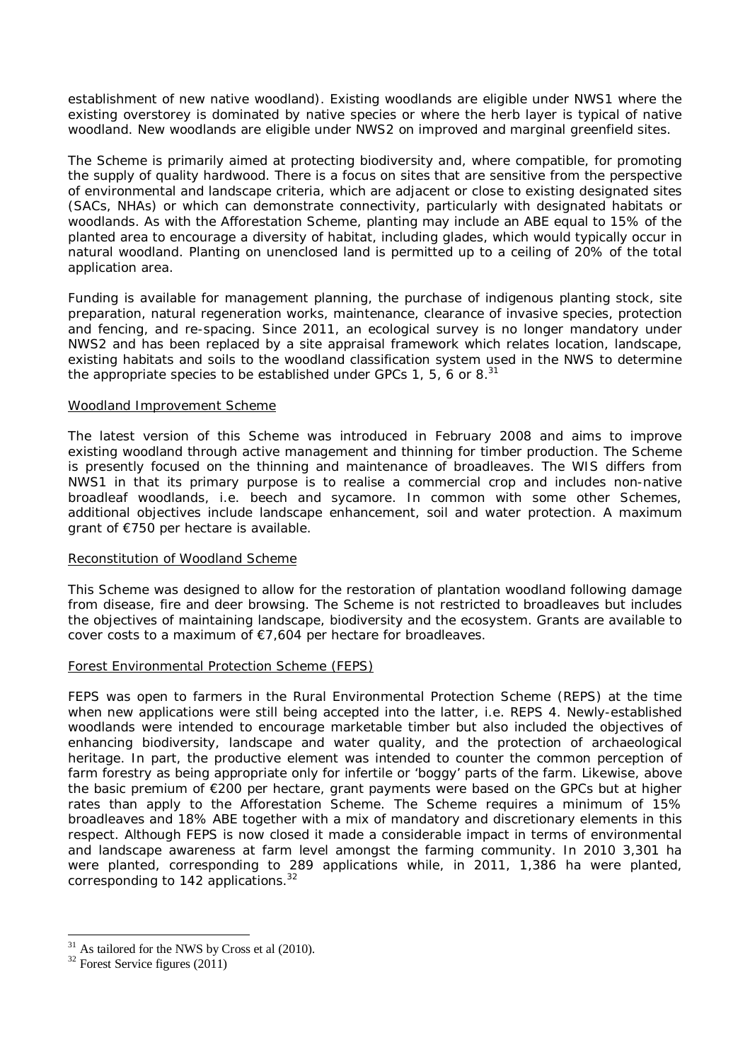establishment of new native woodland). Existing woodlands are eligible under NWS1 where the existing overstorey is dominated by native species or where the herb layer is typical of native woodland. New woodlands are eligible under NWS2 on improved and marginal greenfield sites.

The Scheme is primarily aimed at protecting biodiversity and, where compatible, for promoting the supply of quality hardwood. There is a focus on sites that are sensitive from the perspective of environmental and landscape criteria, which are adjacent or close to existing designated sites (SACs, NHAs) or which can demonstrate connectivity, particularly with designated habitats or woodlands. As with the Afforestation Scheme, planting may include an ABE equal to 15% of the planted area to encourage a diversity of habitat, including glades, which would typically occur in natural woodland. Planting on unenclosed land is permitted up to a ceiling of 20% of the total application area.

Funding is available for management planning, the purchase of indigenous planting stock, site preparation, natural regeneration works, maintenance, clearance of invasive species, protection and fencing, and re-spacing. Since 2011, an ecological survey is no longer mandatory under NWS2 and has been replaced by a site appraisal framework which relates location, landscape, existing habitats and soils to the woodland classification system used in the NWS to determine the appropriate species to be established under GPCs 1, 5, 6 or 8.[31]

Woodland Improvement Scheme

The latest version of this Scheme was introduced in February 2008 and aims to improve existing woodland through active management and thinning for timber production. The Scheme is presently focused on the thinning and maintenance of broadleaves. The WIS differs from NWS1 in that its primary purpose is to realise a commercial crop and includes non-native broadleaf woodlands, i.e. beech and sycamore. In common with some other Schemes, additional objectives include landscape enhancement, soil and water protection. A maximum grant of €750 per hectare is available.

Reconstitution of Woodland Scheme

This Scheme was designed to allow for the restoration of plantation woodland following damage from disease, fire and deer browsing. The Scheme is not restricted to broadleaves but includes the objectives of maintaining landscape, biodiversity and the ecosystem. Grants are available to cover costs to a maximum of €7,604 per hectare for broadleaves.

Forest Environmental Protection Scheme (FEPS)

FEPS was open to farmers in the Rural Environmental Protection Scheme (REPS) at the time when new applications were still being accepted into the latter, i.e. REPS 4. Newly-established woodlands were intended to encourage marketable timber but also included the objectives of enhancing biodiversity, landscape and water quality, and the protection of archaeological heritage. In part, the productive element was intended to counter the common perception of farm forestry as being appropriate only for infertile or 'boggy' parts of the farm. Likewise, above the basic premium of €200 per hectare, grant payments were based on the GPCs but at higher rates than apply to the Afforestation Scheme. The Scheme requires a minimum of 15% broadleaves and 18% ABE together with a mix of mandatory and discretionary elements in this respect. Although FEPS is now closed it made a considerable impact in terms of environmental and landscape awareness at farm level amongst the farming community. In 2010 3,301 ha were planted, corresponding to 289 applications while, in 2011, 1,386 ha were planted, corresponding to 142 applications.[32]

---

[31] As tailored for the NWS by Cross et al (2010).

[32] Forest Service figures (2011)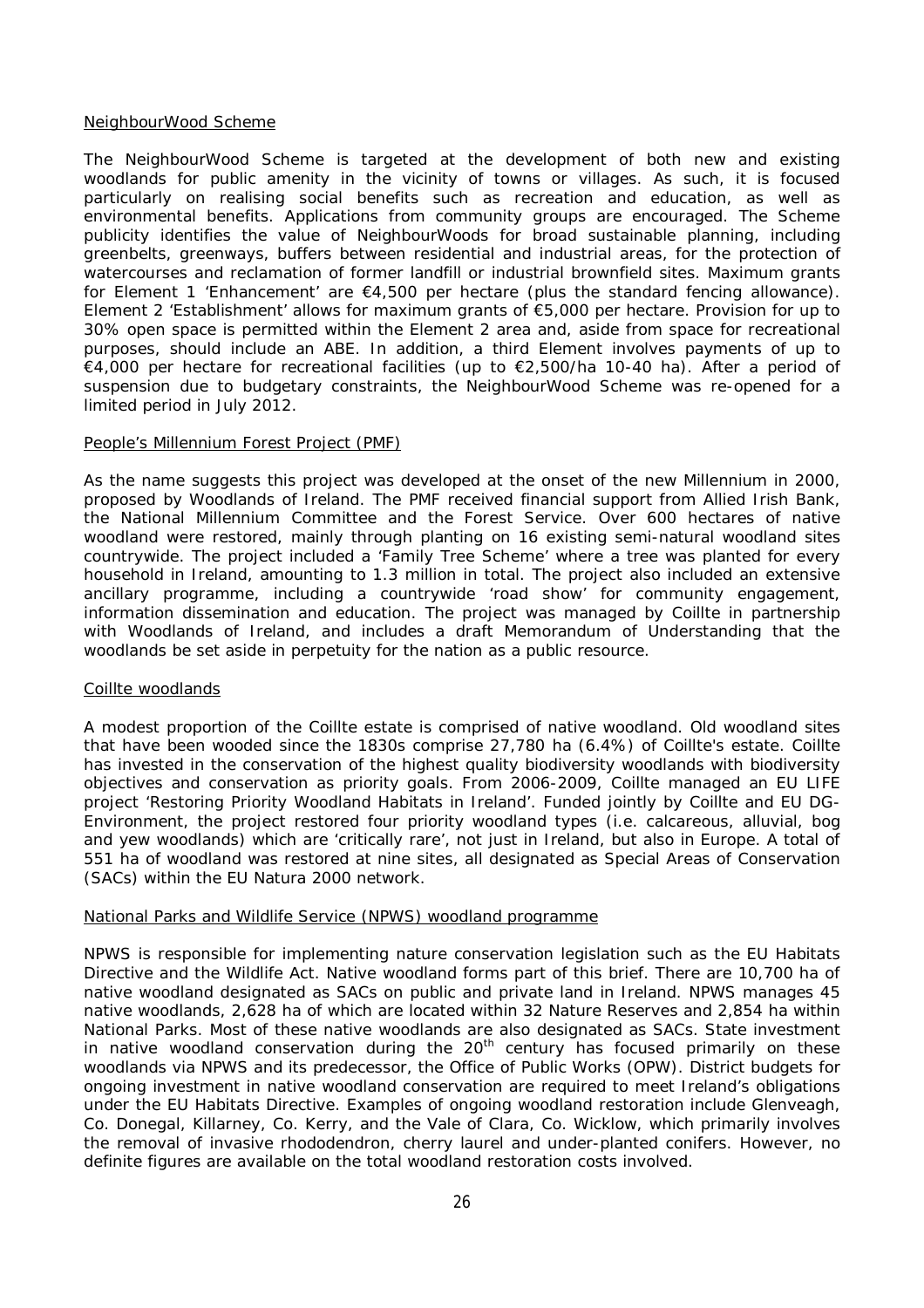NeighbourWood Scheme

The NeighbourWood Scheme is targeted at the development of both new and existing woodlands for public amenity in the vicinity of towns or villages. As such, it is focused particularly on realising social benefits such as recreation and education, as well as environmental benefits. Applications from community groups are encouraged. The Scheme publicity identifies the value of NeighbourWoods for broad sustainable planning, including greenbelts, greenways, buffers between residential and industrial areas, for the protection of watercourses and reclamation of former landfill or industrial brownfield sites. Maximum grants for Element 1 'Enhancement' are €4,500 per hectare (plus the standard fencing allowance). Element 2 'Establishment' allows for maximum grants of €5,000 per hectare. Provision for up to 30% open space is permitted within the Element 2 area and, aside from space for recreational purposes, should include an ABE. In addition, a third Element involves payments of up to €4,000 per hectare for recreational facilities (up to €2,500/ha 10-40 ha). After a period of suspension due to budgetary constraints, the NeighbourWood Scheme was re-opened for a limited period in July 2012.

People's Millennium Forest Project (PMF)

As the name suggests this project was developed at the onset of the new Millennium in 2000, proposed by Woodlands of Ireland. The PMF received financial support from Allied Irish Bank, the National Millennium Committee and the Forest Service. Over 600 hectares of native woodland were restored, mainly through planting on 16 existing semi-natural woodland sites countrywide. The project included a 'Family Tree Scheme' where a tree was planted for every household in Ireland, amounting to 1.3 million in total. The project also included an extensive ancillary programme, including a countrywide 'road show' for community engagement, information dissemination and education. The project was managed by Coillte in partnership with Woodlands of Ireland, and includes a draft Memorandum of Understanding that the woodlands be set aside in perpetuity for the nation as a public resource.

Coillte woodlands

A modest proportion of the Coillte estate is comprised of native woodland. Old woodland sites that have been wooded since the 1830s comprise 27,780 ha (6.4%) of Coillte's estate. Coillte has invested in the conservation of the highest quality biodiversity woodlands with biodiversity objectives and conservation as priority goals. From 2006-2009, Coillte managed an EU LIFE project 'Restoring Priority Woodland Habitats in Ireland'. Funded jointly by Coillte and EU DG-Environment, the project restored four priority woodland types (i.e. calcareous, alluvial, bog and yew woodlands) which are 'critically rare', not just in Ireland, but also in Europe. A total of 551 ha of woodland was restored at nine sites, all designated as Special Areas of Conservation (SACs) within the EU Natura 2000 network.

National Parks and Wildlife Service (NPWS) woodland programme

NPWS is responsible for implementing nature conservation legislation such as the EU Habitats Directive and the Wildlife Act. Native woodland forms part of this brief. There are 10,700 ha of native woodland designated as SACs on public and private land in Ireland. NPWS manages 45 native woodlands, 2,628 ha of which are located within 32 Nature Reserves and 2,854 ha within National Parks. Most of these native woodlands are also designated as SACs. State investment in native woodland conservation during the 20th century has focused primarily on these woodlands via NPWS and its predecessor, the Office of Public Works (OPW). District budgets for ongoing investment in native woodland conservation are required to meet Ireland's obligations under the EU Habitats Directive. Examples of ongoing woodland restoration include Glenveagh, Co. Donegal, Killarney, Co. Kerry, and the Vale of Clara, Co. Wicklow, which primarily involves the removal of invasive rhododendron, cherry laurel and under-planted conifers. However, no definite figures are available on the total woodland restoration costs involved.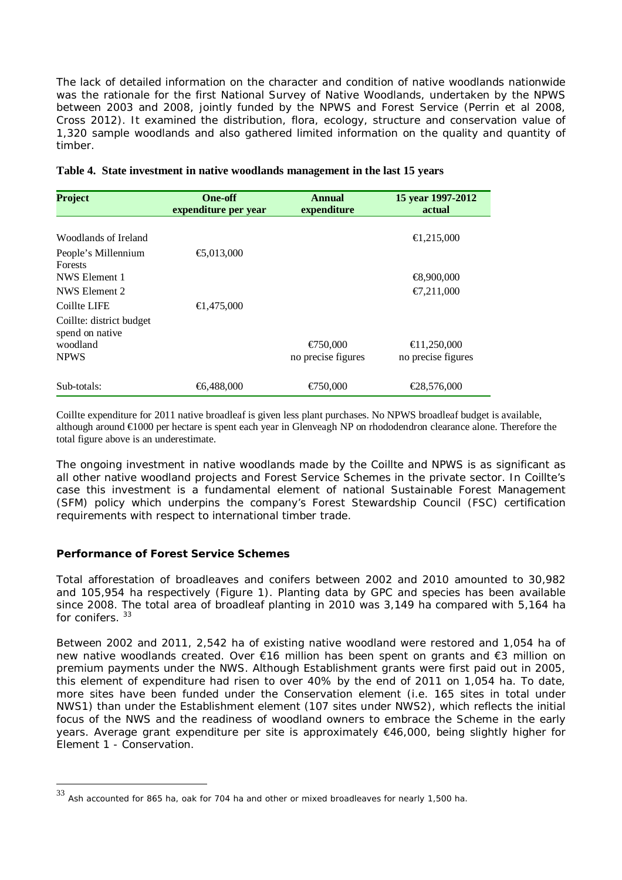The lack of detailed information on the character and condition of native woodlands nationwide was the rationale for the first National Survey of Native Woodlands, undertaken by the NPWS between 2003 and 2008, jointly funded by the NPWS and Forest Service (Perrin et al 2008, Cross 2012). It examined the distribution, flora, ecology, structure and conservation value of 1,320 sample woodlands and also gathered limited information on the quality and quantity of timber.

**Table 4. State investment in native woodlands management in the last 15 years**

| Project | One-off expenditure per year | Annual expenditure | 15 year 1997-2012 actual |
|---|---|---|---|
| Woodlands of Ireland | | | €1,215,000 |
| People's Millennium Forests | €5,013,000 | | |
| NWS Element 1 | | | €8,900,000 |
| NWS Element 2 | | | €7,211,000 |
| Coillte LIFE | €1,475,000 | | |
| Coillte: district budget spend on native woodland | | €750,000 | €11,250,000 |
| NPWS | | no precise figures | no precise figures |
| Sub-totals: | €6,488,000 | €750,000 | €28,576,000 |

Coillte expenditure for 2011 native broadleaf is given less plant purchases. No NPWS broadleaf budget is available, although around €1000 per hectare is spent each year in Glenveagh NP on rhododendron clearance alone. Therefore the total figure above is an underestimate.

The ongoing investment in native woodlands made by the Coillte and NPWS is as significant as all other native woodland projects and Forest Service Schemes in the private sector. In Coillte's case this investment is a fundamental element of national Sustainable Forest Management (SFM) policy which underpins the company's Forest Stewardship Council (FSC) certification requirements with respect to international timber trade.

## Performance of Forest Service Schemes

Total afforestation of broadleaves and conifers between 2002 and 2010 amounted to 30,982 and 105,954 ha respectively (Figure 1). Planting data by GPC and species has been available since 2008. The total area of broadleaf planting in 2010 was 3,149 ha compared with 5,164 ha for conifers. [33]

Between 2002 and 2011, 2,542 ha of existing native woodland were restored and 1,054 ha of new native woodlands created. Over €16 million has been spent on grants and €3 million on premium payments under the NWS. Although Establishment grants were first paid out in 2005, this element of expenditure had risen to over 40% by the end of 2011 on 1,054 ha. To date, more sites have been funded under the Conservation element (i.e. 165 sites in total under NWS1) than under the Establishment element (107 sites under NWS2), which reflects the initial focus of the NWS and the readiness of woodland owners to embrace the Scheme in the early years. Average grant expenditure per site is approximately €46,000, being slightly higher for Element 1 - Conservation.

[33] Ash accounted for 865 ha, oak for 704 ha and other or mixed broadleaves for nearly 1,500 ha.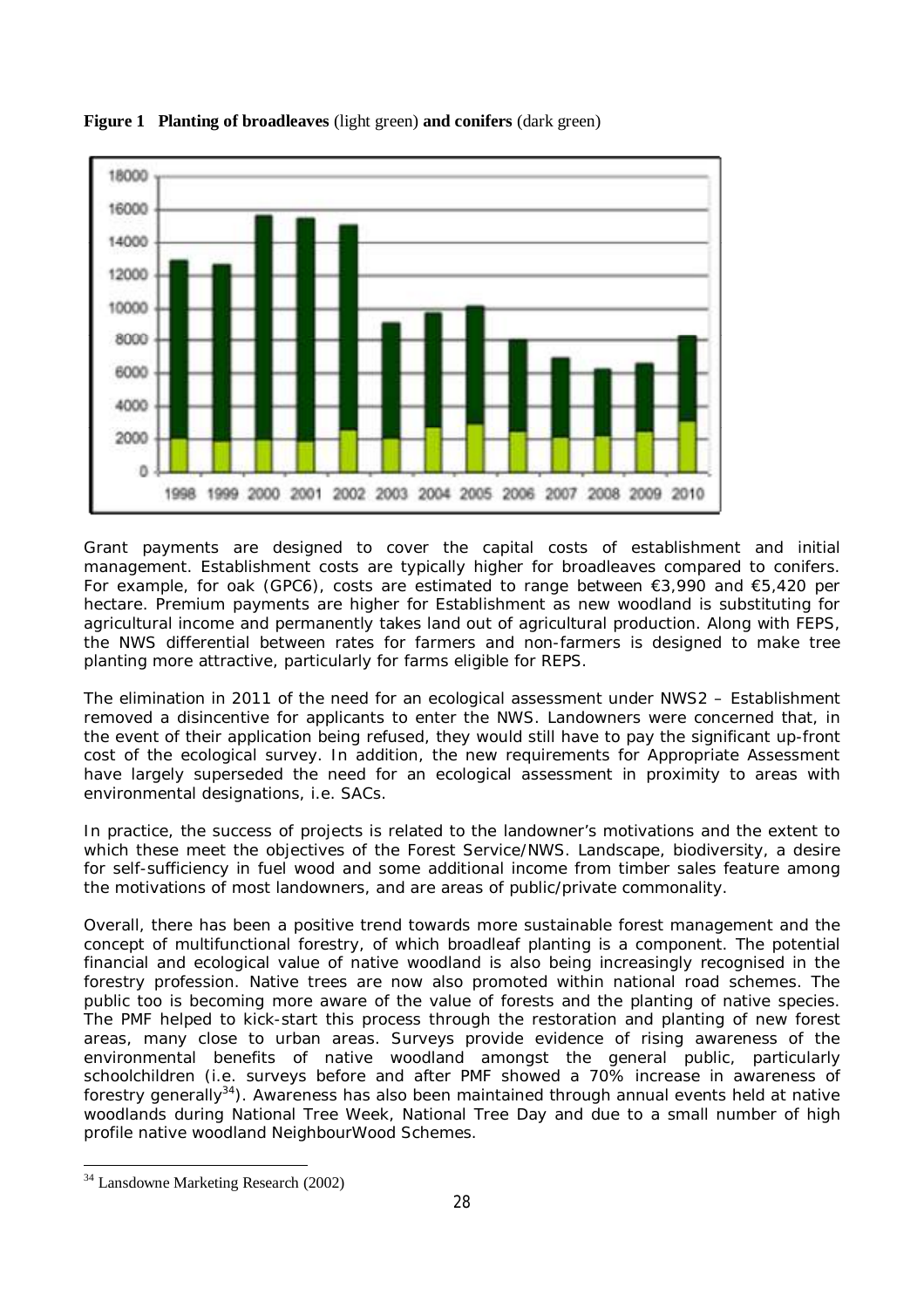**Figure 1 Planting of broadleaves** (light green) **and conifers** (dark green)

Grant payments are designed to cover the capital costs of establishment and initial management. Establishment costs are typically higher for broadleaves compared to conifers. For example, for oak (GPC6), costs are estimated to range between €3,990 and €5,420 per hectare. Premium payments are higher for Establishment as new woodland is substituting for agricultural income and permanently takes land out of agricultural production. Along with FEPS, the NWS differential between rates for farmers and non-farmers is designed to make tree planting more attractive, particularly for farms eligible for REPS.

The elimination in 2011 of the need for an ecological assessment under NWS2 – Establishment removed a disincentive for applicants to enter the NWS. Landowners were concerned that, in the event of their application being refused, they would still have to pay the significant up-front cost of the ecological survey. In addition, the new requirements for Appropriate Assessment have largely superseded the need for an ecological assessment in proximity to areas with environmental designations, i.e. SACs.

In practice, the success of projects is related to the landowner's motivations and the extent to which these meet the objectives of the Forest Service/NWS. Landscape, biodiversity, a desire for self-sufficiency in fuel wood and some additional income from timber sales feature among the motivations of most landowners, and are areas of public/private commonality.

Overall, there has been a positive trend towards more sustainable forest management and the concept of multifunctional forestry, of which broadleaf planting is a component. The potential financial and ecological value of native woodland is also being increasingly recognised in the forestry profession. Native trees are now also promoted within national road schemes. The public too is becoming more aware of the value of forests and the planting of native species. The PMF helped to kick-start this process through the restoration and planting of new forest areas, many close to urban areas. Surveys provide evidence of rising awareness of the environmental benefits of native woodland amongst the general public, particularly schoolchildren (i.e. surveys before and after PMF showed a 70% increase in awareness of forestry generally[34]). Awareness has also been maintained through annual events held at native woodlands during National Tree Week, National Tree Day and due to a small number of high profile native woodland NeighbourWood Schemes.

[34] Lansdowne Marketing Research (2002)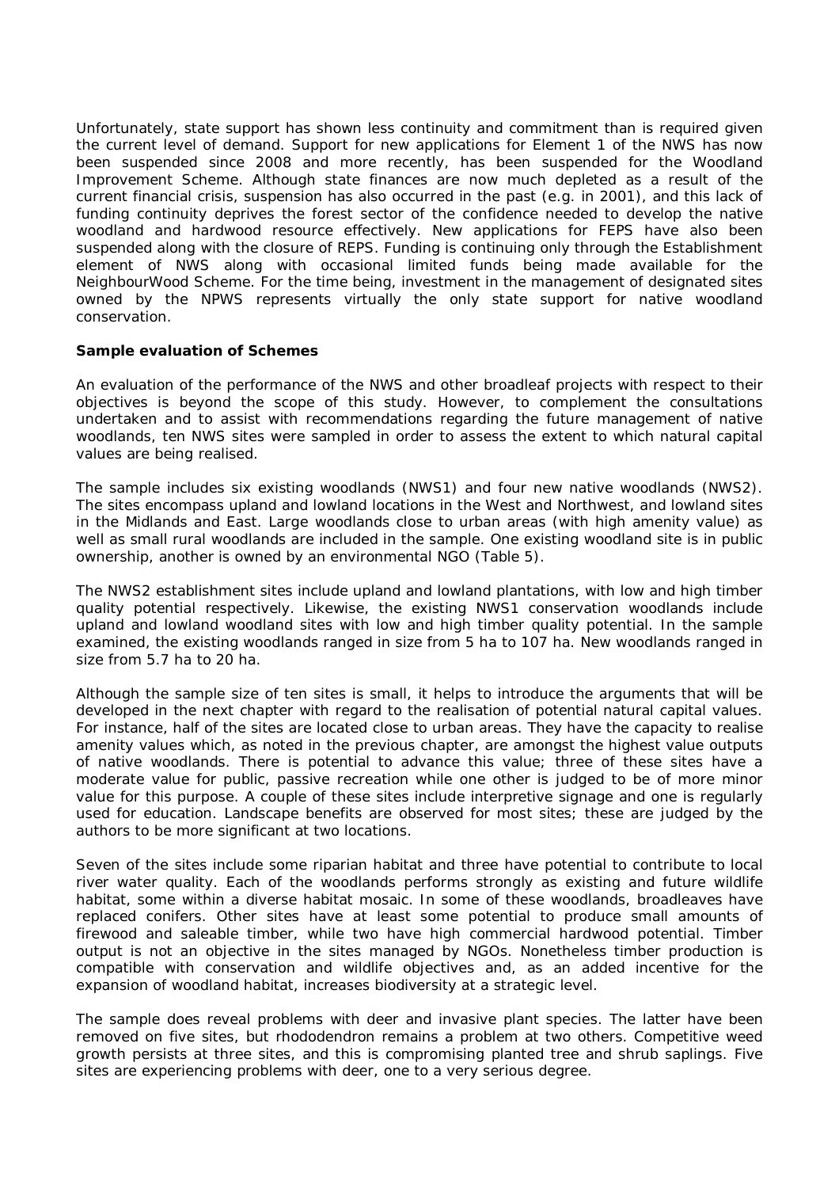Unfortunately, state support has shown less continuity and commitment than is required given the current level of demand. Support for new applications for Element 1 of the NWS has now been suspended since 2008 and more recently, has been suspended for the Woodland Improvement Scheme. Although state finances are now much depleted as a result of the current financial crisis, suspension has also occurred in the past (e.g. in 2001), and this lack of funding continuity deprives the forest sector of the confidence needed to develop the native woodland and hardwood resource effectively. New applications for FEPS have also been suspended along with the closure of REPS. Funding is continuing only through the Establishment element of NWS along with occasional limited funds being made available for the NeighbourWood Scheme. For the time being, investment in the management of designated sites owned by the NPWS represents virtually the only state support for native woodland conservation.

**Sample evaluation of Schemes**

An evaluation of the performance of the NWS and other broadleaf projects with respect to their objectives is beyond the scope of this study. However, to complement the consultations undertaken and to assist with recommendations regarding the future management of native woodlands, ten NWS sites were sampled in order to assess the extent to which natural capital values are being realised.

The sample includes six existing woodlands (NWS1) and four new native woodlands (NWS2). The sites encompass upland and lowland locations in the West and Northwest, and lowland sites in the Midlands and East. Large woodlands close to urban areas (with high amenity value) as well as small rural woodlands are included in the sample. One existing woodland site is in public ownership, another is owned by an environmental NGO (Table 5).

The NWS2 establishment sites include upland and lowland plantations, with low and high timber quality potential respectively. Likewise, the existing NWS1 conservation woodlands include upland and lowland woodland sites with low and high timber quality potential. In the sample examined, the existing woodlands ranged in size from 5 ha to 107 ha. New woodlands ranged in size from 5.7 ha to 20 ha.

Although the sample size of ten sites is small, it helps to introduce the arguments that will be developed in the next chapter with regard to the realisation of potential natural capital values. For instance, half of the sites are located close to urban areas. They have the capacity to realise amenity values which, as noted in the previous chapter, are amongst the highest value outputs of native woodlands. There is potential to advance this value; three of these sites have a moderate value for public, passive recreation while one other is judged to be of more minor value for this purpose. A couple of these sites include interpretive signage and one is regularly used for education. Landscape benefits are observed for most sites; these are judged by the authors to be more significant at two locations.

Seven of the sites include some riparian habitat and three have potential to contribute to local river water quality. Each of the woodlands performs strongly as existing and future wildlife habitat, some within a diverse habitat mosaic. In some of these woodlands, broadleaves have replaced conifers. Other sites have at least some potential to produce small amounts of firewood and saleable timber, while two have high commercial hardwood potential. Timber output is not an objective in the sites managed by NGOs. Nonetheless timber production is compatible with conservation and wildlife objectives and, as an added incentive for the expansion of woodland habitat, increases biodiversity at a strategic level.

The sample does reveal problems with deer and invasive plant species. The latter have been removed on five sites, but rhododendron remains a problem at two others. Competitive weed growth persists at three sites, and this is compromising planted tree and shrub saplings. Five sites are experiencing problems with deer, one to a very serious degree.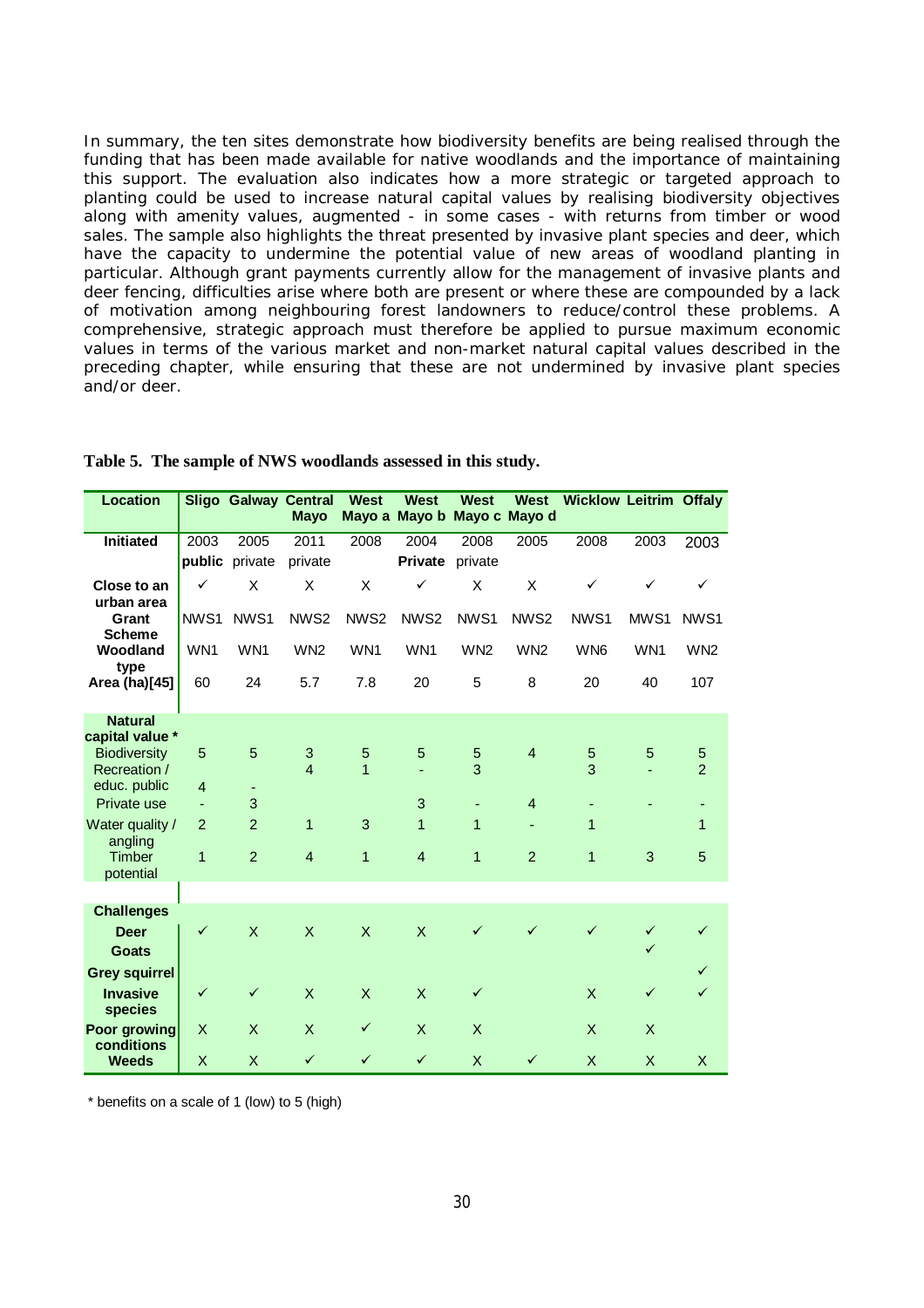In summary, the ten sites demonstrate how biodiversity benefits are being realised through the funding that has been made available for native woodlands and the importance of maintaining this support. The evaluation also indicates how a more strategic or targeted approach to planting could be used to increase natural capital values by realising biodiversity objectives along with amenity values, augmented - in some cases - with returns from timber or wood sales. The sample also highlights the threat presented by invasive plant species and deer, which have the capacity to undermine the potential value of new areas of woodland planting in particular. Although grant payments currently allow for the management of invasive plants and deer fencing, difficulties arise where both are present or where these are compounded by a lack of motivation among neighbouring forest landowners to reduce/control these problems. A comprehensive, strategic approach must therefore be applied to pursue maximum economic values in terms of the various market and non-market natural capital values described in the preceding chapter, while ensuring that these are not undermined by invasive plant species and/or deer.

**Table 5. The sample of NWS woodlands assessed in this study.**

| Location | Sligo | Galway | Central Mayo | West Mayo a | West Mayo b | West Mayo c | West Mayo d | Wicklow | Leitrim | Offaly |
|---|---|---|---|---|---|---|---|---|---|---|
| **Initiated** | 2003 **public** | 2005 private | 2011 private | 2008 | 2004 **Private** | 2008 private | 2005 | 2008 | 2003 | 2003 |
| **Close to an urban area** | ✓ | X | X | X | ✓ | X | X | ✓ | ✓ | ✓ |
| **Grant Scheme** | NWS1 | NWS1 | NWS2 | NWS2 | NWS2 | NWS1 | NWS2 | NWS1 | MWS1 | NWS1 |
| **Woodland type** | WN1 | WN1 | WN2 | WN1 | WN1 | WN2 | WN2 | WN6 | WN1 | WN2 |
| **Area (ha)[45]** | 60 | 24 | 5.7 | 7.8 | 20 | 5 | 8 | 20 | 40 | 107 |
| **Natural capital value *** | | | | | | | | | | |
| Biodiversity | 5 | 5 | 3 | 5 | 5 | 5 | 4 | 5 | 5 | 5 |
| Recreation / educ. public | 4 | - | 4 | 1 | - | 3 | | 3 | - | 2 |
| Private use | - | 3 | | | 3 | - | 4 | - | - | - |
| Water quality / angling | 2 | 2 | 1 | 3 | 1 | 1 | - | 1 | | 1 |
| Timber potential | 1 | 2 | 4 | 1 | 4 | 1 | 2 | 1 | 3 | 5 |
| **Challenges** | | | | | | | | | | |
| **Deer** | ✓ | X | X | X | X | ✓ | ✓ | ✓ | ✓ | ✓ |
| **Goats** | | | | | | | | | ✓ | |
| **Grey squirrel** | | | | | | | | | | ✓ |
| **Invasive species** | ✓ | ✓ | X | X | X | ✓ | | X | ✓ | ✓ |
| **Poor growing conditions** | X | X | X | ✓ | X | X | | X | X | |
| **Weeds** | X | X | ✓ | ✓ | ✓ | X | ✓ | X | X | X |

\* benefits on a scale of 1 (low) to 5 (high)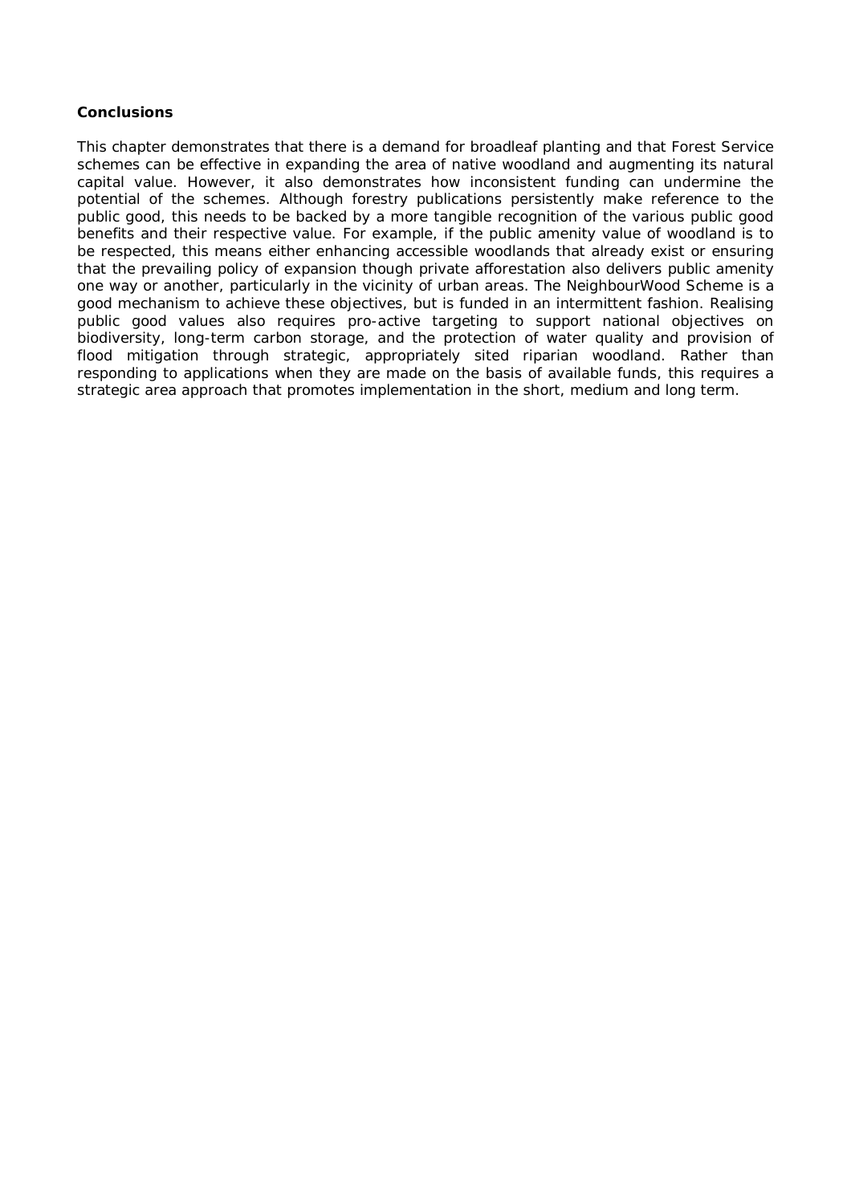**Conclusions**

This chapter demonstrates that there is a demand for broadleaf planting and that Forest Service schemes can be effective in expanding the area of native woodland and augmenting its natural capital value. However, it also demonstrates how inconsistent funding can undermine the potential of the schemes. Although forestry publications persistently make reference to the public good, this needs to be backed by a more tangible recognition of the various public good benefits and their respective value. For example, if the public amenity value of woodland is to be respected, this means either enhancing accessible woodlands that already exist or ensuring that the prevailing policy of expansion though private afforestation also delivers public amenity one way or another, particularly in the vicinity of urban areas. The NeighbourWood Scheme is a good mechanism to achieve these objectives, but is funded in an intermittent fashion. Realising public good values also requires pro-active targeting to support national objectives on biodiversity, long-term carbon storage, and the protection of water quality and provision of flood mitigation through strategic, appropriately sited riparian woodland. Rather than responding to applications when they are made on the basis of available funds, this requires a strategic area approach that promotes implementation in the short, medium and long term.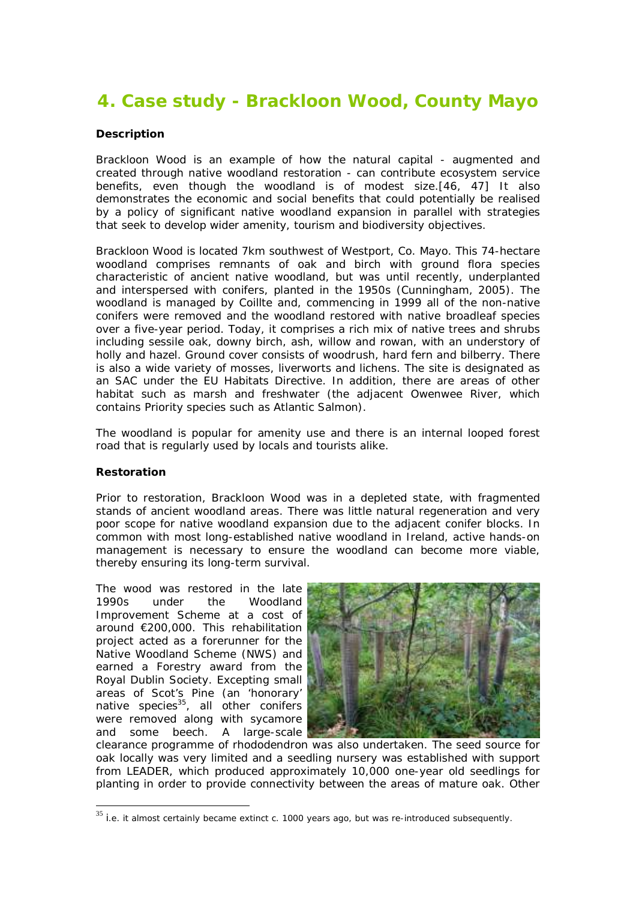# 4. Case study - Brackloon Wood, County Mayo

**Description**

Brackloon Wood is an example of how the natural capital - augmented and created through native woodland restoration - can contribute ecosystem service benefits, even though the woodland is of modest size.[46, 47] It also demonstrates the economic and social benefits that could potentially be realised by a policy of significant native woodland expansion in parallel with strategies that seek to develop wider amenity, tourism and biodiversity objectives.

Brackloon Wood is located 7km southwest of Westport, Co. Mayo. This 74-hectare woodland comprises remnants of oak and birch with ground flora species characteristic of ancient native woodland, but was until recently, underplanted and interspersed with conifers, planted in the 1950s (Cunningham, 2005). The woodland is managed by Coillte and, commencing in 1999 all of the non-native conifers were removed and the woodland restored with native broadleaf species over a five-year period. Today, it comprises a rich mix of native trees and shrubs including sessile oak, downy birch, ash, willow and rowan, with an understory of holly and hazel. Ground cover consists of woodrush, hard fern and bilberry. There is also a wide variety of mosses, liverworts and lichens. The site is designated as an SAC under the EU Habitats Directive. In addition, there are areas of other habitat such as marsh and freshwater (the adjacent Owenwee River, which contains Priority species such as Atlantic Salmon).

The woodland is popular for amenity use and there is an internal looped forest road that is regularly used by locals and tourists alike.

**Restoration**

Prior to restoration, Brackloon Wood was in a depleted state, with fragmented stands of ancient woodland areas. There was little natural regeneration and very poor scope for native woodland expansion due to the adjacent conifer blocks. In common with most long-established native woodland in Ireland, active hands-on management is necessary to ensure the woodland can become more viable, thereby ensuring its long-term survival.

The wood was restored in the late 1990s under the Woodland Improvement Scheme at a cost of around €200,000. This rehabilitation project acted as a forerunner for the Native Woodland Scheme (NWS) and earned a Forestry award from the Royal Dublin Society. Excepting small areas of Scot's Pine (an 'honorary' native species[35], all other conifers were removed along with sycamore and some beech. A large-scale clearance programme of rhododendron was also undertaken. The seed source for oak locally was very limited and a seedling nursery was established with support from LEADER, which produced approximately 10,000 one-year old seedlings for planting in order to provide connectivity between the areas of mature oak. Other

[35] i.e. it almost certainly became extinct c. 1000 years ago, but was re-introduced subsequently.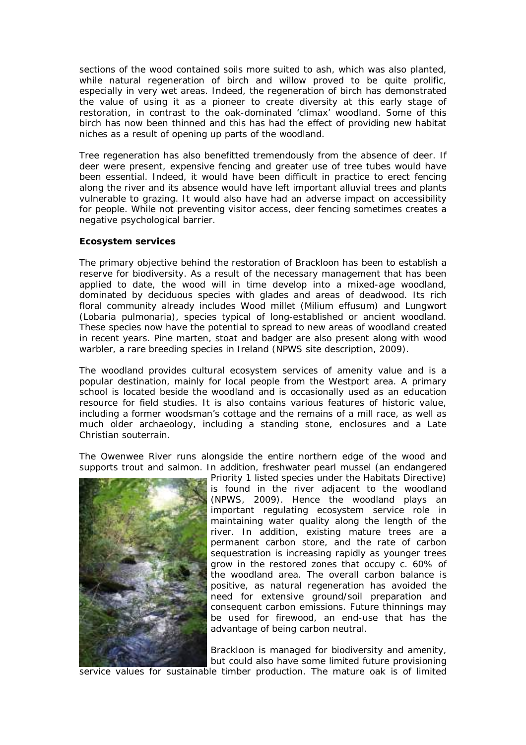sections of the wood contained soils more suited to ash, which was also planted, while natural regeneration of birch and willow proved to be quite prolific, especially in very wet areas. Indeed, the regeneration of birch has demonstrated the value of using it as a pioneer to create diversity at this early stage of restoration, in contrast to the oak-dominated 'climax' woodland. Some of this birch has now been thinned and this has had the effect of providing new habitat niches as a result of opening up parts of the woodland.

Tree regeneration has also benefitted tremendously from the absence of deer. If deer were present, expensive fencing and greater use of tree tubes would have been essential. Indeed, it would have been difficult in practice to erect fencing along the river and its absence would have left important alluvial trees and plants vulnerable to grazing. It would also have had an adverse impact on accessibility for people. While not preventing visitor access, deer fencing sometimes creates a negative psychological barrier.

**Ecosystem services**

The primary objective behind the restoration of Brackloon has been to establish a reserve for biodiversity. As a result of the necessary management that has been applied to date, the wood will in time develop into a mixed-age woodland, dominated by deciduous species with glades and areas of deadwood. Its rich floral community already includes Wood millet (*Milium effusum*) and Lungwort (*Lobaria pulmonaria*), species typical of long-established or ancient woodland. These species now have the potential to spread to new areas of woodland created in recent years. Pine marten, stoat and badger are also present along with wood warbler, a rare breeding species in Ireland (NPWS site description, 2009).

The woodland provides cultural ecosystem services of amenity value and is a popular destination, mainly for local people from the Westport area. A primary school is located beside the woodland and is occasionally used as an education resource for field studies. It is also contains various features of historic value, including a former woodsman's cottage and the remains of a mill race, as well as much older archaeology, including a standing stone, enclosures and a Late Christian souterrain.

The Owenwee River runs alongside the entire northern edge of the wood and supports trout and salmon. In addition, freshwater pearl mussel (an endangered Priority 1 listed species under the Habitats Directive) is found in the river adjacent to the woodland (NPWS, 2009). Hence the woodland plays an important regulating ecosystem service role in maintaining water quality along the length of the river. In addition, existing mature trees are a permanent carbon store, and the rate of carbon sequestration is increasing rapidly as younger trees grow in the restored zones that occupy c. 60% of the woodland area. The overall carbon balance is positive, as natural regeneration has avoided the need for extensive ground/soil preparation and consequent carbon emissions. Future thinnings may be used for firewood, an end-use that has the advantage of being carbon neutral.

Brackloon is managed for biodiversity and amenity, but could also have some limited future provisioning service values for sustainable timber production. The mature oak is of limited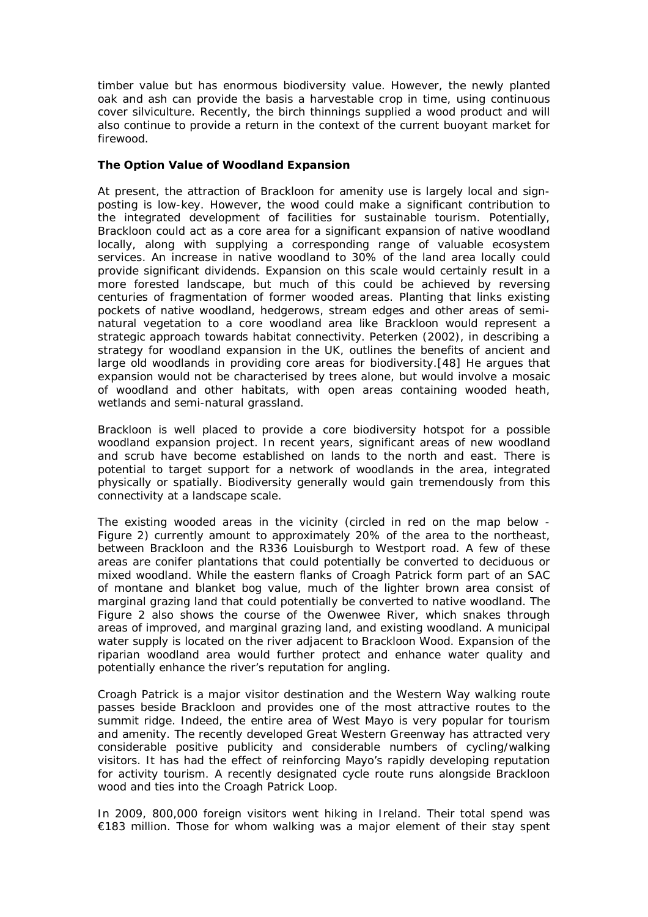timber value but has enormous biodiversity value. However, the newly planted oak and ash can provide the basis a harvestable crop in time, using continuous cover silviculture. Recently, the birch thinnings supplied a wood product and will also continue to provide a return in the context of the current buoyant market for firewood.

**The Option Value of Woodland Expansion**

At present, the attraction of Brackloon for amenity use is largely local and sign-posting is low-key. However, the wood could make a significant contribution to the integrated development of facilities for sustainable tourism. Potentially, Brackloon could act as a core area for a significant expansion of native woodland locally, along with supplying a corresponding range of valuable ecosystem services. An increase in native woodland to 30% of the land area locally could provide significant dividends. Expansion on this scale would certainly result in a more forested landscape, but much of this could be achieved by reversing centuries of fragmentation of former wooded areas. Planting that links existing pockets of native woodland, hedgerows, stream edges and other areas of semi-natural vegetation to a core woodland area like Brackloon would represent a strategic approach towards habitat connectivity. Peterken (2002), in describing a strategy for woodland expansion in the UK, outlines the benefits of ancient and large old woodlands in providing core areas for biodiversity.[48] He argues that expansion would not be characterised by trees alone, but would involve a mosaic of woodland and other habitats, with open areas containing wooded heath, wetlands and semi-natural grassland.

Brackloon is well placed to provide a core biodiversity hotspot for a possible woodland expansion project. In recent years, significant areas of new woodland and scrub have become established on lands to the north and east. There is potential to target support for a network of woodlands in the area, integrated physically or spatially. Biodiversity generally would gain tremendously from this connectivity at a landscape scale.

The existing wooded areas in the vicinity (circled in red on the map below - Figure 2) currently amount to approximately 20% of the area to the northeast, between Brackloon and the R336 Louisburgh to Westport road. A few of these areas are conifer plantations that could potentially be converted to deciduous or mixed woodland. While the eastern flanks of Croagh Patrick form part of an SAC of montane and blanket bog value, much of the lighter brown area consist of marginal grazing land that could potentially be converted to native woodland. The Figure 2 also shows the course of the Owenwee River, which snakes through areas of improved, and marginal grazing land, and existing woodland. A municipal water supply is located on the river adjacent to Brackloon Wood. Expansion of the riparian woodland area would further protect and enhance water quality and potentially enhance the river's reputation for angling.

Croagh Patrick is a major visitor destination and the Western Way walking route passes beside Brackloon and provides one of the most attractive routes to the summit ridge. Indeed, the entire area of West Mayo is very popular for tourism and amenity. The recently developed Great Western Greenway has attracted very considerable positive publicity and considerable numbers of cycling/walking visitors. It has had the effect of reinforcing Mayo's rapidly developing reputation for activity tourism. A recently designated cycle route runs alongside Brackloon wood and ties into the Croagh Patrick Loop.

In 2009, 800,000 foreign visitors went hiking in Ireland. Their total spend was €183 million. Those for whom walking was a major element of their stay spent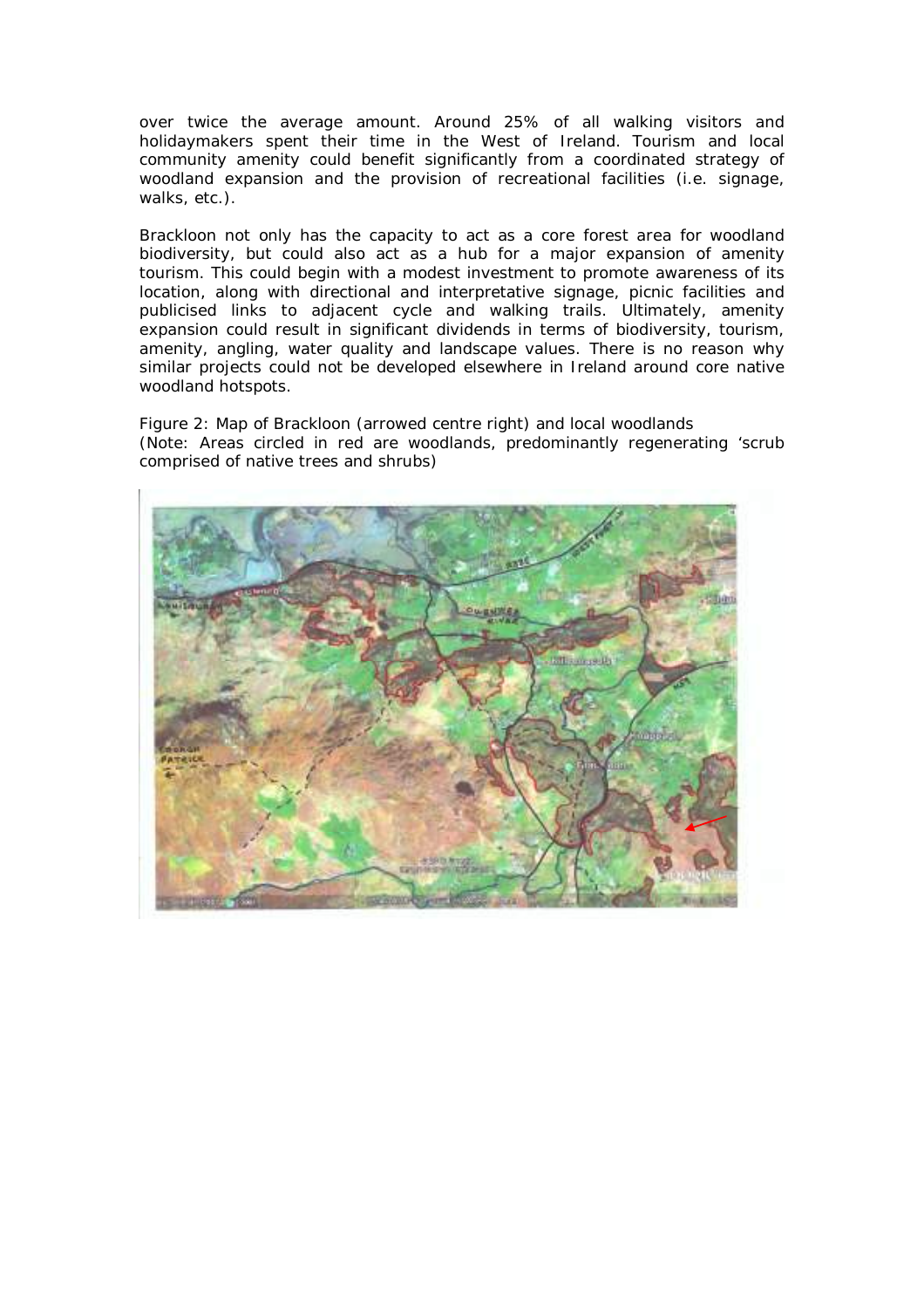over twice the average amount. Around 25% of all walking visitors and holidaymakers spent their time in the West of Ireland. Tourism and local community amenity could benefit significantly from a coordinated strategy of woodland expansion and the provision of recreational facilities (i.e. signage, walks, etc.).

Brackloon not only has the capacity to act as a core forest area for woodland biodiversity, but could also act as a hub for a major expansion of amenity tourism. This could begin with a modest investment to promote awareness of its location, along with directional and interpretative signage, picnic facilities and publicised links to adjacent cycle and walking trails. Ultimately, amenity expansion could result in significant dividends in terms of biodiversity, tourism, amenity, angling, water quality and landscape values. There is no reason why similar projects could not be developed elsewhere in Ireland around core native woodland hotspots.

Figure 2: Map of Brackloon (arrowed centre right) and local woodlands
(Note: Areas circled in red are woodlands, predominantly regenerating 'scrub comprised of native trees and shrubs)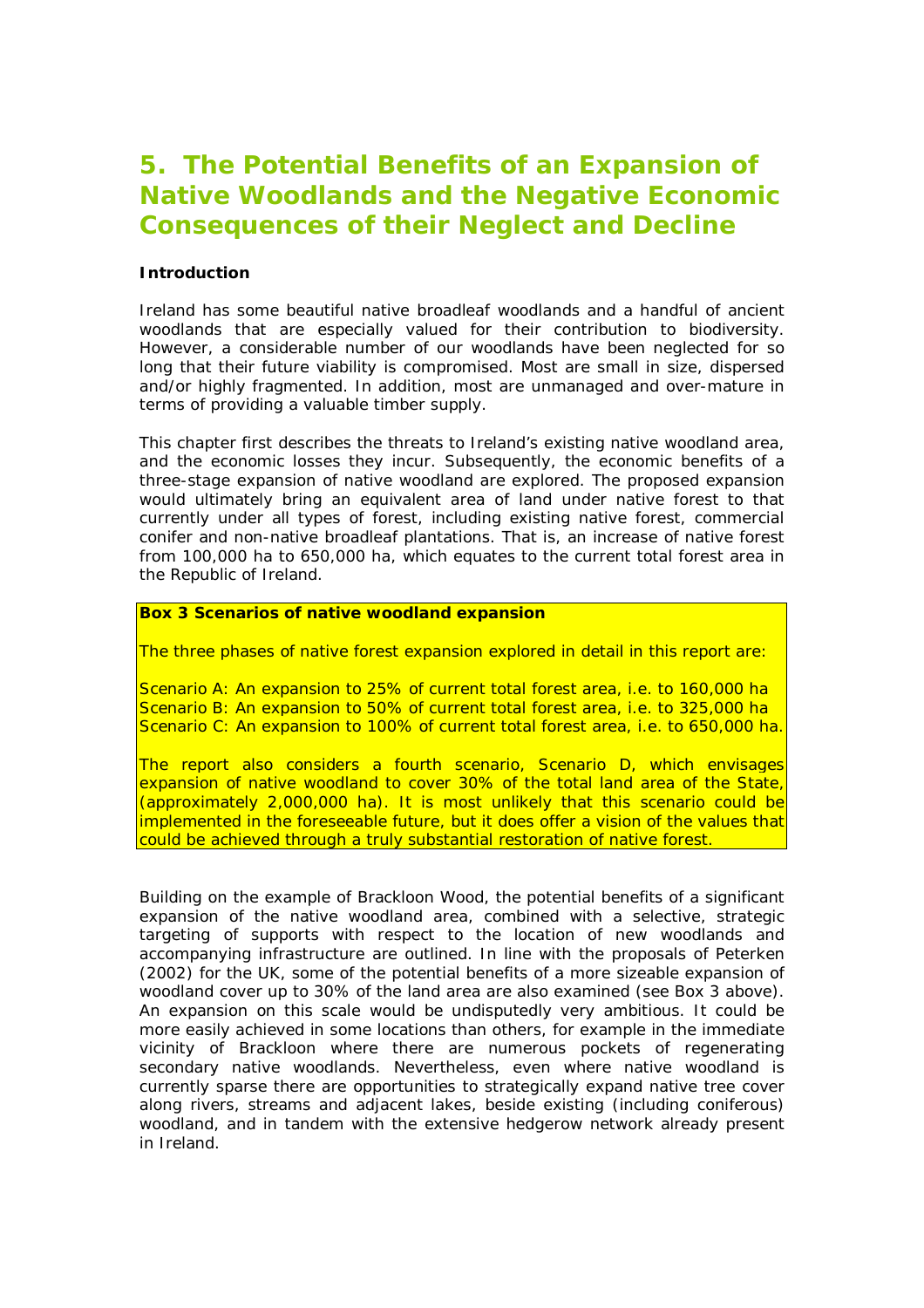# 5. The Potential Benefits of an Expansion of Native Woodlands and the Negative Economic Consequences of their Neglect and Decline

**Introduction**

Ireland has some beautiful native broadleaf woodlands and a handful of ancient woodlands that are especially valued for their contribution to biodiversity. However, a considerable number of our woodlands have been neglected for so long that their future viability is compromised. Most are small in size, dispersed and/or highly fragmented. In addition, most are unmanaged and over-mature in terms of providing a valuable timber supply.

This chapter first describes the threats to Ireland's existing native woodland area, and the economic losses they incur. Subsequently, the economic benefits of a three-stage expansion of native woodland are explored. The proposed expansion would ultimately bring an equivalent area of land under native forest to that currently under all types of forest, including existing native forest, commercial conifer and non-native broadleaf plantations. That is, an increase of native forest from 100,000 ha to 650,000 ha, which equates to the current total forest area in the Republic of Ireland.

> **Box 3 Scenarios of native woodland expansion**
>
> The three phases of native forest expansion explored in detail in this report are:
>
> Scenario A: An expansion to 25% of current total forest area, i.e. to 160,000 ha
> Scenario B: An expansion to 50% of current total forest area, i.e. to 325,000 ha
> Scenario C: An expansion to 100% of current total forest area, i.e. to 650,000 ha.
>
> The report also considers a fourth scenario, Scenario D, which envisages expansion of native woodland to cover 30% of the total land area of the State, (approximately 2,000,000 ha). It is most unlikely that this scenario could be implemented in the foreseeable future, but it does offer a vision of the values that could be achieved through a truly substantial restoration of native forest.

Building on the example of Brackloon Wood, the potential benefits of a significant expansion of the native woodland area, combined with a selective, strategic targeting of supports with respect to the location of new woodlands and accompanying infrastructure are outlined. In line with the proposals of Peterken (2002) for the UK, some of the potential benefits of a more sizeable expansion of woodland cover up to 30% of the land area are also examined (see Box 3 above). An expansion on this scale would be undisputedly very ambitious. It could be more easily achieved in some locations than others, for example in the immediate vicinity of Brackloon where there are numerous pockets of regenerating secondary native woodlands. Nevertheless, even where native woodland is currently sparse there are opportunities to strategically expand native tree cover along rivers, streams and adjacent lakes, beside existing (including coniferous) woodland, and in tandem with the extensive hedgerow network already present in Ireland.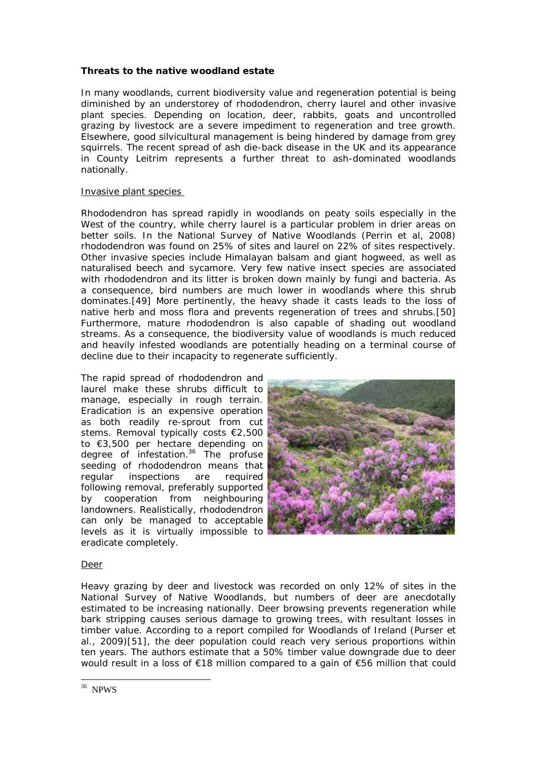**Threats to the native woodland estate**

In many woodlands, current biodiversity value and regeneration potential is being diminished by an understorey of rhododendron, cherry laurel and other invasive plant species. Depending on location, deer, rabbits, goats and uncontrolled grazing by livestock are a severe impediment to regeneration and tree growth. Elsewhere, good silvicultural management is being hindered by damage from grey squirrels. The recent spread of ash die-back disease in the UK and its appearance in County Leitrim represents a further threat to ash-dominated woodlands nationally.

Invasive plant species

Rhododendron has spread rapidly in woodlands on peaty soils especially in the West of the country, while cherry laurel is a particular problem in drier areas on better soils. In the National Survey of Native Woodlands (Perrin et al, 2008) rhododendron was found on 25% of sites and laurel on 22% of sites respectively. Other invasive species include Himalayan balsam and giant hogweed, as well as naturalised beech and sycamore. Very few native insect species are associated with rhododendron and its litter is broken down mainly by fungi and bacteria. As a consequence, bird numbers are much lower in woodlands where this shrub dominates.[49] More pertinently, the heavy shade it casts leads to the loss of native herb and moss flora and prevents regeneration of trees and shrubs.[50] Furthermore, mature rhododendron is also capable of shading out woodland streams. As a consequence, the biodiversity value of woodlands is much reduced and heavily infested woodlands are potentially heading on a terminal course of decline due to their incapacity to regenerate sufficiently.

The rapid spread of rhododendron and laurel make these shrubs difficult to manage, especially in rough terrain. Eradication is an expensive operation as both readily re-sprout from cut stems. Removal typically costs €2,500 to €3,500 per hectare depending on degree of infestation.[36] The profuse seeding of rhododendron means that regular inspections are required following removal, preferably supported by cooperation from neighbouring landowners. Realistically, rhododendron can only be managed to acceptable levels as it is virtually impossible to eradicate completely.

Deer

Heavy grazing by deer and livestock was recorded on only 12% of sites in the National Survey of Native Woodlands, but numbers of deer are anecdotally estimated to be increasing nationally. Deer browsing prevents regeneration while bark stripping causes serious damage to growing trees, with resultant losses in timber value. According to a report compiled for Woodlands of Ireland (Purser et al., 2009)[51], the deer population could reach very serious proportions within ten years. The authors estimate that a 50% timber value downgrade due to deer would result in a loss of €18 million compared to a gain of €56 million that could

[36] NPWS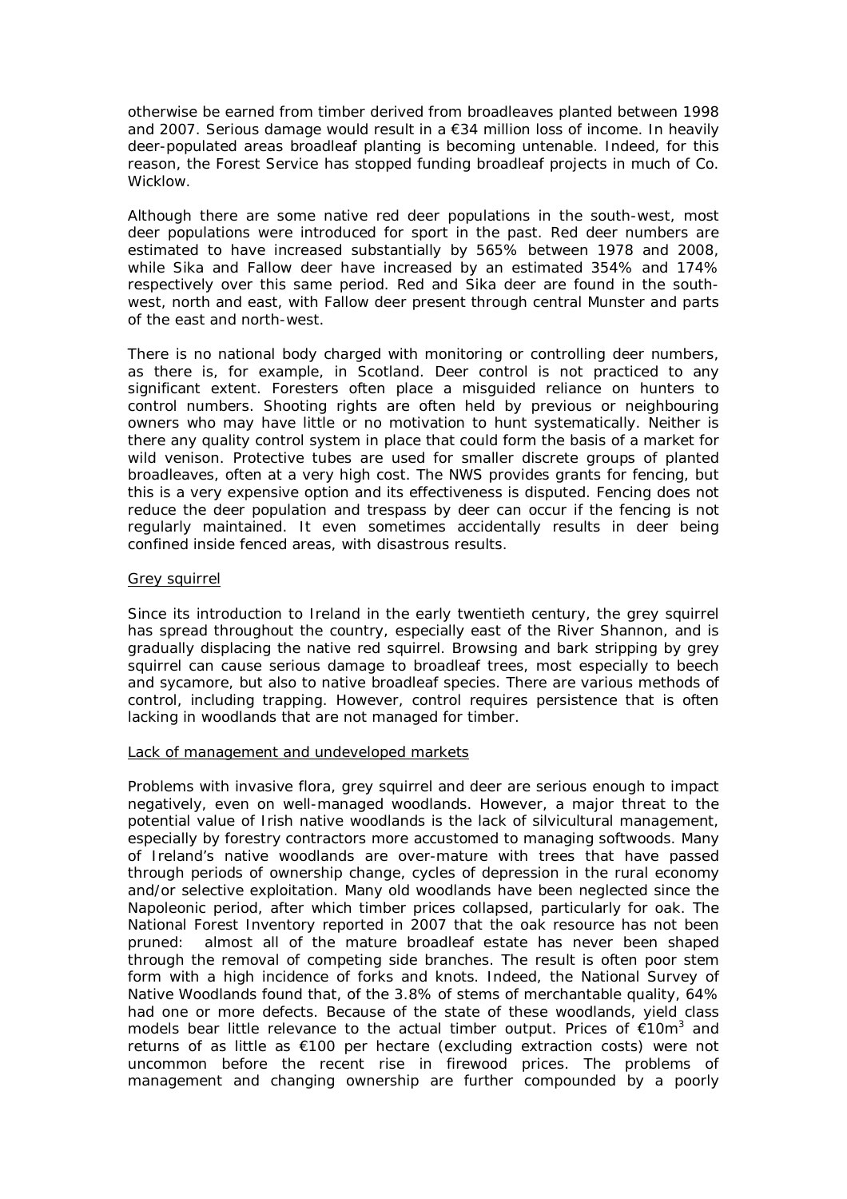otherwise be earned from timber derived from broadleaves planted between 1998 and 2007. Serious damage would result in a €34 million loss of income. In heavily deer-populated areas broadleaf planting is becoming untenable. Indeed, for this reason, the Forest Service has stopped funding broadleaf projects in much of Co. Wicklow.

Although there are some native red deer populations in the south-west, most deer populations were introduced for sport in the past. Red deer numbers are estimated to have increased substantially by 565% between 1978 and 2008, while Sika and Fallow deer have increased by an estimated 354% and 174% respectively over this same period. Red and Sika deer are found in the south-west, north and east, with Fallow deer present through central Munster and parts of the east and north-west.

There is no national body charged with monitoring or controlling deer numbers, as there is, for example, in Scotland. Deer control is not practiced to any significant extent. Foresters often place a misguided reliance on hunters to control numbers. Shooting rights are often held by previous or neighbouring owners who may have little or no motivation to hunt systematically. Neither is there any quality control system in place that could form the basis of a market for wild venison. Protective tubes are used for smaller discrete groups of planted broadleaves, often at a very high cost. The NWS provides grants for fencing, but this is a very expensive option and its effectiveness is disputed. Fencing does not reduce the deer population and trespass by deer can occur if the fencing is not regularly maintained. It even sometimes accidentally results in deer being confined inside fenced areas, with disastrous results.

Grey squirrel

Since its introduction to Ireland in the early twentieth century, the grey squirrel has spread throughout the country, especially east of the River Shannon, and is gradually displacing the native red squirrel. Browsing and bark stripping by grey squirrel can cause serious damage to broadleaf trees, most especially to beech and sycamore, but also to native broadleaf species. There are various methods of control, including trapping. However, control requires persistence that is often lacking in woodlands that are not managed for timber.

Lack of management and undeveloped markets

Problems with invasive flora, grey squirrel and deer are serious enough to impact negatively, even on well-managed woodlands. However, a major threat to the potential value of Irish native woodlands is the lack of silvicultural management, especially by forestry contractors more accustomed to managing softwoods. Many of Ireland's native woodlands are over-mature with trees that have passed through periods of ownership change, cycles of depression in the rural economy and/or selective exploitation. Many old woodlands have been neglected since the Napoleonic period, after which timber prices collapsed, particularly for oak. The National Forest Inventory reported in 2007 that the oak resource has not been pruned: almost all of the mature broadleaf estate has never been shaped through the removal of competing side branches. The result is often poor stem form with a high incidence of forks and knots. Indeed, the National Survey of Native Woodlands found that, of the 3.8% of stems of merchantable quality, 64% had one or more defects. Because of the state of these woodlands, yield class models bear little relevance to the actual timber output. Prices of €10m$^3$ and returns of as little as €100 per hectare (excluding extraction costs) were not uncommon before the recent rise in firewood prices. The problems of management and changing ownership are further compounded by a poorly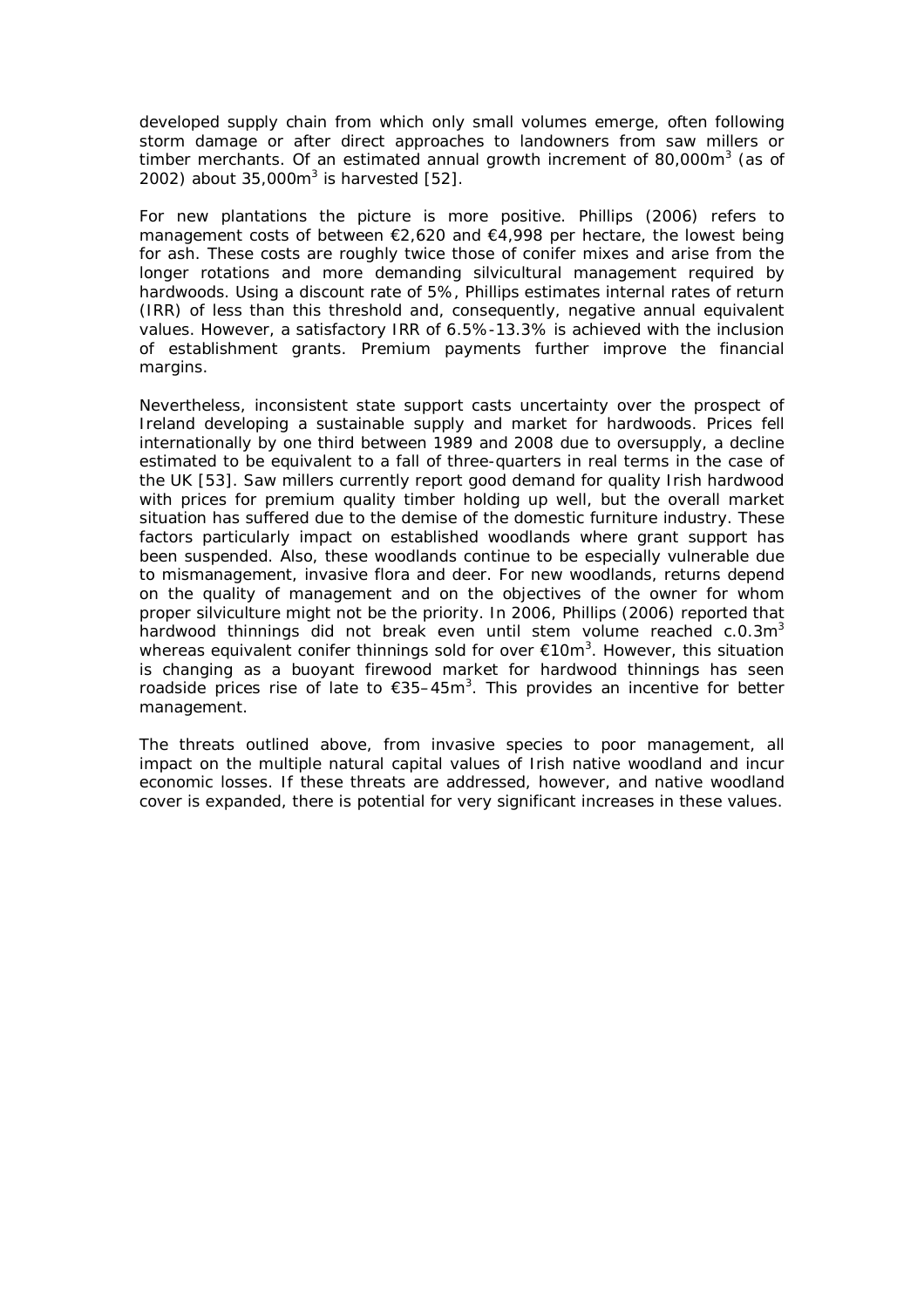developed supply chain from which only small volumes emerge, often following storm damage or after direct approaches to landowners from saw millers or timber merchants. Of an estimated annual growth increment of 80,000m$^3$ (as of 2002) about 35,000m$^3$ is harvested [52].

For new plantations the picture is more positive. Phillips (2006) refers to management costs of between €2,620 and €4,998 per hectare, the lowest being for ash. These costs are roughly twice those of conifer mixes and arise from the longer rotations and more demanding silvicultural management required by hardwoods. Using a discount rate of 5%, Phillips estimates internal rates of return (IRR) of less than this threshold and, consequently, negative annual equivalent values. However, a satisfactory IRR of 6.5%-13.3% is achieved with the inclusion of establishment grants. Premium payments further improve the financial margins.

Nevertheless, inconsistent state support casts uncertainty over the prospect of Ireland developing a sustainable supply and market for hardwoods. Prices fell internationally by one third between 1989 and 2008 due to oversupply, a decline estimated to be equivalent to a fall of three-quarters in real terms in the case of the UK [53]. Saw millers currently report good demand for quality Irish hardwood with prices for premium quality timber holding up well, but the overall market situation has suffered due to the demise of the domestic furniture industry. These factors particularly impact on established woodlands where grant support has been suspended. Also, these woodlands continue to be especially vulnerable due to mismanagement, invasive flora and deer. For new woodlands, returns depend on the quality of management and on the objectives of the owner for whom proper silviculture might not be the priority. In 2006, Phillips (2006) reported that hardwood thinnings did not break even until stem volume reached c.0.3m$^3$ whereas equivalent conifer thinnings sold for over €10m$^3$. However, this situation is changing as a buoyant firewood market for hardwood thinnings has seen roadside prices rise of late to €35–45m$^3$. This provides an incentive for better management.

The threats outlined above, from invasive species to poor management, all impact on the multiple natural capital values of Irish native woodland and incur economic losses. If these threats are addressed, however, and native woodland cover is expanded, there is potential for very significant increases in these values.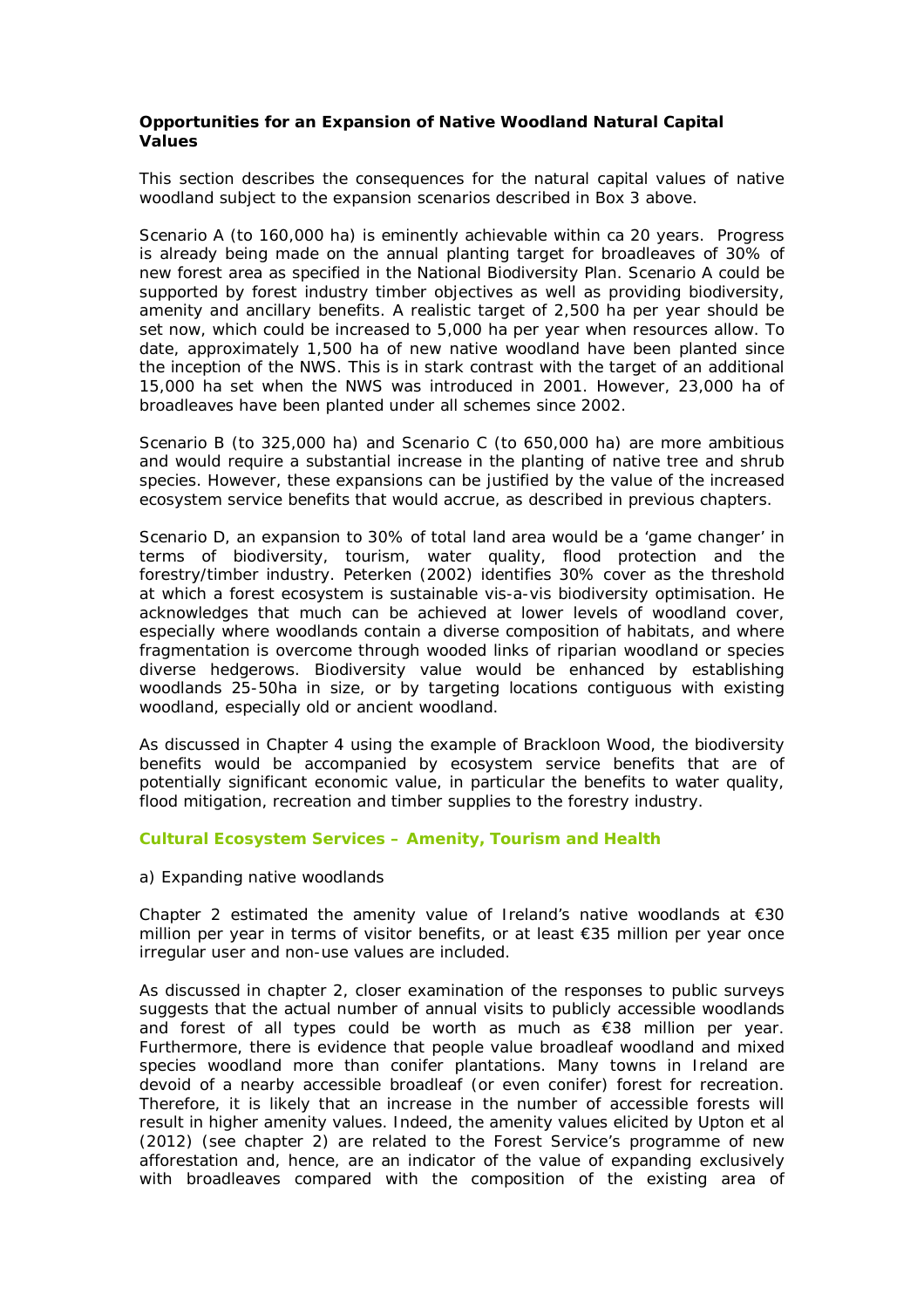**Opportunities for an Expansion of Native Woodland Natural Capital Values**

This section describes the consequences for the natural capital values of native woodland subject to the expansion scenarios described in Box 3 above.

Scenario A (to 160,000 ha) is eminently achievable within ca 20 years. Progress is already being made on the annual planting target for broadleaves of 30% of new forest area as specified in the National Biodiversity Plan. Scenario A could be supported by forest industry timber objectives as well as providing biodiversity, amenity and ancillary benefits. A realistic target of 2,500 ha per year should be set now, which could be increased to 5,000 ha per year when resources allow. To date, approximately 1,500 ha of new native woodland have been planted since the inception of the NWS. This is in stark contrast with the target of an additional 15,000 ha set when the NWS was introduced in 2001. However, 23,000 ha of broadleaves have been planted under all schemes since 2002.

Scenario B (to 325,000 ha) and Scenario C (to 650,000 ha) are more ambitious and would require a substantial increase in the planting of native tree and shrub species. However, these expansions can be justified by the value of the increased ecosystem service benefits that would accrue, as described in previous chapters.

Scenario D, an expansion to 30% of total land area would be a 'game changer' in terms of biodiversity, tourism, water quality, flood protection and the forestry/timber industry. Peterken (2002) identifies 30% cover as the threshold at which a forest ecosystem is sustainable vis-a-vis biodiversity optimisation. He acknowledges that much can be achieved at lower levels of woodland cover, especially where woodlands contain a diverse composition of habitats, and where fragmentation is overcome through wooded links of riparian woodland or species diverse hedgerows. Biodiversity value would be enhanced by establishing woodlands 25-50ha in size, or by targeting locations contiguous with existing woodland, especially old or ancient woodland.

As discussed in Chapter 4 using the example of Brackloon Wood, the biodiversity benefits would be accompanied by ecosystem service benefits that are of potentially significant economic value, in particular the benefits to water quality, flood mitigation, recreation and timber supplies to the forestry industry.

### Cultural Ecosystem Services – Amenity, Tourism and Health

a) Expanding native woodlands

Chapter 2 estimated the amenity value of Ireland's native woodlands at €30 million per year in terms of visitor benefits, or at least €35 million per year once irregular user and non-use values are included.

As discussed in chapter 2, closer examination of the responses to public surveys suggests that the actual number of annual visits to publicly accessible woodlands and forest of all types could be worth as much as €38 million per year. Furthermore, there is evidence that people value broadleaf woodland and mixed species woodland more than conifer plantations. Many towns in Ireland are devoid of a nearby accessible broadleaf (or even conifer) forest for recreation. Therefore, it is likely that an increase in the number of accessible forests will result in higher amenity values. Indeed, the amenity values elicited by Upton et al (2012) (see chapter 2) are related to the Forest Service's programme of new afforestation and, hence, are an indicator of the value of expanding exclusively with broadleaves compared with the composition of the existing area of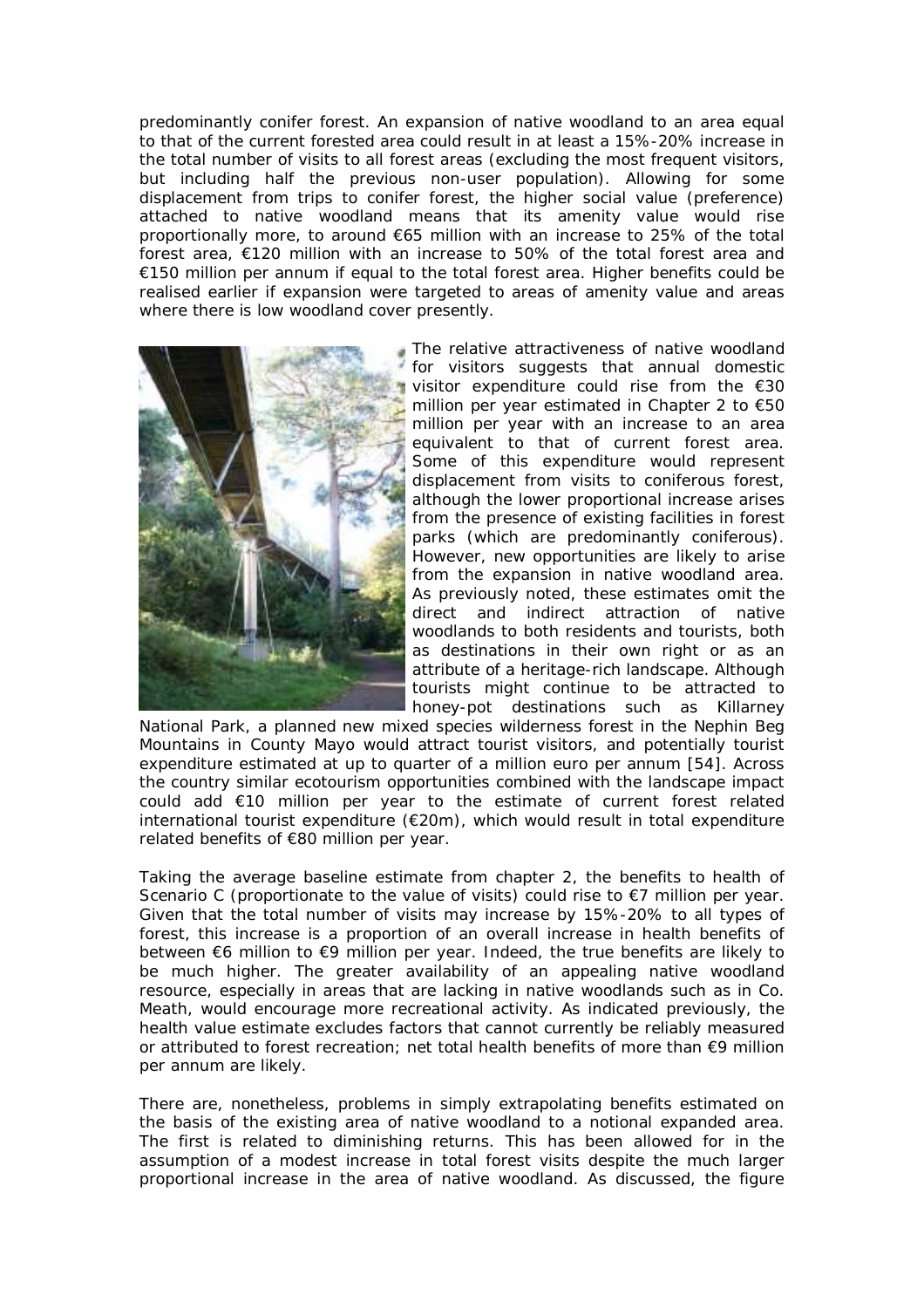predominantly conifer forest. An expansion of native woodland to an area equal to that of the current forested area could result in at least a 15%-20% increase in the total number of visits to all forest areas (excluding the most frequent visitors, but including half the previous non-user population). Allowing for some displacement from trips to conifer forest, the higher social value (preference) attached to native woodland means that its amenity value would rise proportionally more, to around €65 million with an increase to 25% of the total forest area, €120 million with an increase to 50% of the total forest area and €150 million per annum if equal to the total forest area. Higher benefits could be realised earlier if expansion were targeted to areas of amenity value and areas where there is low woodland cover presently.

The relative attractiveness of native woodland for visitors suggests that annual domestic visitor expenditure could rise from the €30 million per year estimated in Chapter 2 to €50 million per year with an increase to an area equivalent to that of current forest area. Some of this expenditure would represent displacement from visits to coniferous forest, although the lower proportional increase arises from the presence of existing facilities in forest parks (which are predominantly coniferous). However, new opportunities are likely to arise from the expansion in native woodland area. As previously noted, these estimates omit the direct and indirect attraction of native woodlands to both residents and tourists, both as destinations in their own right or as an attribute of a heritage-rich landscape. Although tourists might continue to be attracted to honey-pot destinations such as Killarney National Park, a planned new mixed species wilderness forest in the Nephin Beg Mountains in County Mayo would attract tourist visitors, and potentially tourist expenditure estimated at up to quarter of a million euro per annum [54]. Across the country similar ecotourism opportunities combined with the landscape impact could add €10 million per year to the estimate of current forest related international tourist expenditure (€20m), which would result in total expenditure related benefits of €80 million per year.

Taking the average baseline estimate from chapter 2, the benefits to health of Scenario C (proportionate to the value of visits) could rise to €7 million per year. Given that the total number of visits may increase by 15%-20% to all types of forest, this increase is a proportion of an overall increase in health benefits of between €6 million to €9 million per year. Indeed, the true benefits are likely to be much higher. The greater availability of an appealing native woodland resource, especially in areas that are lacking in native woodlands such as in Co. Meath, would encourage more recreational activity. As indicated previously, the health value estimate excludes factors that cannot currently be reliably measured or attributed to forest recreation; net total health benefits of more than €9 million per annum are likely.

There are, nonetheless, problems in simply extrapolating benefits estimated on the basis of the existing area of native woodland to a notional expanded area. The first is related to diminishing returns. This has been allowed for in the assumption of a modest increase in total forest visits despite the much larger proportional increase in the area of native woodland. As discussed, the figure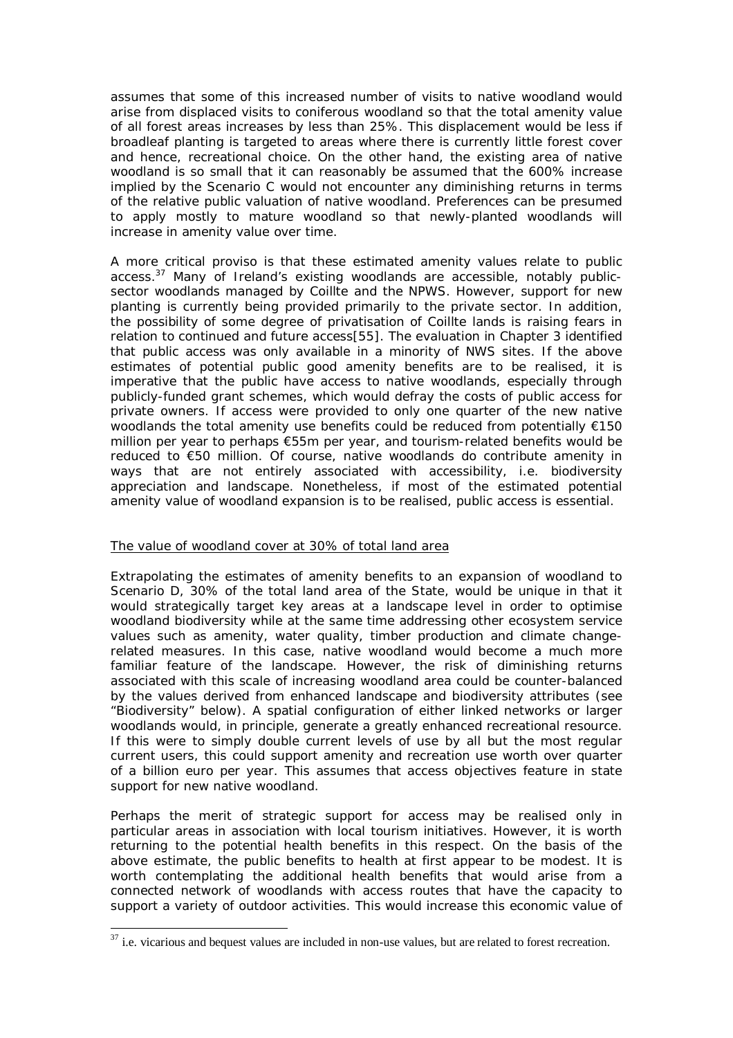assumes that some of this increased number of visits to native woodland would arise from displaced visits to coniferous woodland so that the total amenity value of all forest areas increases by less than 25%. This displacement would be less if broadleaf planting is targeted to areas where there is currently little forest cover and hence, recreational choice. On the other hand, the existing area of native woodland is so small that it can reasonably be assumed that the 600% increase implied by the Scenario C would not encounter any diminishing returns in terms of the relative public valuation of native woodland. Preferences can be presumed to apply mostly to mature woodland so that newly-planted woodlands will increase in amenity value over time.

A more critical proviso is that these estimated amenity values relate to public access.[37] Many of Ireland's existing woodlands are accessible, notably public-sector woodlands managed by Coillte and the NPWS. However, support for new planting is currently being provided primarily to the private sector. In addition, the possibility of some degree of privatisation of Coillte lands is raising fears in relation to continued and future access[55]. The evaluation in Chapter 3 identified that public access was only available in a minority of NWS sites. If the above estimates of potential public good amenity benefits are to be realised, it is imperative that the public have access to native woodlands, especially through publicly-funded grant schemes, which would defray the costs of public access for private owners. If access were provided to only one quarter of the new native woodlands the total amenity use benefits could be reduced from potentially €150 million per year to perhaps €55m per year, and tourism-related benefits would be reduced to €50 million. Of course, native woodlands do contribute amenity in ways that are not entirely associated with accessibility, i.e. biodiversity appreciation and landscape. Nonetheless, if most of the estimated potential amenity value of woodland expansion is to be realised, public access is essential.

The value of woodland cover at 30% of total land area

Extrapolating the estimates of amenity benefits to an expansion of woodland to Scenario D, 30% of the total land area of the State, would be unique in that it would strategically target key areas at a landscape level in order to optimise woodland biodiversity while at the same time addressing other ecosystem service values such as amenity, water quality, timber production and climate change-related measures. In this case, native woodland would become a much more familiar feature of the landscape. However, the risk of diminishing returns associated with this scale of increasing woodland area could be counter-balanced by the values derived from enhanced landscape and biodiversity attributes (see "Biodiversity" below). A spatial configuration of either linked networks or larger woodlands would, in principle, generate a greatly enhanced recreational resource. If this were to simply double current levels of use by all but the most regular current users, this could support amenity and recreation use worth over quarter of a billion euro per year. This assumes that access objectives feature in state support for new native woodland.

Perhaps the merit of strategic support for access may be realised only in particular areas in association with local tourism initiatives. However, it is worth returning to the potential health benefits in this respect. On the basis of the above estimate, the public benefits to health at first appear to be modest. It is worth contemplating the additional health benefits that would arise from a connected network of woodlands with access routes that have the capacity to support a variety of outdoor activities. This would increase this economic value of

---

[37] i.e. vicarious and bequest values are included in non-use values, but are related to forest recreation.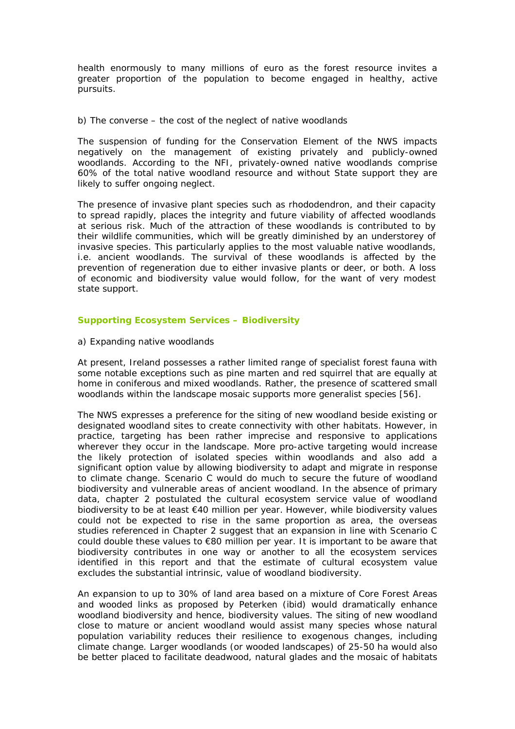health enormously to many millions of euro as the forest resource invites a greater proportion of the population to become engaged in healthy, active pursuits.

b) The converse – the cost of the neglect of native woodlands

The suspension of funding for the Conservation Element of the NWS impacts negatively on the management of existing privately and publicly-owned woodlands. According to the NFI, privately-owned native woodlands comprise 60% of the total native woodland resource and without State support they are likely to suffer ongoing neglect.

The presence of invasive plant species such as rhododendron, and their capacity to spread rapidly, places the integrity and future viability of affected woodlands at serious risk. Much of the attraction of these woodlands is contributed to by their wildlife communities, which will be greatly diminished by an understorey of invasive species. This particularly applies to the most valuable native woodlands, i.e. ancient woodlands. The survival of these woodlands is affected by the prevention of regeneration due to either invasive plants or deer, or both. A loss of economic and biodiversity value would follow, for the want of very modest state support.

## Supporting Ecosystem Services – Biodiversity

a) Expanding native woodlands

At present, Ireland possesses a rather limited range of specialist forest fauna with some notable exceptions such as pine marten and red squirrel that are equally at home in coniferous and mixed woodlands. Rather, the presence of scattered small woodlands within the landscape mosaic supports more generalist species [56].

The NWS expresses a preference for the siting of new woodland beside existing or designated woodland sites to create connectivity with other habitats. However, in practice, targeting has been rather imprecise and responsive to applications wherever they occur in the landscape. More pro-active targeting would increase the likely protection of isolated species within woodlands and also add a significant option value by allowing biodiversity to adapt and migrate in response to climate change. Scenario C would do much to secure the future of woodland biodiversity and vulnerable areas of ancient woodland. In the absence of primary data, chapter 2 postulated the cultural ecosystem service value of woodland biodiversity to be at least €40 million per year. However, while biodiversity values could not be expected to rise in the same proportion as area, the overseas studies referenced in Chapter 2 suggest that an expansion in line with Scenario C could double these values to €80 million per year. It is important to be aware that biodiversity contributes in one way or another to all the ecosystem services identified in this report and that the estimate of cultural ecosystem value excludes the substantial intrinsic, value of woodland biodiversity.

An expansion to up to 30% of land area based on a mixture of Core Forest Areas and wooded links as proposed by Peterken (ibid) would dramatically enhance woodland biodiversity and hence, biodiversity values. The siting of new woodland close to mature or ancient woodland would assist many species whose natural population variability reduces their resilience to exogenous changes, including climate change. Larger woodlands (or wooded landscapes) of 25-50 ha would also be better placed to facilitate deadwood, natural glades and the mosaic of habitats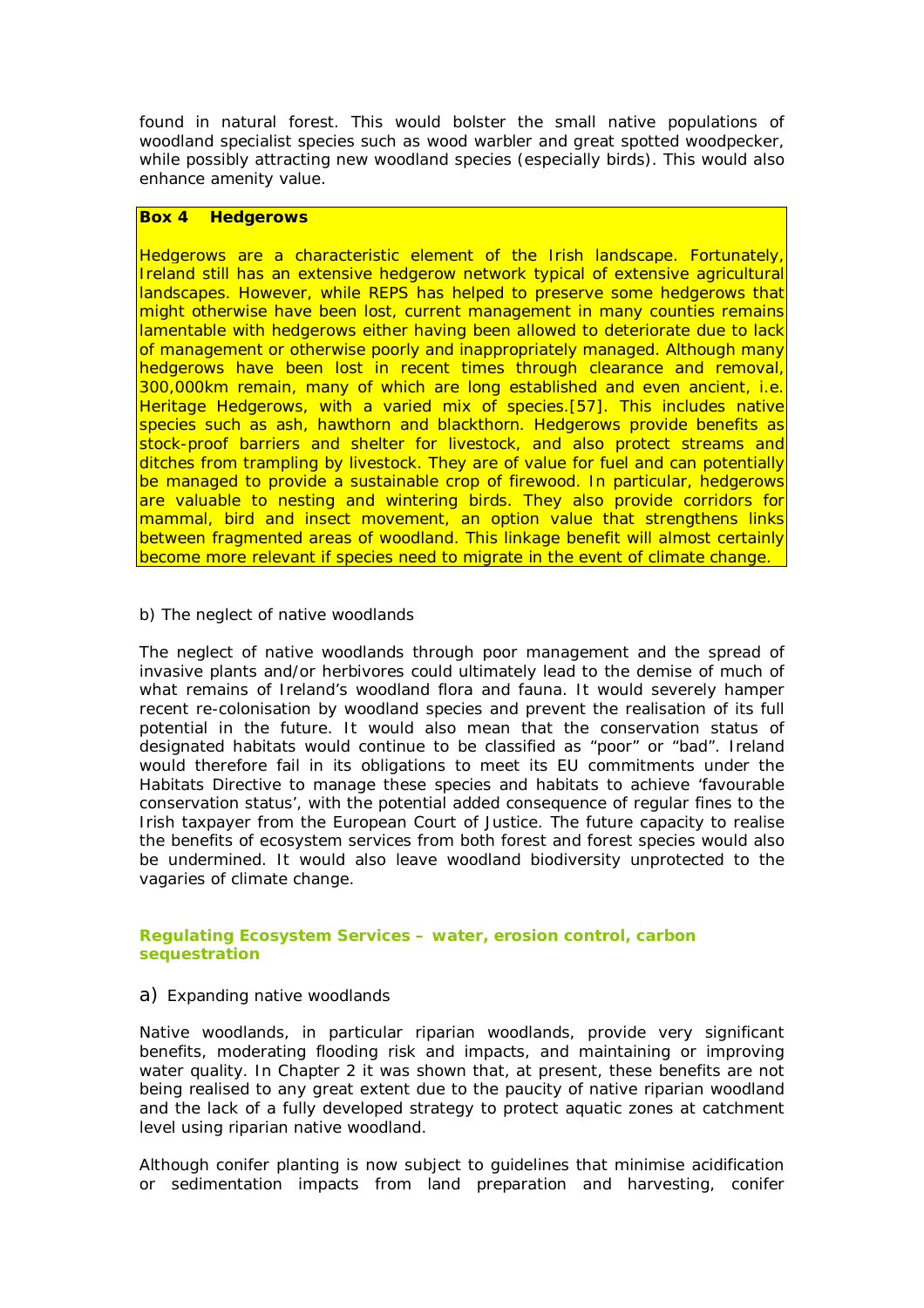found in natural forest. This would bolster the small native populations of woodland specialist species such as wood warbler and great spotted woodpecker, while possibly attracting new woodland species (especially birds). This would also enhance amenity value.

**Box 4 Hedgerows**

Hedgerows are a characteristic element of the Irish landscape. Fortunately, Ireland still has an extensive hedgerow network typical of extensive agricultural landscapes. However, while REPS has helped to preserve some hedgerows that might otherwise have been lost, current management in many counties remains lamentable with hedgerows either having been allowed to deteriorate due to lack of management or otherwise poorly and inappropriately managed. Although many hedgerows have been lost in recent times through clearance and removal, 300,000km remain, many of which are long established and even ancient, i.e. Heritage Hedgerows, with a varied mix of species.[57]. This includes native species such as ash, hawthorn and blackthorn. Hedgerows provide benefits as stock-proof barriers and shelter for livestock, and also protect streams and ditches from trampling by livestock. They are of value for fuel and can potentially be managed to provide a sustainable crop of firewood. In particular, hedgerows are valuable to nesting and wintering birds. They also provide corridors for mammal, bird and insect movement, an option value that strengthens links between fragmented areas of woodland. This linkage benefit will almost certainly become more relevant if species need to migrate in the event of climate change.

b) The neglect of native woodlands

The neglect of native woodlands through poor management and the spread of invasive plants and/or herbivores could ultimately lead to the demise of much of what remains of Ireland's woodland flora and fauna. It would severely hamper recent re-colonisation by woodland species and prevent the realisation of its full potential in the future. It would also mean that the conservation status of designated habitats would continue to be classified as "poor" or "bad". Ireland would therefore fail in its obligations to meet its EU commitments under the Habitats Directive to manage these species and habitats to achieve 'favourable conservation status', with the potential added consequence of regular fines to the Irish taxpayer from the European Court of Justice. The future capacity to realise the benefits of ecosystem services from both forest and forest species would also be undermined. It would also leave woodland biodiversity unprotected to the vagaries of climate change.

### Regulating Ecosystem Services – water, erosion control, carbon sequestration

a) Expanding native woodlands

Native woodlands, in particular riparian woodlands, provide very significant benefits, moderating flooding risk and impacts, and maintaining or improving water quality. In Chapter 2 it was shown that, at present, these benefits are not being realised to any great extent due to the paucity of native riparian woodland and the lack of a fully developed strategy to protect aquatic zones at catchment level using riparian native woodland.

Although conifer planting is now subject to guidelines that minimise acidification or sedimentation impacts from land preparation and harvesting, conifer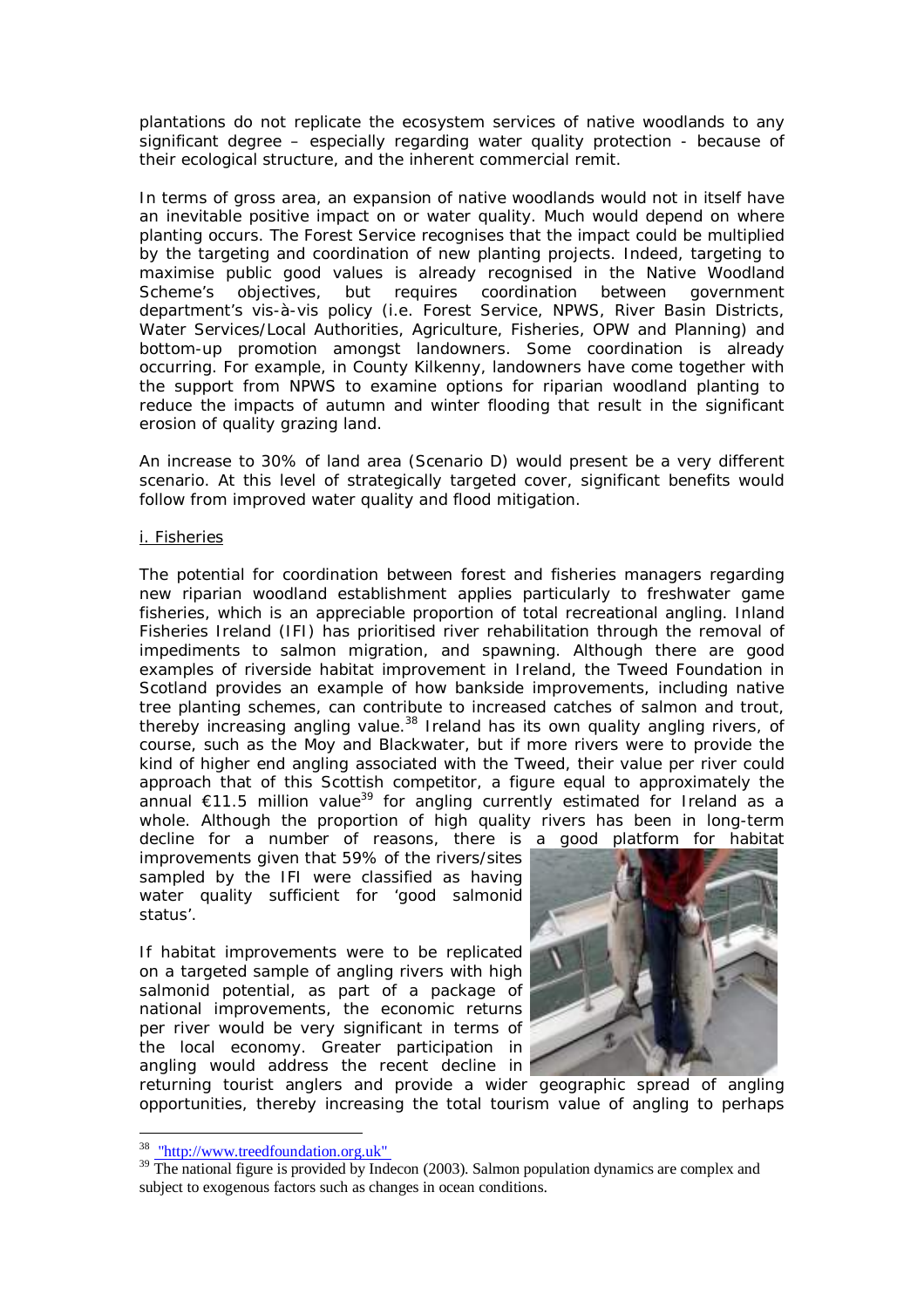plantations do not replicate the ecosystem services of native woodlands to any significant degree – especially regarding water quality protection - because of their ecological structure, and the inherent commercial remit.

In terms of gross area, an expansion of native woodlands would not in itself have an inevitable positive impact on or water quality. Much would depend on where planting occurs. The Forest Service recognises that the impact could be multiplied by the targeting and coordination of new planting projects. Indeed, targeting to maximise public good values is already recognised in the Native Woodland Scheme's objectives, but requires coordination between government department's vis-à-vis policy (i.e. Forest Service, NPWS, River Basin Districts, Water Services/Local Authorities, Agriculture, Fisheries, OPW and Planning) and bottom-up promotion amongst landowners. Some coordination is already occurring. For example, in County Kilkenny, landowners have come together with the support from NPWS to examine options for riparian woodland planting to reduce the impacts of autumn and winter flooding that result in the significant erosion of quality grazing land.

An increase to 30% of land area (Scenario D) would present be a very different scenario. At this level of strategically targeted cover, significant benefits would follow from improved water quality and flood mitigation.

i. Fisheries

The potential for coordination between forest and fisheries managers regarding new riparian woodland establishment applies particularly to freshwater game fisheries, which is an appreciable proportion of total recreational angling. Inland Fisheries Ireland (IFI) has prioritised river rehabilitation through the removal of impediments to salmon migration, and spawning. Although there are good examples of riverside habitat improvement in Ireland, the Tweed Foundation in Scotland provides an example of how bankside improvements, including native tree planting schemes, can contribute to increased catches of salmon and trout, thereby increasing angling value.[38] Ireland has its own quality angling rivers, of course, such as the Moy and Blackwater, but if more rivers were to provide the kind of higher end angling associated with the Tweed, their value per river could approach that of this Scottish competitor, a figure equal to approximately the annual €11.5 million value[39] for angling currently estimated for Ireland as a whole. Although the proportion of high quality rivers has been in long-term decline for a number of reasons, there is a good platform for habitat improvements given that 59% of the rivers/sites sampled by the IFI were classified as having water quality sufficient for 'good salmonid status'.

If habitat improvements were to be replicated on a targeted sample of angling rivers with high salmonid potential, as part of a package of national improvements, the economic returns per river would be very significant in terms of the local economy. Greater participation in angling would address the recent decline in returning tourist anglers and provide a wider geographic spread of angling opportunities, thereby increasing the total tourism value of angling to perhaps

[38] "http://www.treedfoundation.org.uk"

[39] The national figure is provided by Indecon (2003). Salmon population dynamics are complex and subject to exogenous factors such as changes in ocean conditions.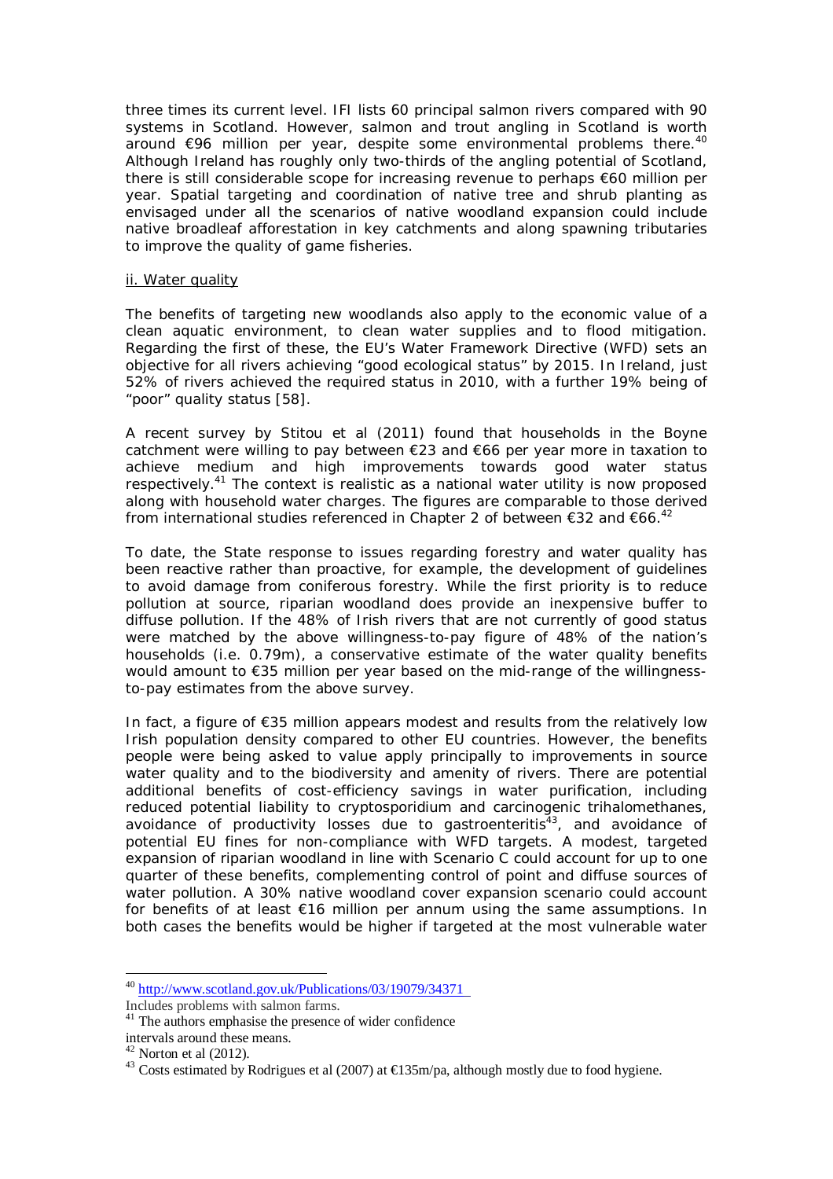three times its current level. IFI lists 60 principal salmon rivers compared with 90 systems in Scotland. However, salmon and trout angling in Scotland is worth around €96 million per year, despite some environmental problems there.[40] Although Ireland has roughly only two-thirds of the angling potential of Scotland, there is still considerable scope for increasing revenue to perhaps €60 million per year. Spatial targeting and coordination of native tree and shrub planting as envisaged under all the scenarios of native woodland expansion could include native broadleaf afforestation in key catchments and along spawning tributaries to improve the quality of game fisheries.

ii. Water quality

The benefits of targeting new woodlands also apply to the economic value of a clean aquatic environment, to clean water supplies and to flood mitigation. Regarding the first of these, the EU's Water Framework Directive (WFD) sets an objective for all rivers achieving "good ecological status" by 2015. In Ireland, just 52% of rivers achieved the required status in 2010, with a further 19% being of "poor" quality status [58].

A recent survey by Stitou et al (2011) found that households in the Boyne catchment were willing to pay between €23 and €66 per year more in taxation to achieve medium and high improvements towards good water status respectively.[41] The context is realistic as a national water utility is now proposed along with household water charges. The figures are comparable to those derived from international studies referenced in Chapter 2 of between €32 and €66.[42]

To date, the State response to issues regarding forestry and water quality has been reactive rather than proactive, for example, the development of guidelines to avoid damage from coniferous forestry. While the first priority is to reduce pollution at source, riparian woodland does provide an inexpensive buffer to diffuse pollution. If the 48% of Irish rivers that are not currently of good status were matched by the above willingness-to-pay figure of 48% of the nation's households (i.e. 0.79m), a conservative estimate of the water quality benefits would amount to €35 million per year based on the mid-range of the willingness-to-pay estimates from the above survey.

In fact, a figure of €35 million appears modest and results from the relatively low Irish population density compared to other EU countries. However, the benefits people were being asked to value apply principally to improvements in source water quality and to the biodiversity and amenity of rivers. There are potential additional benefits of cost-efficiency savings in water purification, including reduced potential liability to cryptosporidium and carcinogenic trihalomethanes, avoidance of productivity losses due to gastroenteritis[43], and avoidance of potential EU fines for non-compliance with WFD targets. A modest, targeted expansion of riparian woodland in line with Scenario C could account for up to one quarter of these benefits, complementing control of point and diffuse sources of water pollution. A 30% native woodland cover expansion scenario could account for benefits of at least €16 million per annum using the same assumptions. In both cases the benefits would be higher if targeted at the most vulnerable water

---

[40] http://www.scotland.gov.uk/Publications/03/19079/34371
Includes problems with salmon farms.

[41] The authors emphasise the presence of wider confidence intervals around these means.

[42] Norton et al (2012).

[43] Costs estimated by Rodrigues et al (2007) at €135m/pa, although mostly due to food hygiene.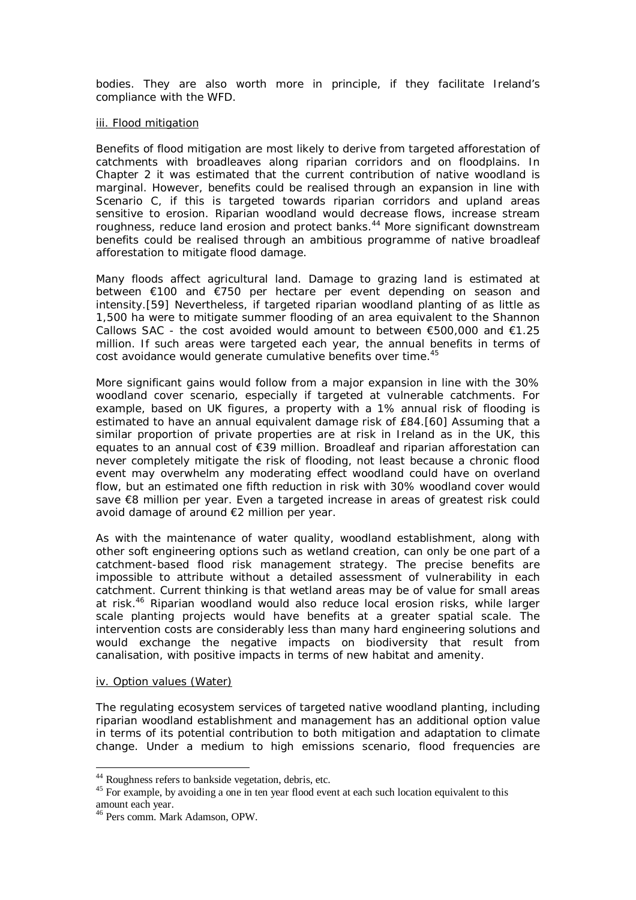bodies. They are also worth more in principle, if they facilitate Ireland's compliance with the WFD.

iii. Flood mitigation

Benefits of flood mitigation are most likely to derive from targeted afforestation of catchments with broadleaves along riparian corridors and on floodplains. In Chapter 2 it was estimated that the current contribution of native woodland is marginal. However, benefits could be realised through an expansion in line with Scenario C, if this is targeted towards riparian corridors and upland areas sensitive to erosion. Riparian woodland would decrease flows, increase stream roughness, reduce land erosion and protect banks.[44] More significant downstream benefits could be realised through an ambitious programme of native broadleaf afforestation to mitigate flood damage.

Many floods affect agricultural land. Damage to grazing land is estimated at between €100 and €750 per hectare per event depending on season and intensity.[59] Nevertheless, if targeted riparian woodland planting of as little as 1,500 ha were to mitigate summer flooding of an area equivalent to the Shannon Callows SAC - the cost avoided would amount to between €500,000 and €1.25 million. If such areas were targeted each year, the annual benefits in terms of cost avoidance would generate cumulative benefits over time.[45]

More significant gains would follow from a major expansion in line with the 30% woodland cover scenario, especially if targeted at vulnerable catchments. For example, based on UK figures, a property with a 1% annual risk of flooding is estimated to have an annual equivalent damage risk of £84.[60] Assuming that a similar proportion of private properties are at risk in Ireland as in the UK, this equates to an annual cost of €39 million. Broadleaf and riparian afforestation can never completely mitigate the risk of flooding, not least because a chronic flood event may overwhelm any moderating effect woodland could have on overland flow, but an estimated one fifth reduction in risk with 30% woodland cover would save €8 million per year. Even a targeted increase in areas of greatest risk could avoid damage of around €2 million per year.

As with the maintenance of water quality, woodland establishment, along with other soft engineering options such as wetland creation, can only be one part of a catchment-based flood risk management strategy. The precise benefits are impossible to attribute without a detailed assessment of vulnerability in each catchment. Current thinking is that wetland areas may be of value for small areas at risk.[46] Riparian woodland would also reduce local erosion risks, while larger scale planting projects would have benefits at a greater spatial scale. The intervention costs are considerably less than many hard engineering solutions and would exchange the negative impacts on biodiversity that result from canalisation, with positive impacts in terms of new habitat and amenity.

iv. Option values (Water)

The regulating ecosystem services of targeted native woodland planting, including riparian woodland establishment and management has an additional option value in terms of its potential contribution to both mitigation and adaptation to climate change. Under a medium to high emissions scenario, flood frequencies are

---

[44] Roughness refers to bankside vegetation, debris, etc.

[45] For example, by avoiding a one in ten year flood event at each such location equivalent to this amount each year.

[46] Pers comm. Mark Adamson, OPW.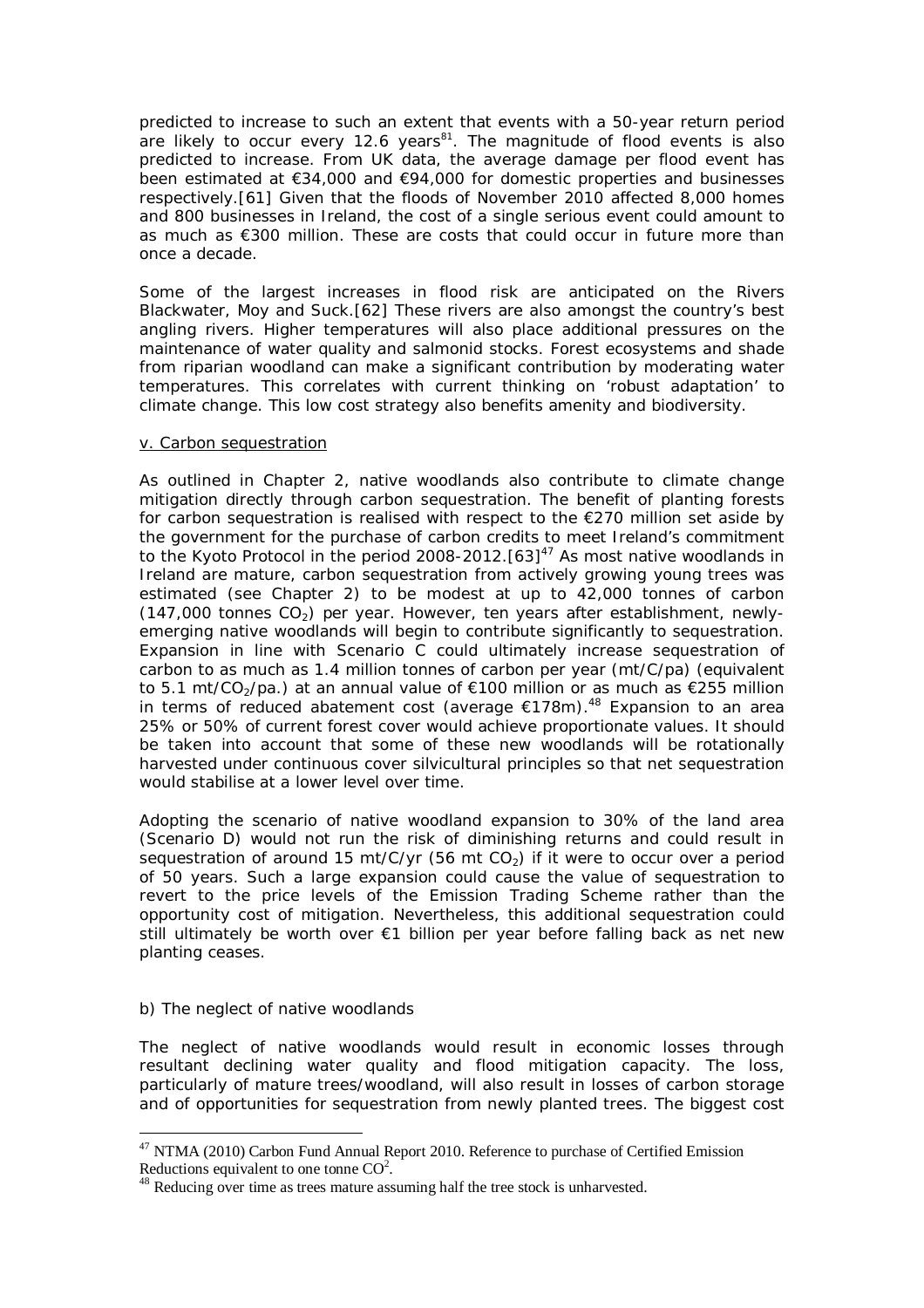predicted to increase to such an extent that events with a 50-year return period are likely to occur every 12.6 years[81]. The magnitude of flood events is also predicted to increase. From UK data, the average damage per flood event has been estimated at €34,000 and €94,000 for domestic properties and businesses respectively.[61] Given that the floods of November 2010 affected 8,000 homes and 800 businesses in Ireland, the cost of a single serious event could amount to as much as €300 million. These are costs that could occur in future more than once a decade.

Some of the largest increases in flood risk are anticipated on the Rivers Blackwater, Moy and Suck.[62] These rivers are also amongst the country's best angling rivers. Higher temperatures will also place additional pressures on the maintenance of water quality and salmonid stocks. Forest ecosystems and shade from riparian woodland can make a significant contribution by moderating water temperatures. This correlates with current thinking on 'robust adaptation' to climate change. This low cost strategy also benefits amenity and biodiversity.

v. Carbon sequestration

As outlined in Chapter 2, native woodlands also contribute to climate change mitigation directly through carbon sequestration. The benefit of planting forests for carbon sequestration is realised with respect to the €270 million set aside by the government for the purchase of carbon credits to meet Ireland's commitment to the Kyoto Protocol in the period 2008-2012.[63][47] As most native woodlands in Ireland are mature, carbon sequestration from actively growing young trees was estimated (see Chapter 2) to be modest at up to 42,000 tonnes of carbon (147,000 tonnes $CO_2$) per year. However, ten years after establishment, newly-emerging native woodlands will begin to contribute significantly to sequestration. Expansion in line with Scenario C could ultimately increase sequestration of carbon to as much as 1.4 million tonnes of carbon per year (mt/C/pa) (equivalent to 5.1 mt/$CO_2$/pa.) at an annual value of €100 million or as much as €255 million in terms of reduced abatement cost (average €178m).[48] Expansion to an area 25% or 50% of current forest cover would achieve proportionate values. It should be taken into account that some of these new woodlands will be rotationally harvested under continuous cover silvicultural principles so that net sequestration would stabilise at a lower level over time.

Adopting the scenario of native woodland expansion to 30% of the land area (Scenario D) would not run the risk of diminishing returns and could result in sequestration of around 15 mt/C/yr (56 mt $CO_2$) if it were to occur over a period of 50 years. Such a large expansion could cause the value of sequestration to revert to the price levels of the Emission Trading Scheme rather than the opportunity cost of mitigation. Nevertheless, this additional sequestration could still ultimately be worth over €1 billion per year before falling back as net new planting ceases.

b) The neglect of native woodlands

The neglect of native woodlands would result in economic losses through resultant declining water quality and flood mitigation capacity. The loss, particularly of mature trees/woodland, will also result in losses of carbon storage and of opportunities for sequestration from newly planted trees. The biggest cost

---

[47] NTMA (2010) Carbon Fund Annual Report 2010. Reference to purchase of Certified Emission Reductions equivalent to one tonne $CO^2$.

[48] Reducing over time as trees mature assuming half the tree stock is unharvested.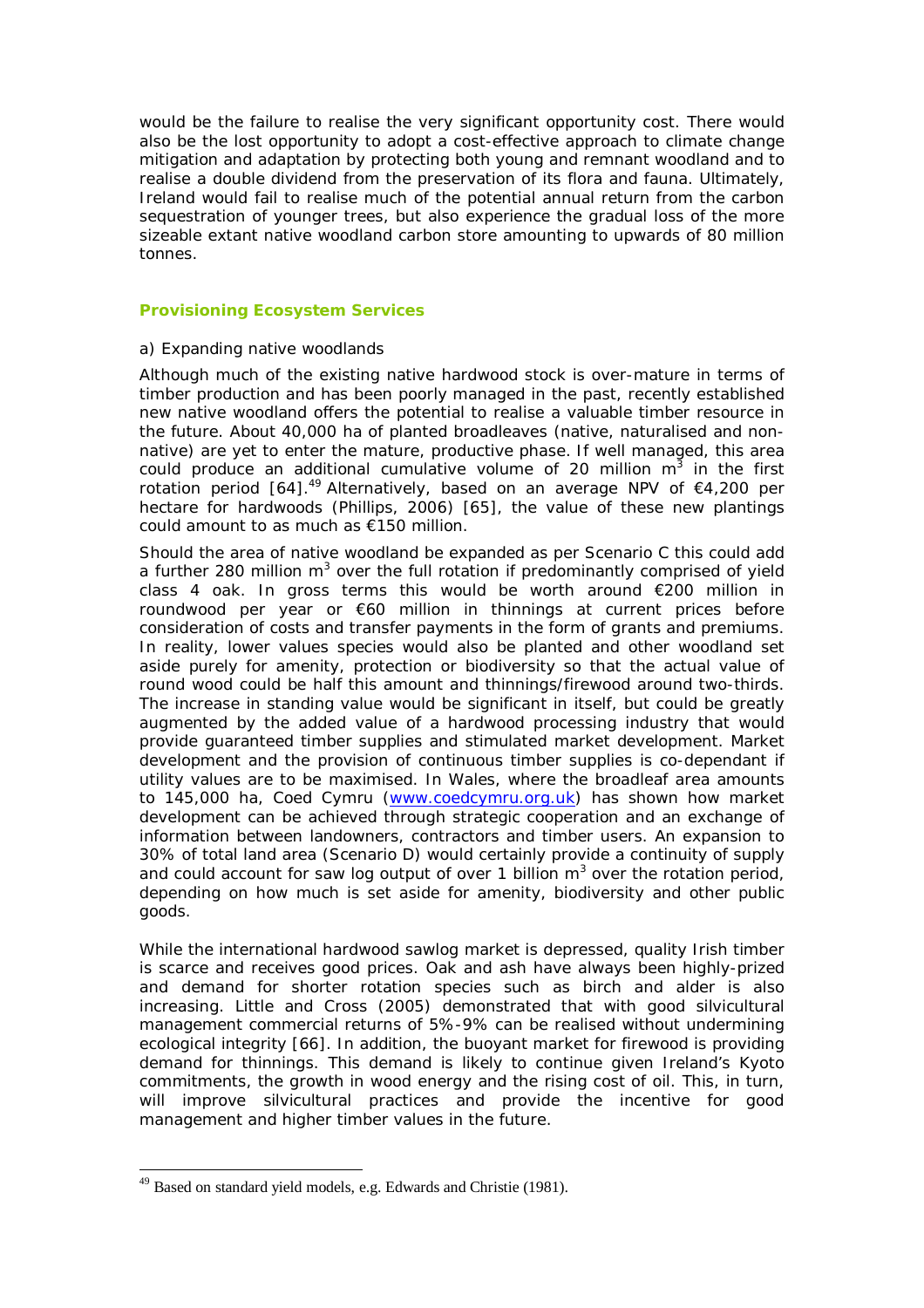would be the failure to realise the very significant opportunity cost. There would also be the lost opportunity to adopt a cost-effective approach to climate change mitigation and adaptation by protecting both young and remnant woodland and to realise a double dividend from the preservation of its flora and fauna. Ultimately, Ireland would fail to realise much of the potential annual return from the carbon sequestration of younger trees, but also experience the gradual loss of the more sizeable extant native woodland carbon store amounting to upwards of 80 million tonnes.

## Provisioning Ecosystem Services

a) Expanding native woodlands

Although much of the existing native hardwood stock is over-mature in terms of timber production and has been poorly managed in the past, recently established new native woodland offers the potential to realise a valuable timber resource in the future. About 40,000 ha of planted broadleaves (native, naturalised and non-native) are yet to enter the mature, productive phase. If well managed, this area could produce an additional cumulative volume of 20 million $m^3$ in the first rotation period [64].[49] Alternatively, based on an average NPV of €4,200 per hectare for hardwoods (Phillips, 2006) [65], the value of these new plantings could amount to as much as €150 million.

Should the area of native woodland be expanded as per Scenario C this could add a further 280 million $m^3$ over the full rotation if predominantly comprised of yield class 4 oak. In gross terms this would be worth around €200 million in roundwood per year or €60 million in thinnings at current prices before consideration of costs and transfer payments in the form of grants and premiums. In reality, lower values species would also be planted and other woodland set aside purely for amenity, protection or biodiversity so that the actual value of round wood could be half this amount and thinnings/firewood around two-thirds. The increase in standing value would be significant in itself, but could be greatly augmented by the added value of a hardwood processing industry that would provide guaranteed timber supplies and stimulated market development. Market development and the provision of continuous timber supplies is co-dependant if utility values are to be maximised. In Wales, where the broadleaf area amounts to 145,000 ha, Coed Cymru (www.coedcymru.org.uk) has shown how market development can be achieved through strategic cooperation and an exchange of information between landowners, contractors and timber users. An expansion to 30% of total land area (Scenario D) would certainly provide a continuity of supply and could account for saw log output of over 1 billion $m^3$ over the rotation period, depending on how much is set aside for amenity, biodiversity and other public goods.

While the international hardwood sawlog market is depressed, quality Irish timber is scarce and receives good prices. Oak and ash have always been highly-prized and demand for shorter rotation species such as birch and alder is also increasing. Little and Cross (2005) demonstrated that with good silvicultural management commercial returns of 5%-9% can be realised without undermining ecological integrity [66]. In addition, the buoyant market for firewood is providing demand for thinnings. This demand is likely to continue given Ireland's Kyoto commitments, the growth in wood energy and the rising cost of oil. This, in turn, will improve silvicultural practices and provide the incentive for good management and higher timber values in the future.

---

[49] Based on standard yield models, e.g. Edwards and Christie (1981).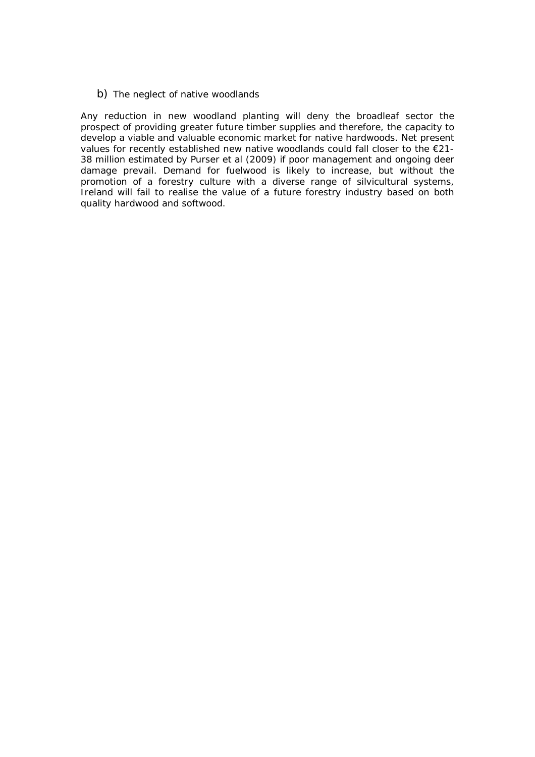b) The neglect of native woodlands

Any reduction in new woodland planting will deny the broadleaf sector the prospect of providing greater future timber supplies and therefore, the capacity to develop a viable and valuable economic market for native hardwoods. Net present values for recently established new native woodlands could fall closer to the €21-38 million estimated by Purser et al (2009) if poor management and ongoing deer damage prevail. Demand for fuelwood is likely to increase, but without the promotion of a forestry culture with a diverse range of silvicultural systems, Ireland will fail to realise the value of a future forestry industry based on both quality hardwood and softwood.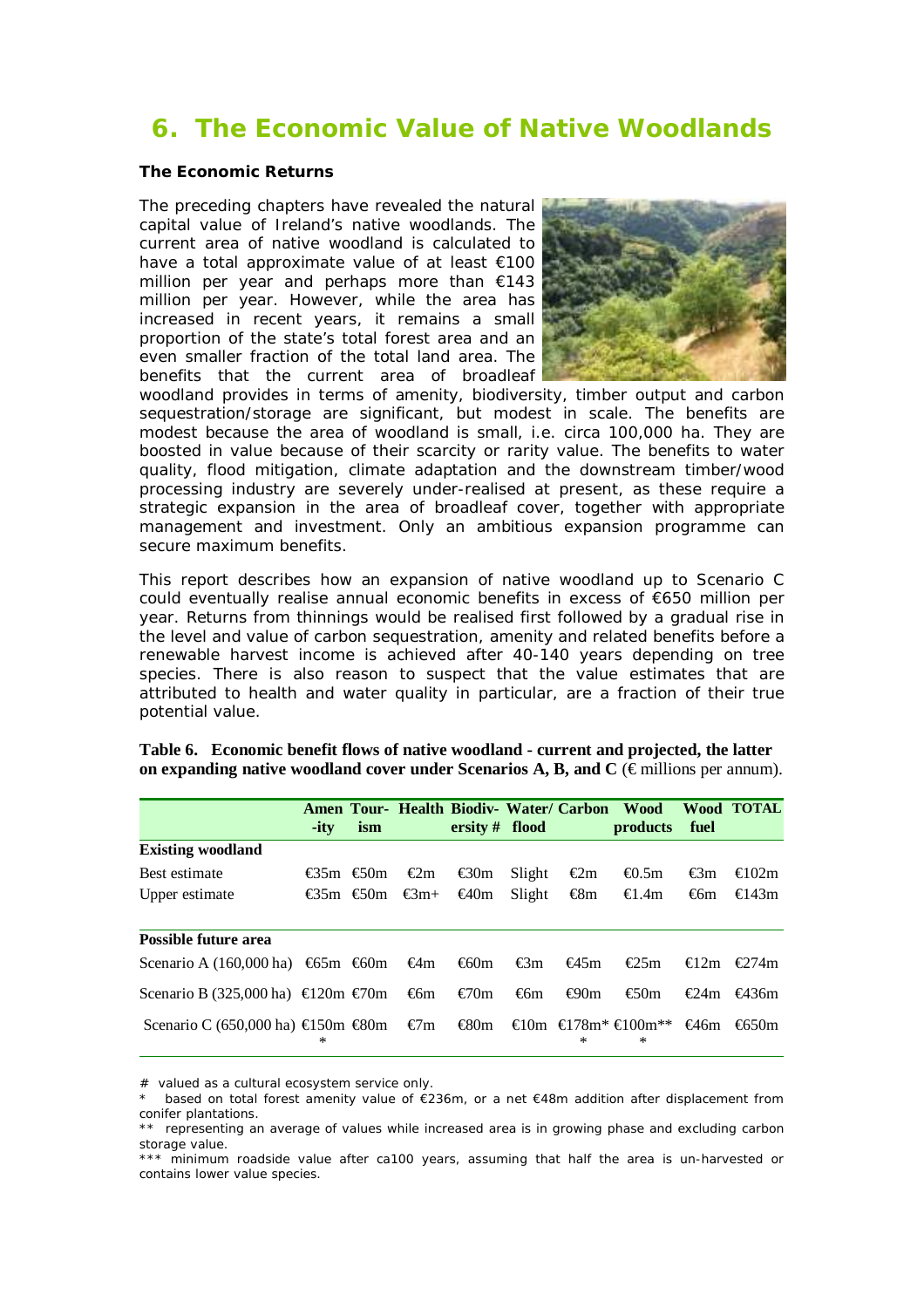# 6. The Economic Value of Native Woodlands

**The Economic Returns**

The preceding chapters have revealed the natural capital value of Ireland's native woodlands. The current area of native woodland is calculated to have a total approximate value of at least €100 million per year and perhaps more than €143 million per year. However, while the area has increased in recent years, it remains a small proportion of the state's total forest area and an even smaller fraction of the total land area. The benefits that the current area of broadleaf woodland provides in terms of amenity, biodiversity, timber output and carbon sequestration/storage are significant, but modest in scale. The benefits are modest because the area of woodland is small, i.e. circa 100,000 ha. They are boosted in value because of their scarcity or rarity value. The benefits to water quality, flood mitigation, climate adaptation and the downstream timber/wood processing industry are severely under-realised at present, as these require a strategic expansion in the area of broadleaf cover, together with appropriate management and investment. Only an ambitious expansion programme can secure maximum benefits.

This report describes how an expansion of native woodland up to Scenario C could eventually realise annual economic benefits in excess of €650 million per year. Returns from thinnings would be realised first followed by a gradual rise in the level and value of carbon sequestration, amenity and related benefits before a renewable harvest income is achieved after 40-140 years depending on tree species. There is also reason to suspect that the value estimates that are attributed to health and water quality in particular, are a fraction of their true potential value.

**Table 6. Economic benefit flows of native woodland - current and projected, the latter on expanding native woodland cover under Scenarios A, B, and C** (€ millions per annum).

| | Amenity | Tourism | Health | Biodiversity # | Water/ flood | Carbon | Wood products | Wood fuel | TOTAL |
|---|---|---|---|---|---|---|---|---|---|
| **Existing woodland** | | | | | | | | | |
| Best estimate | €35m | €50m | €2m | €30m | Slight | €2m | €0.5m | €3m | €102m |
| Upper estimate | €35m | €50m | €3m+ | €40m | Slight | €8m | €1.4m | €6m | €143m |
| **Possible future area** | | | | | | | | | |
| Scenario A (160,000 ha) | €65m | €60m | €4m | €60m | €3m | €45m | €25m | €12m | €274m |
| Scenario B (325,000 ha) | €120m | €70m | €6m | €70m | €6m | €90m | €50m | €24m | €436m |
| Scenario C (650,000 ha) | €150m * | €80m | €7m | €80m | €10m | €178m* ** | €100m** * | €46m | €650m |

\# valued as a cultural ecosystem service only.

\* based on total forest amenity value of €236m, or a net €48m addition after displacement from conifer plantations.

\** representing an average of values while increased area is in growing phase and excluding carbon storage value.

\*** minimum roadside value after ca100 years, assuming that half the area is un-harvested or contains lower value species.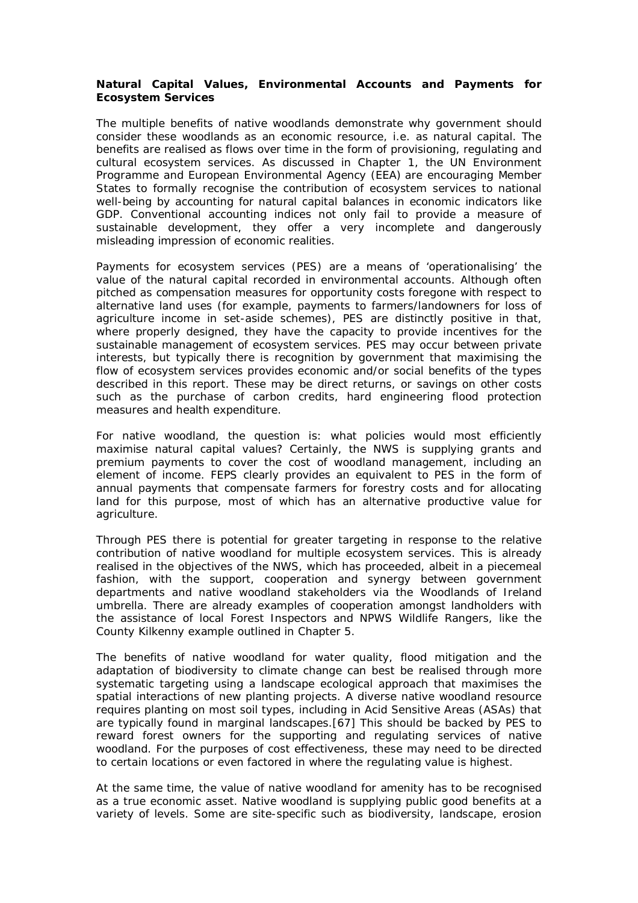**Natural Capital Values, Environmental Accounts and Payments for Ecosystem Services**

The multiple benefits of native woodlands demonstrate why government should consider these woodlands as an economic resource, i.e. as natural capital. The benefits are realised as flows over time in the form of provisioning, regulating and cultural ecosystem services. As discussed in Chapter 1, the UN Environment Programme and European Environmental Agency (EEA) are encouraging Member States to formally recognise the contribution of ecosystem services to national well-being by accounting for natural capital balances in economic indicators like GDP. Conventional accounting indices not only fail to provide a measure of sustainable development, they offer a very incomplete and dangerously misleading impression of economic realities.

Payments for ecosystem services (PES) are a means of 'operationalising' the value of the natural capital recorded in environmental accounts. Although often pitched as compensation measures for opportunity costs foregone with respect to alternative land uses (for example, payments to farmers/landowners for loss of agriculture income in set-aside schemes), PES are distinctly positive in that, where properly designed, they have the capacity to provide incentives for the sustainable management of ecosystem services. PES may occur between private interests, but typically there is recognition by government that maximising the flow of ecosystem services provides economic and/or social benefits of the types described in this report. These may be direct returns, or savings on other costs such as the purchase of carbon credits, hard engineering flood protection measures and health expenditure.

For native woodland, the question is: what policies would most efficiently maximise natural capital values? Certainly, the NWS is supplying grants and premium payments to cover the cost of woodland management, including an element of income. FEPS clearly provides an equivalent to PES in the form of annual payments that compensate farmers for forestry costs and for allocating land for this purpose, most of which has an alternative productive value for agriculture.

Through PES there is potential for greater targeting in response to the relative contribution of native woodland for multiple ecosystem services. This is already realised in the objectives of the NWS, which has proceeded, albeit in a piecemeal fashion, with the support, cooperation and synergy between government departments and native woodland stakeholders via the Woodlands of Ireland umbrella. There are already examples of cooperation amongst landholders with the assistance of local Forest Inspectors and NPWS Wildlife Rangers, like the County Kilkenny example outlined in Chapter 5.

The benefits of native woodland for water quality, flood mitigation and the adaptation of biodiversity to climate change can best be realised through more systematic targeting using a landscape ecological approach that maximises the spatial interactions of new planting projects. A diverse native woodland resource requires planting on most soil types, including in Acid Sensitive Areas (ASAs) that are typically found in marginal landscapes.[67] This should be backed by PES to reward forest owners for the supporting and regulating services of native woodland. For the purposes of cost effectiveness, these may need to be directed to certain locations or even factored in where the regulating value is highest.

At the same time, the value of native woodland for amenity has to be recognised as a true economic asset. Native woodland is supplying public good benefits at a variety of levels. Some are site-specific such as biodiversity, landscape, erosion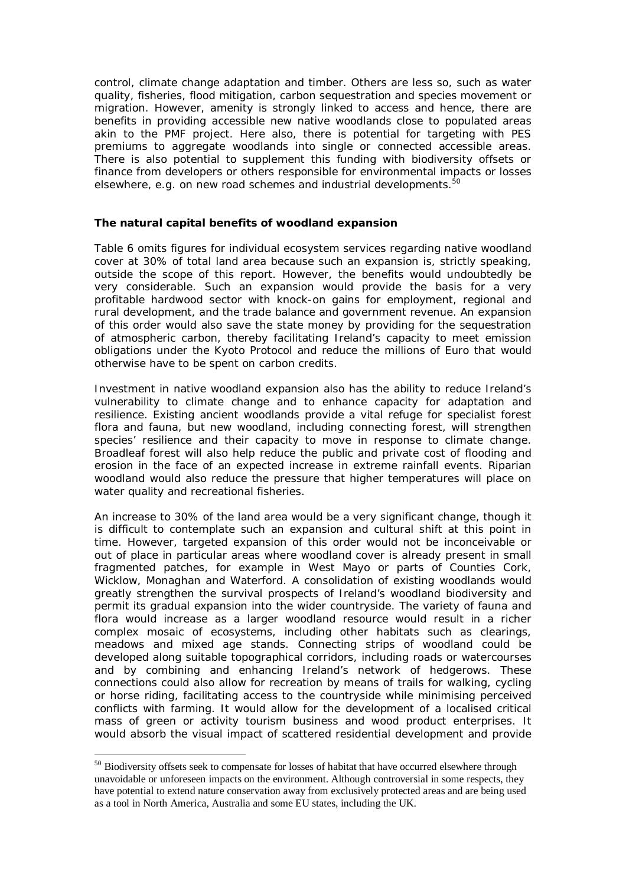control, climate change adaptation and timber. Others are less so, such as water quality, fisheries, flood mitigation, carbon sequestration and species movement or migration. However, amenity is strongly linked to access and hence, there are benefits in providing accessible new native woodlands close to populated areas akin to the PMF project. Here also, there is potential for targeting with PES premiums to aggregate woodlands into single or connected accessible areas. There is also potential to supplement this funding with biodiversity offsets or finance from developers or others responsible for environmental impacts or losses elsewhere, e.g. on new road schemes and industrial developments.[50]

**The natural capital benefits of woodland expansion**

Table 6 omits figures for individual ecosystem services regarding native woodland cover at 30% of total land area because such an expansion is, strictly speaking, outside the scope of this report. However, the benefits would undoubtedly be very considerable. Such an expansion would provide the basis for a very profitable hardwood sector with knock-on gains for employment, regional and rural development, and the trade balance and government revenue. An expansion of this order would also save the state money by providing for the sequestration of atmospheric carbon, thereby facilitating Ireland's capacity to meet emission obligations under the Kyoto Protocol and reduce the millions of Euro that would otherwise have to be spent on carbon credits.

Investment in native woodland expansion also has the ability to reduce Ireland's vulnerability to climate change and to enhance capacity for adaptation and resilience. Existing ancient woodlands provide a vital refuge for specialist forest flora and fauna, but new woodland, including connecting forest, will strengthen species' resilience and their capacity to move in response to climate change. Broadleaf forest will also help reduce the public and private cost of flooding and erosion in the face of an expected increase in extreme rainfall events. Riparian woodland would also reduce the pressure that higher temperatures will place on water quality and recreational fisheries.

An increase to 30% of the land area would be a very significant change, though it is difficult to contemplate such an expansion and cultural shift at this point in time. However, targeted expansion of this order would not be inconceivable or out of place in particular areas where woodland cover is already present in small fragmented patches, for example in West Mayo or parts of Counties Cork, Wicklow, Monaghan and Waterford. A consolidation of existing woodlands would greatly strengthen the survival prospects of Ireland's woodland biodiversity and permit its gradual expansion into the wider countryside. The variety of fauna and flora would increase as a larger woodland resource would result in a richer complex mosaic of ecosystems, including other habitats such as clearings, meadows and mixed age stands. Connecting strips of woodland could be developed along suitable topographical corridors, including roads or watercourses and by combining and enhancing Ireland's network of hedgerows. These connections could also allow for recreation by means of trails for walking, cycling or horse riding, facilitating access to the countryside while minimising perceived conflicts with farming. It would allow for the development of a localised critical mass of green or activity tourism business and wood product enterprises. It would absorb the visual impact of scattered residential development and provide

[50] Biodiversity offsets seek to compensate for losses of habitat that have occurred elsewhere through unavoidable or unforeseen impacts on the environment. Although controversial in some respects, they have potential to extend nature conservation away from exclusively protected areas and are being used as a tool in North America, Australia and some EU states, including the UK.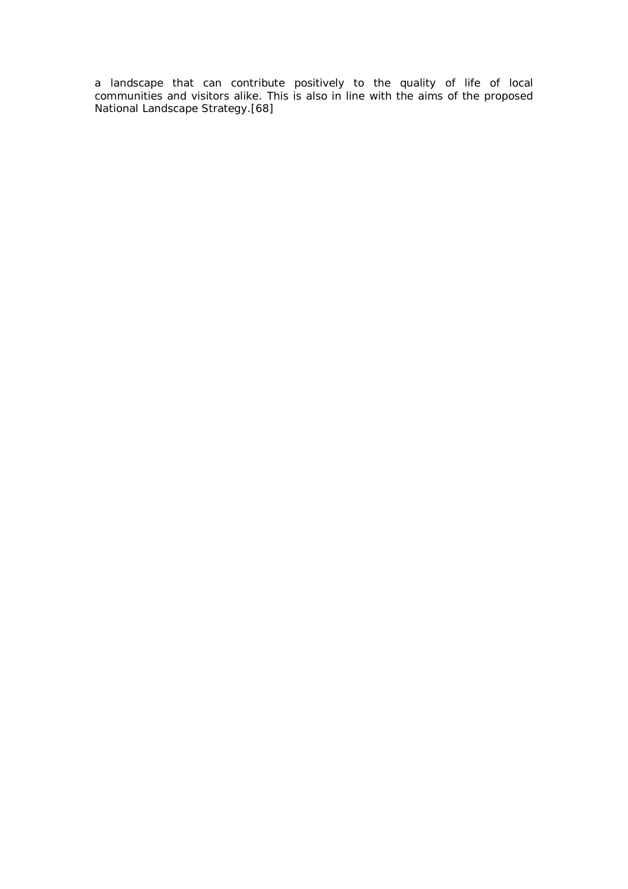a landscape that can contribute positively to the quality of life of local communities and visitors alike. This is also in line with the aims of the proposed National Landscape Strategy.[68]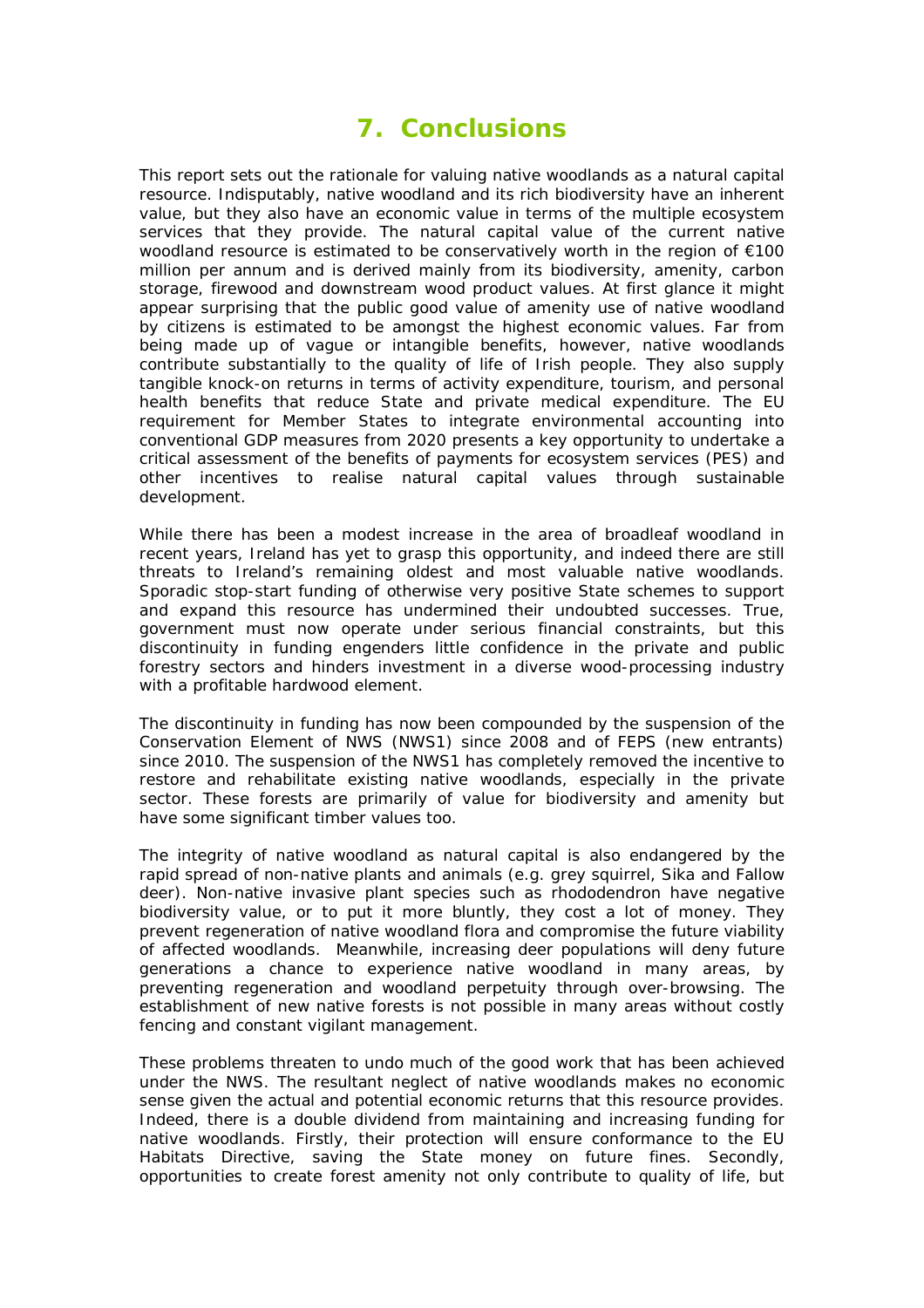# 7. Conclusions

This report sets out the rationale for valuing native woodlands as a natural capital resource. Indisputably, native woodland and its rich biodiversity have an inherent value, but they also have an economic value in terms of the multiple ecosystem services that they provide. The natural capital value of the current native woodland resource is estimated to be conservatively worth in the region of €100 million per annum and is derived mainly from its biodiversity, amenity, carbon storage, firewood and downstream wood product values. At first glance it might appear surprising that the public good value of amenity use of native woodland by citizens is estimated to be amongst the highest economic values. Far from being made up of vague or intangible benefits, however, native woodlands contribute substantially to the quality of life of Irish people. They also supply tangible knock-on returns in terms of activity expenditure, tourism, and personal health benefits that reduce State and private medical expenditure. The EU requirement for Member States to integrate environmental accounting into conventional GDP measures from 2020 presents a key opportunity to undertake a critical assessment of the benefits of payments for ecosystem services (PES) and other incentives to realise natural capital values through sustainable development.

While there has been a modest increase in the area of broadleaf woodland in recent years, Ireland has yet to grasp this opportunity, and indeed there are still threats to Ireland's remaining oldest and most valuable native woodlands. Sporadic stop-start funding of otherwise very positive State schemes to support and expand this resource has undermined their undoubted successes. True, government must now operate under serious financial constraints, but this discontinuity in funding engenders little confidence in the private and public forestry sectors and hinders investment in a diverse wood-processing industry with a profitable hardwood element.

The discontinuity in funding has now been compounded by the suspension of the Conservation Element of NWS (NWS1) since 2008 and of FEPS (new entrants) since 2010. The suspension of the NWS1 has completely removed the incentive to restore and rehabilitate existing native woodlands, especially in the private sector. These forests are primarily of value for biodiversity and amenity but have some significant timber values too.

The integrity of native woodland as natural capital is also endangered by the rapid spread of non-native plants and animals (e.g. grey squirrel, Sika and Fallow deer). Non-native invasive plant species such as rhododendron have negative biodiversity value, or to put it more bluntly, they cost a lot of money. They prevent regeneration of native woodland flora and compromise the future viability of affected woodlands. Meanwhile, increasing deer populations will deny future generations a chance to experience native woodland in many areas, by preventing regeneration and woodland perpetuity through over-browsing. The establishment of new native forests is not possible in many areas without costly fencing and constant vigilant management.

These problems threaten to undo much of the good work that has been achieved under the NWS. The resultant neglect of native woodlands makes no economic sense given the actual and potential economic returns that this resource provides. Indeed, there is a double dividend from maintaining and increasing funding for native woodlands. Firstly, their protection will ensure conformance to the EU Habitats Directive, saving the State money on future fines. Secondly, opportunities to create forest amenity not only contribute to quality of life, but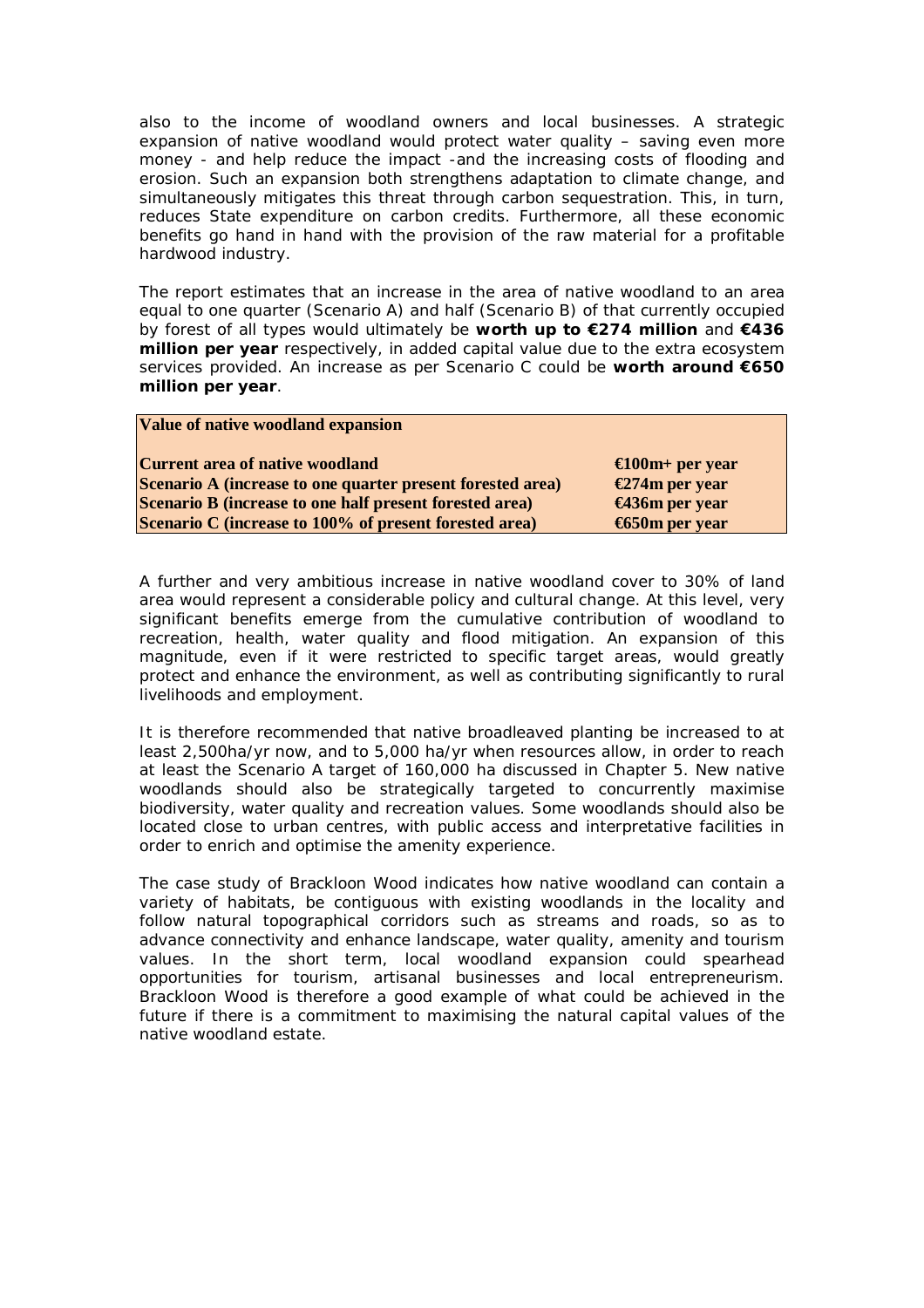also to the income of woodland owners and local businesses. A strategic expansion of native woodland would protect water quality – saving even more money - and help reduce the impact -and the increasing costs of flooding and erosion. Such an expansion both strengthens adaptation to climate change, and simultaneously mitigates this threat through carbon sequestration. This, in turn, reduces State expenditure on carbon credits. Furthermore, all these economic benefits go hand in hand with the provision of the raw material for a profitable hardwood industry.

The report estimates that an increase in the area of native woodland to an area equal to one quarter (Scenario A) and half (Scenario B) of that currently occupied by forest of all types would ultimately be **worth up to €274 million** and **€436 million per year** respectively, in added capital value due to the extra ecosystem services provided. An increase as per Scenario C could be **worth around €650 million per year**.

| **Value of native woodland expansion** | |
|---|---|
| **Current area of native woodland** | **€100m+ per year** |
| **Scenario A (increase to one quarter present forested area)** | **€274m per year** |
| **Scenario B (increase to one half present forested area)** | **€436m per year** |
| **Scenario C (increase to 100% of present forested area)** | **€650m per year** |

A further and very ambitious increase in native woodland cover to 30% of land area would represent a considerable policy and cultural change. At this level, very significant benefits emerge from the cumulative contribution of woodland to recreation, health, water quality and flood mitigation. An expansion of this magnitude, even if it were restricted to specific target areas, would greatly protect and enhance the environment, as well as contributing significantly to rural livelihoods and employment.

It is therefore recommended that native broadleaved planting be increased to at least 2,500ha/yr now, and to 5,000 ha/yr when resources allow, in order to reach at least the Scenario A target of 160,000 ha discussed in Chapter 5. New native woodlands should also be strategically targeted to concurrently maximise biodiversity, water quality and recreation values. Some woodlands should also be located close to urban centres, with public access and interpretative facilities in order to enrich and optimise the amenity experience.

The case study of Brackloon Wood indicates how native woodland can contain a variety of habitats, be contiguous with existing woodlands in the locality and follow natural topographical corridors such as streams and roads, so as to advance connectivity and enhance landscape, water quality, amenity and tourism values. In the short term, local woodland expansion could spearhead opportunities for tourism, artisanal businesses and local entrepreneurism. Brackloon Wood is therefore a good example of what could be achieved in the future if there is a commitment to maximising the natural capital values of the native woodland estate.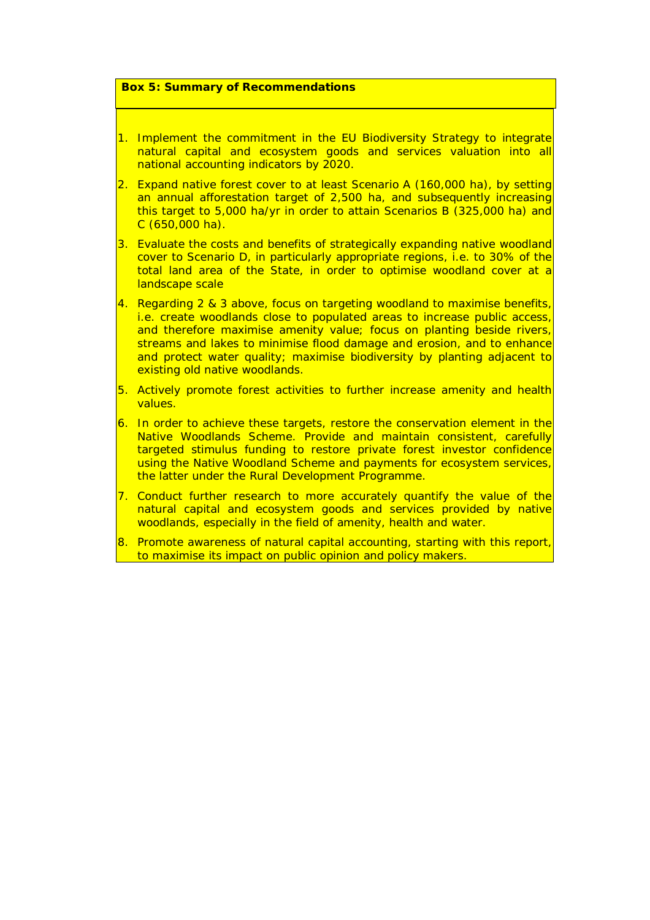**Box 5: Summary of Recommendations**

1. Implement the commitment in the EU Biodiversity Strategy to integrate natural capital and ecosystem goods and services valuation into all national accounting indicators by 2020.
2. Expand native forest cover to at least Scenario A (160,000 ha), by setting an annual afforestation target of 2,500 ha, and subsequently increasing this target to 5,000 ha/yr in order to attain Scenarios B (325,000 ha) and C (650,000 ha).
3. Evaluate the costs and benefits of strategically expanding native woodland cover to Scenario D, in particularly appropriate regions, i.e. to 30% of the total land area of the State, in order to optimise woodland cover at a landscape scale
4. Regarding 2 & 3 above, focus on targeting woodland to maximise benefits, i.e. create woodlands close to populated areas to increase public access, and therefore maximise amenity value; focus on planting beside rivers, streams and lakes to minimise flood damage and erosion, and to enhance and protect water quality; maximise biodiversity by planting adjacent to existing old native woodlands.
5. Actively promote forest activities to further increase amenity and health values.
6. In order to achieve these targets, restore the conservation element in the Native Woodlands Scheme. Provide and maintain consistent, carefully targeted stimulus funding to restore private forest investor confidence using the Native Woodland Scheme and payments for ecosystem services, the latter under the Rural Development Programme.
7. Conduct further research to more accurately quantify the value of the natural capital and ecosystem goods and services provided by native woodlands, especially in the field of amenity, health and water.
8. Promote awareness of natural capital accounting, starting with this report, to maximise its impact on public opinion and policy makers.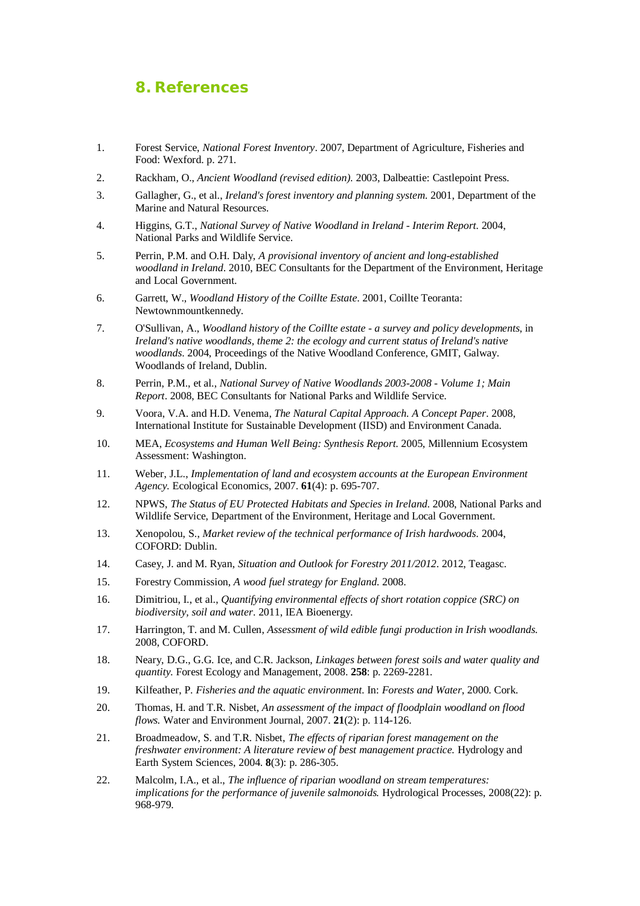## 8. References

1. Forest Service, *National Forest Inventory*. 2007, Department of Agriculture, Fisheries and Food: Wexford. p. 271.
2. Rackham, O., *Ancient Woodland (revised edition)*. 2003, Dalbeattie: Castlepoint Press.
3. Gallagher, G., et al., *Ireland's forest inventory and planning system.* 2001, Department of the Marine and Natural Resources.
4. Higgins, G.T., *National Survey of Native Woodland in Ireland - Interim Report.* 2004, National Parks and Wildlife Service.
5. Perrin, P.M. and O.H. Daly, *A provisional inventory of ancient and long-established woodland in Ireland*. 2010, BEC Consultants for the Department of the Environment, Heritage and Local Government.
6. Garrett, W., *Woodland History of the Coillte Estate*. 2001, Coillte Teoranta: Newtownmountkennedy.
7. O'Sullivan, A., *Woodland history of the Coillte estate - a survey and policy developments*, in *Ireland's native woodlands, theme 2: the ecology and current status of Ireland's native woodlands*. 2004, Proceedings of the Native Woodland Conference, GMIT, Galway. Woodlands of Ireland, Dublin.
8. Perrin, P.M., et al., *National Survey of Native Woodlands 2003-2008 - Volume 1; Main Report*. 2008, BEC Consultants for National Parks and Wildlife Service.
9. Voora, V.A. and H.D. Venema, *The Natural Capital Approach. A Concept Paper*. 2008, International Institute for Sustainable Development (IISD) and Environment Canada.
10. MEA, *Ecosystems and Human Well Being: Synthesis Report*. 2005, Millennium Ecosystem Assessment: Washington.
11. Weber, J.L., *Implementation of land and ecosystem accounts at the European Environment Agency.* Ecological Economics, 2007. **61**(4): p. 695-707.
12. NPWS, *The Status of EU Protected Habitats and Species in Ireland*. 2008, National Parks and Wildlife Service, Department of the Environment, Heritage and Local Government.
13. Xenopolou, S., *Market review of the technical performance of Irish hardwoods.* 2004, COFORD: Dublin.
14. Casey, J. and M. Ryan, *Situation and Outlook for Forestry 2011/2012*. 2012, Teagasc.
15. Forestry Commission, *A wood fuel strategy for England*. 2008.
16. Dimitriou, I., et al., *Quantifying environmental effects of short rotation coppice (SRC) on biodiversity, soil and water*. 2011, IEA Bioenergy.
17. Harrington, T. and M. Cullen, *Assessment of wild edible fungi production in Irish woodlands.* 2008, COFORD.
18. Neary, D.G., G.G. Ice, and C.R. Jackson, *Linkages between forest soils and water quality and quantity.* Forest Ecology and Management, 2008. **258**: p. 2269-2281.
19. Kilfeather, P. *Fisheries and the aquatic environment.* In: *Forests and Water*, 2000. Cork.
20. Thomas, H. and T.R. Nisbet, *An assessment of the impact of floodplain woodland on flood flows.* Water and Environment Journal, 2007. **21**(2): p. 114-126.
21. Broadmeadow, S. and T.R. Nisbet, *The effects of riparian forest management on the freshwater environment: A literature review of best management practice.* Hydrology and Earth System Sciences, 2004. **8**(3): p. 286-305.
22. Malcolm, I.A., et al., *The influence of riparian woodland on stream temperatures: implications for the performance of juvenile salmonoids.* Hydrological Processes, 2008(22): p. 968-979.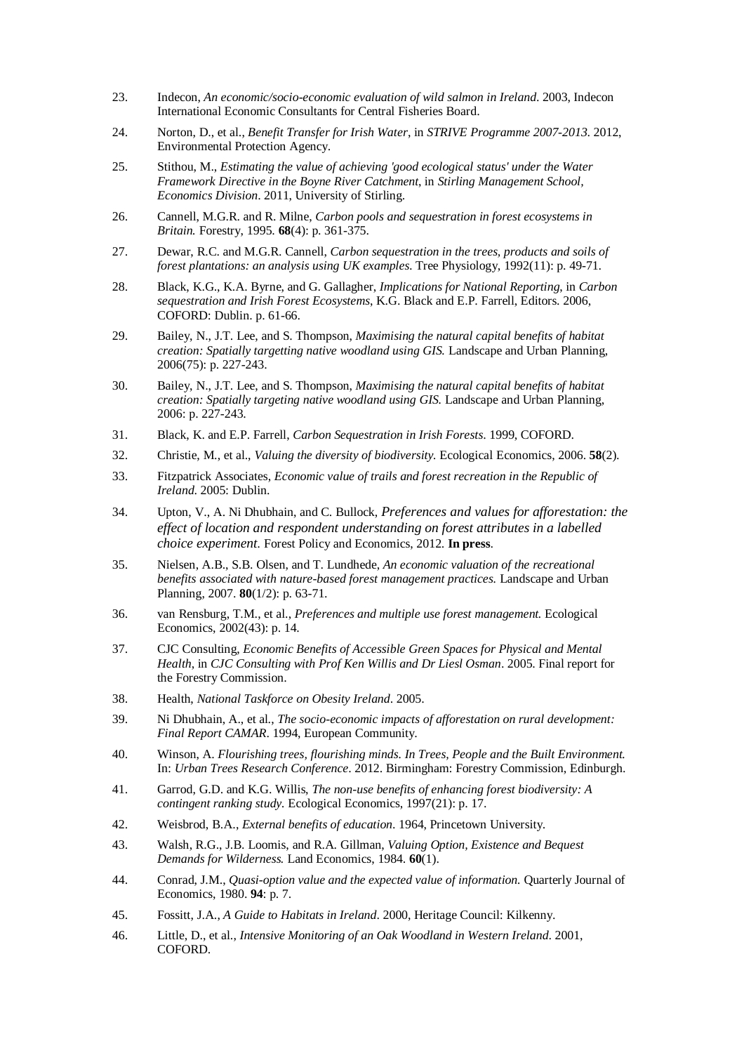23. Indecon, *An economic/socio-economic evaluation of wild salmon in Ireland*. 2003, Indecon International Economic Consultants for Central Fisheries Board.

24. Norton, D., et al., *Benefit Transfer for Irish Water*, in *STRIVE Programme 2007-2013*. 2012, Environmental Protection Agency.

25. Stithou, M., *Estimating the value of achieving 'good ecological status' under the Water Framework Directive in the Boyne River Catchment*, in *Stirling Management School, Economics Division*. 2011, University of Stirling.

26. Cannell, M.G.R. and R. Milne, *Carbon pools and sequestration in forest ecosystems in Britain.* Forestry, 1995. **68**(4): p. 361-375.

27. Dewar, R.C. and M.G.R. Cannell, *Carbon sequestration in the trees, products and soils of forest plantations: an analysis using UK examples.* Tree Physiology, 1992(11): p. 49-71.

28. Black, K.G., K.A. Byrne, and G. Gallagher, *Implications for National Reporting*, in *Carbon sequestration and Irish Forest Ecosystems*, K.G. Black and E.P. Farrell, Editors. 2006, COFORD: Dublin. p. 61-66.

29. Bailey, N., J.T. Lee, and S. Thompson, *Maximising the natural capital benefits of habitat creation: Spatially targetting native woodland using GIS.* Landscape and Urban Planning, 2006(75): p. 227-243.

30. Bailey, N., J.T. Lee, and S. Thompson, *Maximising the natural capital benefits of habitat creation: Spatially targeting native woodland using GIS.* Landscape and Urban Planning, 2006: p. 227-243.

31. Black, K. and E.P. Farrell, *Carbon Sequestration in Irish Forests*. 1999, COFORD.

32. Christie, M., et al., *Valuing the diversity of biodiversity.* Ecological Economics, 2006. **58**(2).

33. Fitzpatrick Associates, *Economic value of trails and forest recreation in the Republic of Ireland*. 2005: Dublin.

34. Upton, V., A. Ni Dhubhain, and C. Bullock, *Preferences and values for afforestation: the effect of location and respondent understanding on forest attributes in a labelled choice experiment.* Forest Policy and Economics, 2012. **In press**.

35. Nielsen, A.B., S.B. Olsen, and T. Lundhede, *An economic valuation of the recreational benefits associated with nature-based forest management practices.* Landscape and Urban Planning, 2007. **80**(1/2): p. 63-71.

36. van Rensburg, T.M., et al., *Preferences and multiple use forest management.* Ecological Economics, 2002(43): p. 14.

37. CJC Consulting, *Economic Benefits of Accessible Green Spaces for Physical and Mental Health*, in *CJC Consulting with Prof Ken Willis and Dr Liesl Osman*. 2005. Final report for the Forestry Commission.

38. Health, *National Taskforce on Obesity Ireland*. 2005.

39. Ni Dhubhain, A., et al., *The socio-economic impacts of afforestation on rural development: Final Report CAMAR*. 1994, European Community.

40. Winson, A. *Flourishing trees, flourishing minds. In Trees, People and the Built Environment.* In: *Urban Trees Research Conference*. 2012. Birmingham: Forestry Commission, Edinburgh.

41. Garrod, G.D. and K.G. Willis, *The non-use benefits of enhancing forest biodiversity: A contingent ranking study.* Ecological Economics, 1997(21): p. 17.

42. Weisbrod, B.A., *External benefits of education*. 1964, Princetown University.

43. Walsh, R.G., J.B. Loomis, and R.A. Gillman, *Valuing Option, Existence and Bequest Demands for Wilderness.* Land Economics, 1984. **60**(1).

44. Conrad, J.M., *Quasi-option value and the expected value of information.* Quarterly Journal of Economics, 1980. **94**: p. 7.

45. Fossitt, J.A., *A Guide to Habitats in Ireland*. 2000, Heritage Council: Kilkenny.

46. Little, D., et al., *Intensive Monitoring of an Oak Woodland in Western Ireland*. 2001, COFORD.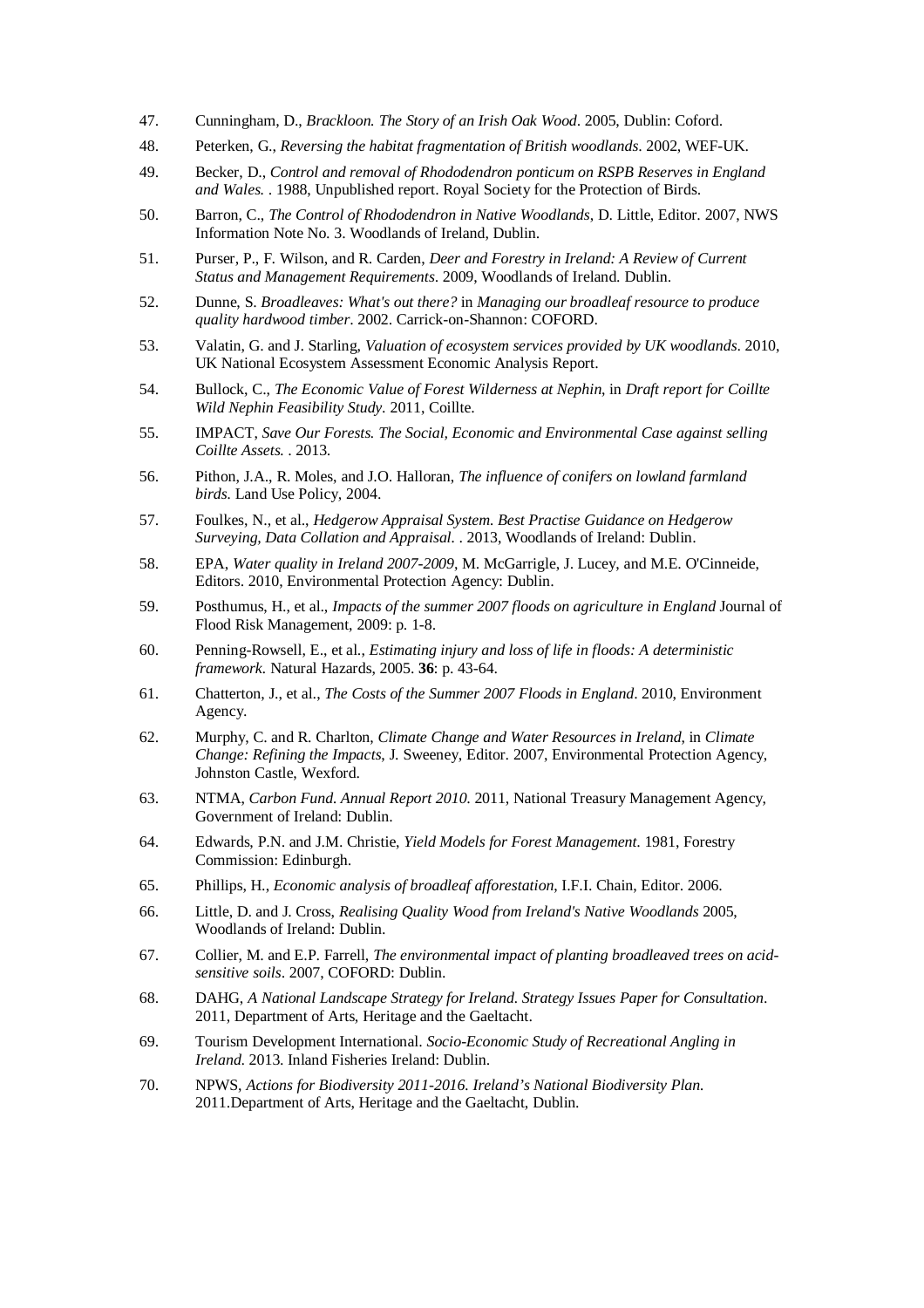47. Cunningham, D., *Brackloon. The Story of an Irish Oak Wood*. 2005, Dublin: Coford.

48. Peterken, G., *Reversing the habitat fragmentation of British woodlands*. 2002, WEF-UK.

49. Becker, D., *Control and removal of Rhododendron ponticum on RSPB Reserves in England and Wales*. . 1988, Unpublished report. Royal Society for the Protection of Birds.

50. Barron, C., *The Control of Rhododendron in Native Woodlands*, D. Little, Editor. 2007, NWS Information Note No. 3. Woodlands of Ireland, Dublin.

51. Purser, P., F. Wilson, and R. Carden, *Deer and Forestry in Ireland: A Review of Current Status and Management Requirements*. 2009, Woodlands of Ireland. Dublin.

52. Dunne, S. *Broadleaves: What's out there?* in *Managing our broadleaf resource to produce quality hardwood timber*. 2002. Carrick-on-Shannon: COFORD.

53. Valatin, G. and J. Starling, *Valuation of ecosystem services provided by UK woodlands*. 2010, UK National Ecosystem Assessment Economic Analysis Report.

54. Bullock, C., *The Economic Value of Forest Wilderness at Nephin*, in *Draft report for Coillte Wild Nephin Feasibility Study*. 2011, Coillte.

55. IMPACT, *Save Our Forests. The Social, Economic and Environmental Case against selling Coillte Assets*. . 2013.

56. Pithon, J.A., R. Moles, and J.O. Halloran, *The influence of conifers on lowland farmland birds*. Land Use Policy, 2004.

57. Foulkes, N., et al., *Hedgerow Appraisal System. Best Practise Guidance on Hedgerow Surveying, Data Collation and Appraisal*. . 2013, Woodlands of Ireland: Dublin.

58. EPA, *Water quality in Ireland 2007-2009*, M. McGarrigle, J. Lucey, and M.E. O'Cinneide, Editors. 2010, Environmental Protection Agency: Dublin.

59. Posthumus, H., et al., *Impacts of the summer 2007 floods on agriculture in England* Journal of Flood Risk Management, 2009: p. 1-8.

60. Penning-Rowsell, E., et al., *Estimating injury and loss of life in floods: A deterministic framework*. Natural Hazards, 2005. **36**: p. 43-64.

61. Chatterton, J., et al., *The Costs of the Summer 2007 Floods in England*. 2010, Environment Agency.

62. Murphy, C. and R. Charlton, *Climate Change and Water Resources in Ireland*, in *Climate Change: Refining the Impacts*, J. Sweeney, Editor. 2007, Environmental Protection Agency, Johnston Castle, Wexford.

63. NTMA, *Carbon Fund. Annual Report 2010*. 2011, National Treasury Management Agency, Government of Ireland: Dublin.

64. Edwards, P.N. and J.M. Christie, *Yield Models for Forest Management*. 1981, Forestry Commission: Edinburgh.

65. Phillips, H., *Economic analysis of broadleaf afforestation*, I.F.I. Chain, Editor. 2006.

66. Little, D. and J. Cross, *Realising Quality Wood from Ireland's Native Woodlands* 2005, Woodlands of Ireland: Dublin.

67. Collier, M. and E.P. Farrell, *The environmental impact of planting broadleaved trees on acid-sensitive soils*. 2007, COFORD: Dublin.

68. DAHG, *A National Landscape Strategy for Ireland. Strategy Issues Paper for Consultation*. 2011, Department of Arts, Heritage and the Gaeltacht.

69. Tourism Development International. *Socio-Economic Study of Recreational Angling in Ireland*. 2013. Inland Fisheries Ireland: Dublin.

70. NPWS, *Actions for Biodiversity 2011-2016. Ireland's National Biodiversity Plan*. 2011.Department of Arts, Heritage and the Gaeltacht, Dublin.